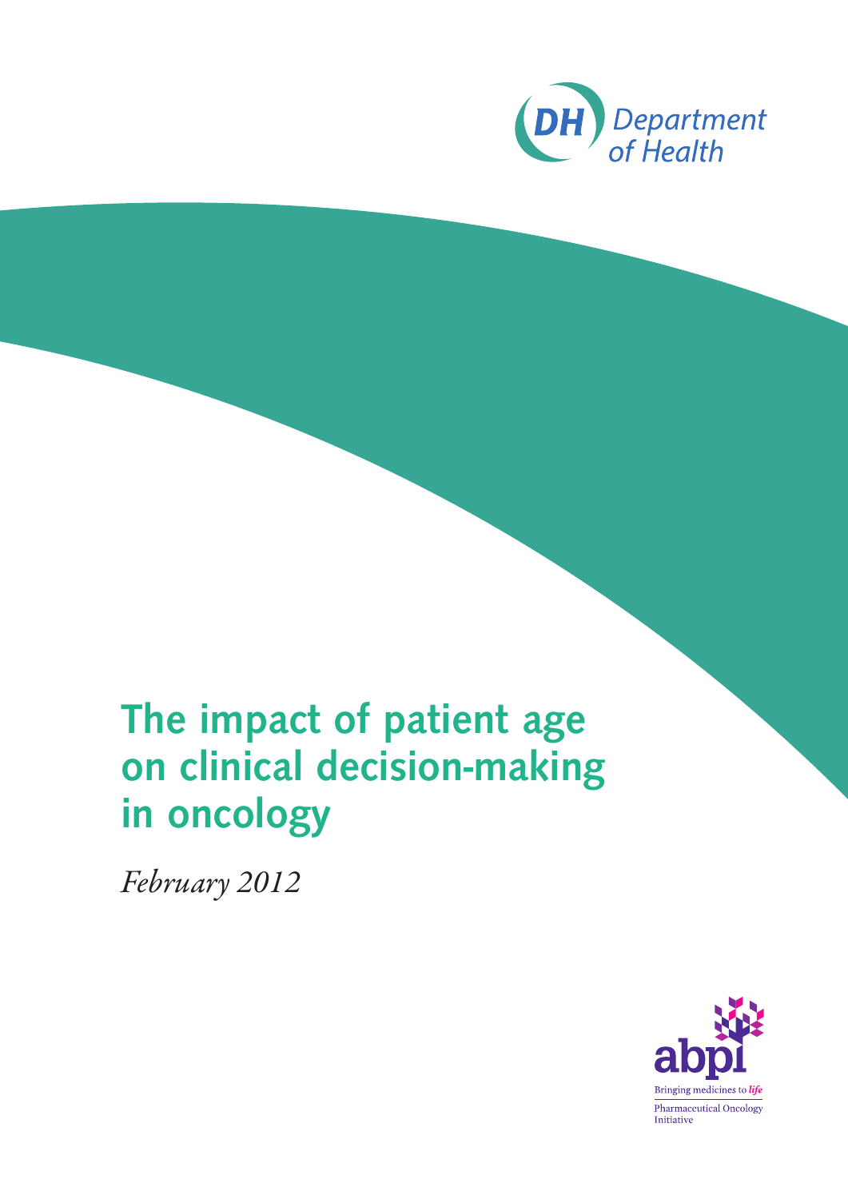Department of Health

# The impact of patient age on clinical decision-making in oncology

*February 2012*

abpi

Bringing medicines to *life*

Pharmaceutical Oncology Initiative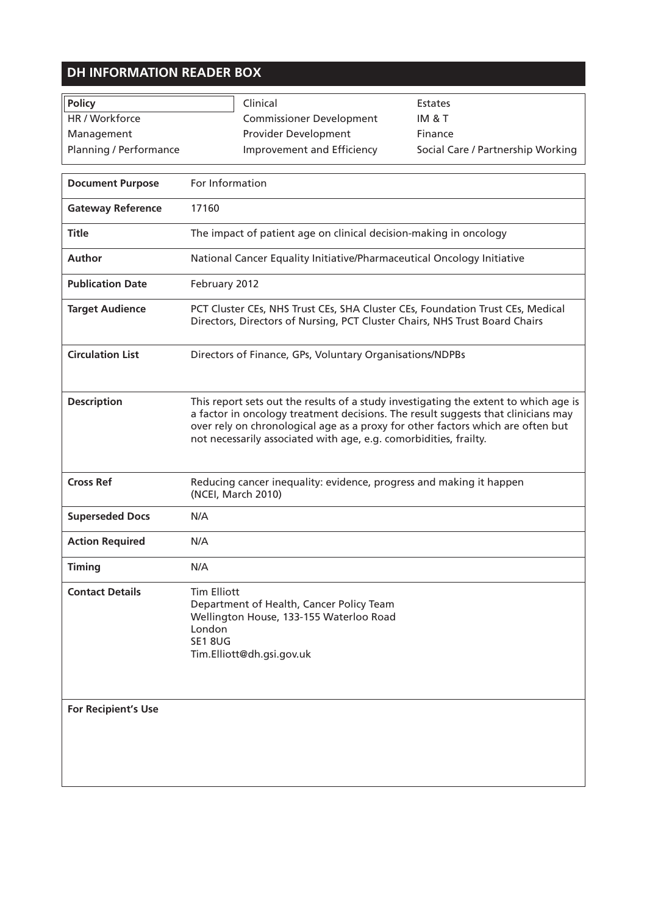## DH INFORMATION READER BOX

| **Policy** | Clinical | Estates |
|---|---|---|
| HR / Workforce | Commissioner Development | IM & T |
| Management | Provider Development | Finance |
| Planning / Performance | Improvement and Efficiency | Social Care / Partnership Working |

| | |
|---|---|
| **Document Purpose** | For Information |
| **Gateway Reference** | 17160 |
| **Title** | The impact of patient age on clinical decision-making in oncology |
| **Author** | National Cancer Equality Initiative/Pharmaceutical Oncology Initiative |
| **Publication Date** | February 2012 |
| **Target Audience** | PCT Cluster CEs, NHS Trust CEs, SHA Cluster CEs, Foundation Trust CEs, Medical Directors, Directors of Nursing, PCT Cluster Chairs, NHS Trust Board Chairs |
| **Circulation List** | Directors of Finance, GPs, Voluntary Organisations/NDPBs |
| **Description** | This report sets out the results of a study investigating the extent to which age is a factor in oncology treatment decisions. The result suggests that clinicians may over rely on chronological age as a proxy for other factors which are often but not necessarily associated with age, e.g. comorbidities, frailty. |
| **Cross Ref** | Reducing cancer inequality: evidence, progress and making it happen (NCEI, March 2010) |
| **Superseded Docs** | N/A |
| **Action Required** | N/A |
| **Timing** | N/A |
| **Contact Details** | Tim Elliott<br>Department of Health, Cancer Policy Team<br>Wellington House, 133-155 Waterloo Road<br>London<br>SE1 8UG<br>Tim.Elliott@dh.gsi.gov.uk |
| **For Recipient's Use** | |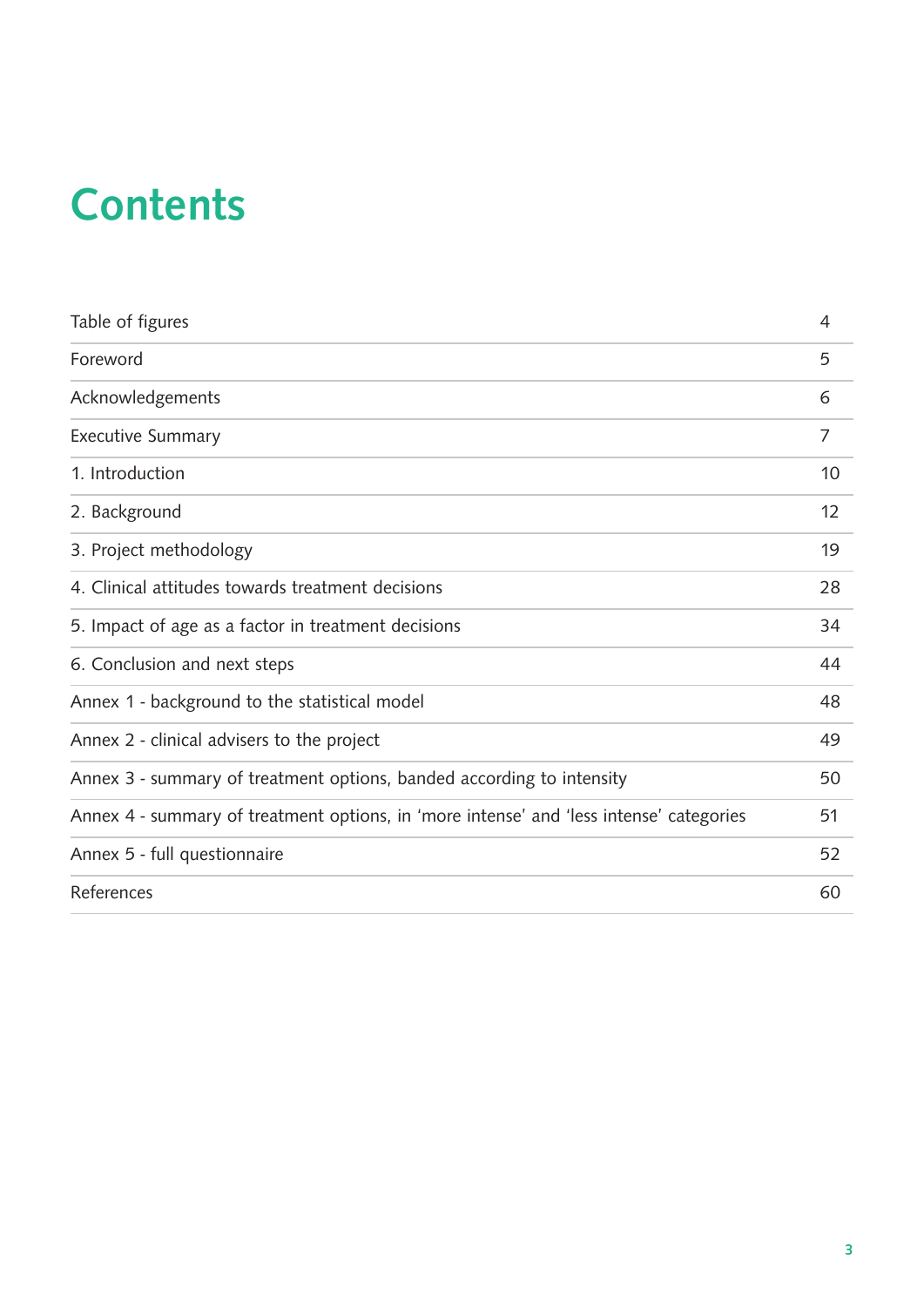# Contents

| | |
|---|---|
| Table of figures | 4 |
| Foreword | 5 |
| Acknowledgements | 6 |
| Executive Summary | 7 |
| 1. Introduction | 10 |
| 2. Background | 12 |
| 3. Project methodology | 19 |
| 4. Clinical attitudes towards treatment decisions | 28 |
| 5. Impact of age as a factor in treatment decisions | 34 |
| 6. Conclusion and next steps | 44 |
| Annex 1 - background to the statistical model | 48 |
| Annex 2 - clinical advisers to the project | 49 |
| Annex 3 - summary of treatment options, banded according to intensity | 50 |
| Annex 4 - summary of treatment options, in 'more intense' and 'less intense' categories | 51 |
| Annex 5 - full questionnaire | 52 |
| References | 60 |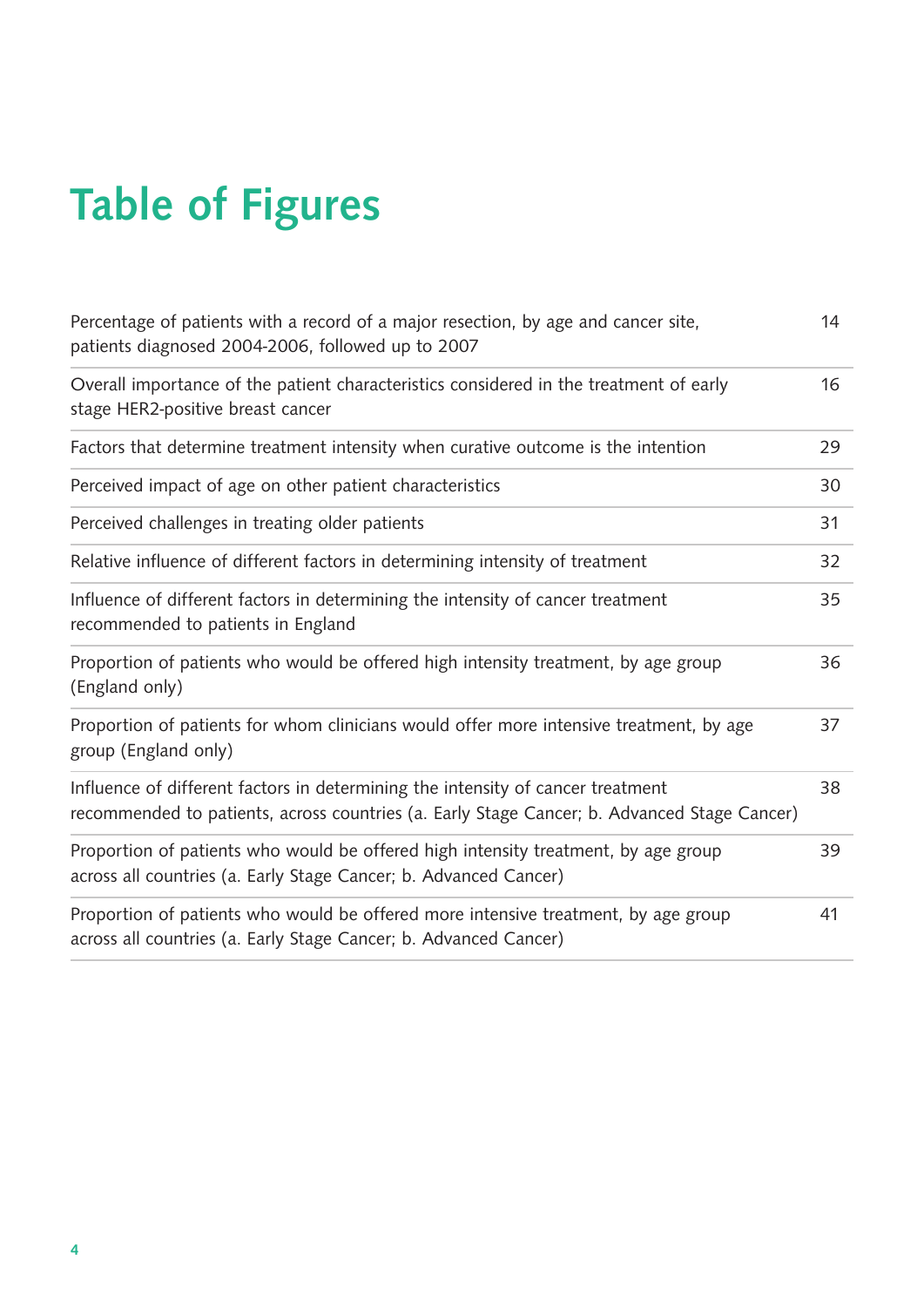# Table of Figures

| | |
|---|---|
| Percentage of patients with a record of a major resection, by age and cancer site, patients diagnosed 2004-2006, followed up to 2007 | 14 |
| Overall importance of the patient characteristics considered in the treatment of early stage HER2-positive breast cancer | 16 |
| Factors that determine treatment intensity when curative outcome is the intention | 29 |
| Perceived impact of age on other patient characteristics | 30 |
| Perceived challenges in treating older patients | 31 |
| Relative influence of different factors in determining intensity of treatment | 32 |
| Influence of different factors in determining the intensity of cancer treatment recommended to patients in England | 35 |
| Proportion of patients who would be offered high intensity treatment, by age group (England only) | 36 |
| Proportion of patients for whom clinicians would offer more intensive treatment, by age group (England only) | 37 |
| Influence of different factors in determining the intensity of cancer treatment recommended to patients, across countries (a. Early Stage Cancer; b. Advanced Stage Cancer) | 38 |
| Proportion of patients who would be offered high intensity treatment, by age group across all countries (a. Early Stage Cancer; b. Advanced Cancer) | 39 |
| Proportion of patients who would be offered more intensive treatment, by age group across all countries (a. Early Stage Cancer; b. Advanced Cancer) | 41 |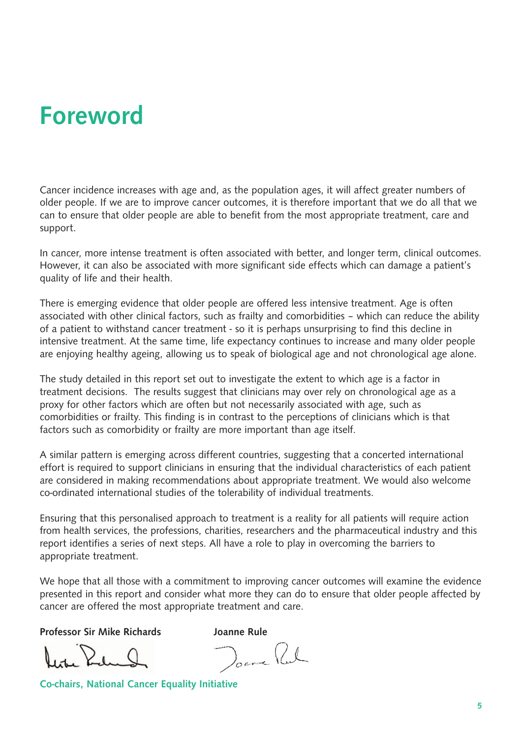# Foreword

Cancer incidence increases with age and, as the population ages, it will affect greater numbers of older people. If we are to improve cancer outcomes, it is therefore important that we do all that we can to ensure that older people are able to benefit from the most appropriate treatment, care and support.

In cancer, more intense treatment is often associated with better, and longer term, clinical outcomes. However, it can also be associated with more significant side effects which can damage a patient's quality of life and their health.

There is emerging evidence that older people are offered less intensive treatment. Age is often associated with other clinical factors, such as frailty and comorbidities – which can reduce the ability of a patient to withstand cancer treatment - so it is perhaps unsurprising to find this decline in intensive treatment. At the same time, life expectancy continues to increase and many older people are enjoying healthy ageing, allowing us to speak of biological age and not chronological age alone.

The study detailed in this report set out to investigate the extent to which age is a factor in treatment decisions. The results suggest that clinicians may over rely on chronological age as a proxy for other factors which are often but not necessarily associated with age, such as comorbidities or frailty. This finding is in contrast to the perceptions of clinicians which is that factors such as comorbidity or frailty are more important than age itself.

A similar pattern is emerging across different countries, suggesting that a concerted international effort is required to support clinicians in ensuring that the individual characteristics of each patient are considered in making recommendations about appropriate treatment. We would also welcome co-ordinated international studies of the tolerability of individual treatments.

Ensuring that this personalised approach to treatment is a reality for all patients will require action from health services, the professions, charities, researchers and the pharmaceutical industry and this report identifies a series of next steps. All have a role to play in overcoming the barriers to appropriate treatment.

We hope that all those with a commitment to improving cancer outcomes will examine the evidence presented in this report and consider what more they can do to ensure that older people affected by cancer are offered the most appropriate treatment and care.

**Professor Sir Mike Richards** **Joanne Rule**

**Co-chairs, National Cancer Equality Initiative**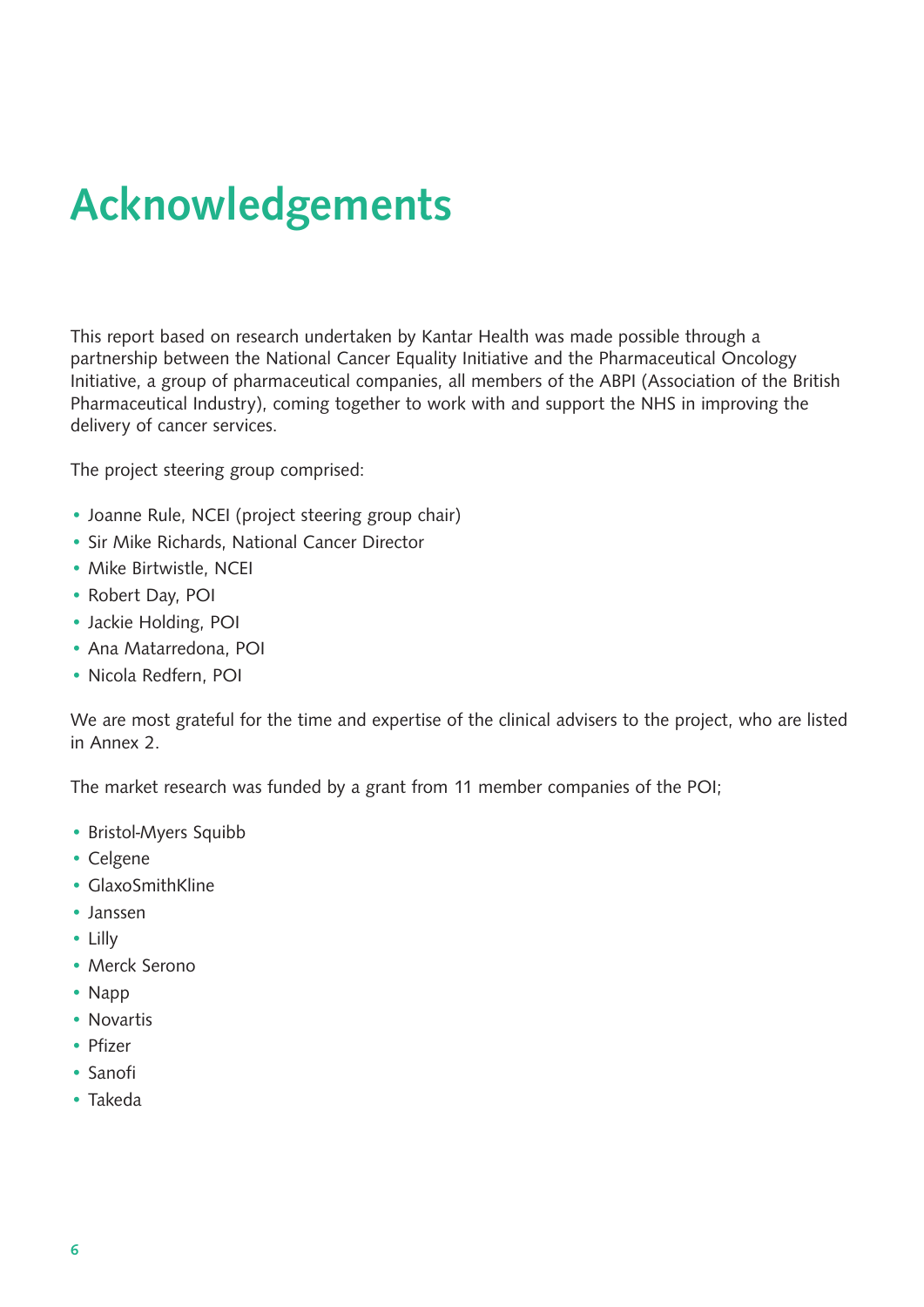# Acknowledgements

This report based on research undertaken by Kantar Health was made possible through a partnership between the National Cancer Equality Initiative and the Pharmaceutical Oncology Initiative, a group of pharmaceutical companies, all members of the ABPI (Association of the British Pharmaceutical Industry), coming together to work with and support the NHS in improving the delivery of cancer services.

The project steering group comprised:

- Joanne Rule, NCEI (project steering group chair)
- Sir Mike Richards, National Cancer Director
- Mike Birtwistle, NCEI
- Robert Day, POI
- Jackie Holding, POI
- Ana Matarredona, POI
- Nicola Redfern, POI

We are most grateful for the time and expertise of the clinical advisers to the project, who are listed in Annex 2.

The market research was funded by a grant from 11 member companies of the POI;

- Bristol-Myers Squibb
- Celgene
- GlaxoSmithKline
- Janssen
- Lilly
- Merck Serono
- Napp
- Novartis
- Pfizer
- Sanofi
- Takeda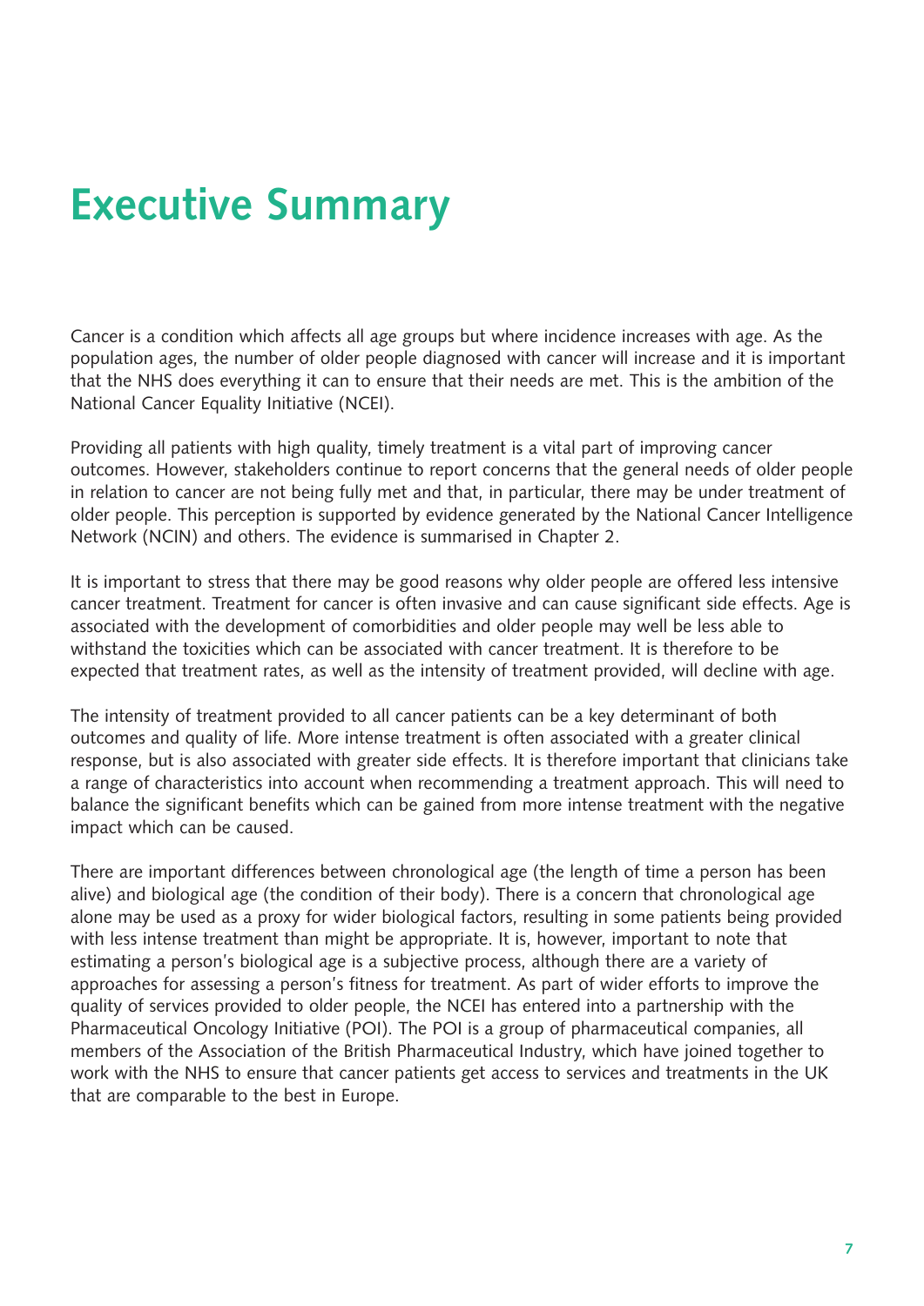# Executive Summary

Cancer is a condition which affects all age groups but where incidence increases with age. As the population ages, the number of older people diagnosed with cancer will increase and it is important that the NHS does everything it can to ensure that their needs are met. This is the ambition of the National Cancer Equality Initiative (NCEI).

Providing all patients with high quality, timely treatment is a vital part of improving cancer outcomes. However, stakeholders continue to report concerns that the general needs of older people in relation to cancer are not being fully met and that, in particular, there may be under treatment of older people. This perception is supported by evidence generated by the National Cancer Intelligence Network (NCIN) and others. The evidence is summarised in Chapter 2.

It is important to stress that there may be good reasons why older people are offered less intensive cancer treatment. Treatment for cancer is often invasive and can cause significant side effects. Age is associated with the development of comorbidities and older people may well be less able to withstand the toxicities which can be associated with cancer treatment. It is therefore to be expected that treatment rates, as well as the intensity of treatment provided, will decline with age.

The intensity of treatment provided to all cancer patients can be a key determinant of both outcomes and quality of life. More intense treatment is often associated with a greater clinical response, but is also associated with greater side effects. It is therefore important that clinicians take a range of characteristics into account when recommending a treatment approach. This will need to balance the significant benefits which can be gained from more intense treatment with the negative impact which can be caused.

There are important differences between chronological age (the length of time a person has been alive) and biological age (the condition of their body). There is a concern that chronological age alone may be used as a proxy for wider biological factors, resulting in some patients being provided with less intense treatment than might be appropriate. It is, however, important to note that estimating a person's biological age is a subjective process, although there are a variety of approaches for assessing a person's fitness for treatment. As part of wider efforts to improve the quality of services provided to older people, the NCEI has entered into a partnership with the Pharmaceutical Oncology Initiative (POI). The POI is a group of pharmaceutical companies, all members of the Association of the British Pharmaceutical Industry, which have joined together to work with the NHS to ensure that cancer patients get access to services and treatments in the UK that are comparable to the best in Europe.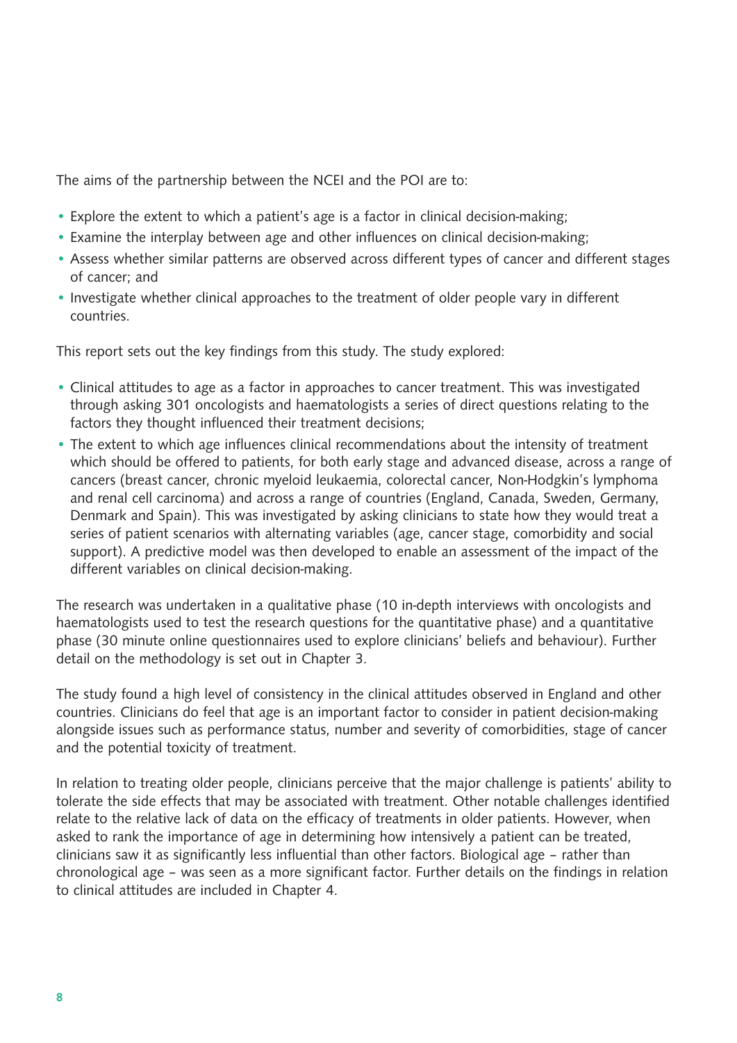The aims of the partnership between the NCEI and the POI are to:

- Explore the extent to which a patient's age is a factor in clinical decision-making;
- Examine the interplay between age and other influences on clinical decision-making;
- Assess whether similar patterns are observed across different types of cancer and different stages of cancer; and
- Investigate whether clinical approaches to the treatment of older people vary in different countries.

This report sets out the key findings from this study. The study explored:

- Clinical attitudes to age as a factor in approaches to cancer treatment. This was investigated through asking 301 oncologists and haematologists a series of direct questions relating to the factors they thought influenced their treatment decisions;
- The extent to which age influences clinical recommendations about the intensity of treatment which should be offered to patients, for both early stage and advanced disease, across a range of cancers (breast cancer, chronic myeloid leukaemia, colorectal cancer, Non-Hodgkin's lymphoma and renal cell carcinoma) and across a range of countries (England, Canada, Sweden, Germany, Denmark and Spain). This was investigated by asking clinicians to state how they would treat a series of patient scenarios with alternating variables (age, cancer stage, comorbidity and social support). A predictive model was then developed to enable an assessment of the impact of the different variables on clinical decision-making.

The research was undertaken in a qualitative phase (10 in-depth interviews with oncologists and haematologists used to test the research questions for the quantitative phase) and a quantitative phase (30 minute online questionnaires used to explore clinicians' beliefs and behaviour). Further detail on the methodology is set out in Chapter 3.

The study found a high level of consistency in the clinical attitudes observed in England and other countries. Clinicians do feel that age is an important factor to consider in patient decision-making alongside issues such as performance status, number and severity of comorbidities, stage of cancer and the potential toxicity of treatment.

In relation to treating older people, clinicians perceive that the major challenge is patients' ability to tolerate the side effects that may be associated with treatment. Other notable challenges identified relate to the relative lack of data on the efficacy of treatments in older patients. However, when asked to rank the importance of age in determining how intensively a patient can be treated, clinicians saw it as significantly less influential than other factors. Biological age – rather than chronological age – was seen as a more significant factor. Further details on the findings in relation to clinical attitudes are included in Chapter 4.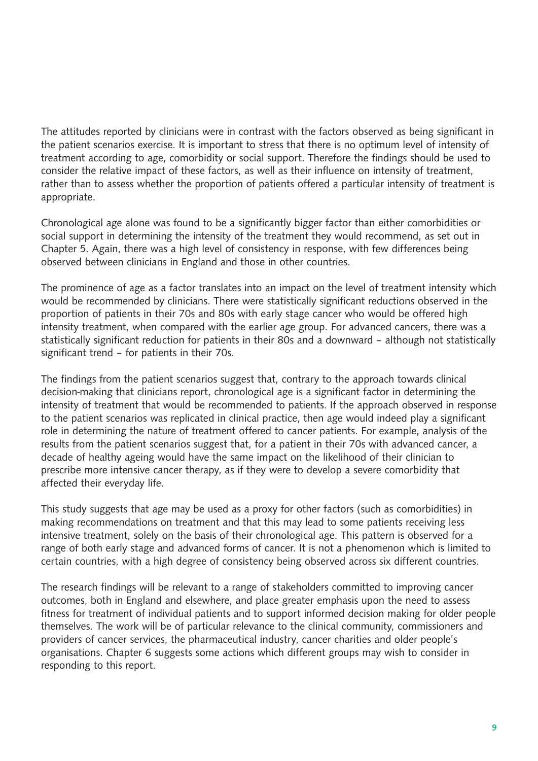The attitudes reported by clinicians were in contrast with the factors observed as being significant in the patient scenarios exercise. It is important to stress that there is no optimum level of intensity of treatment according to age, comorbidity or social support. Therefore the findings should be used to consider the relative impact of these factors, as well as their influence on intensity of treatment, rather than to assess whether the proportion of patients offered a particular intensity of treatment is appropriate.

Chronological age alone was found to be a significantly bigger factor than either comorbidities or social support in determining the intensity of the treatment they would recommend, as set out in Chapter 5. Again, there was a high level of consistency in response, with few differences being observed between clinicians in England and those in other countries.

The prominence of age as a factor translates into an impact on the level of treatment intensity which would be recommended by clinicians. There were statistically significant reductions observed in the proportion of patients in their 70s and 80s with early stage cancer who would be offered high intensity treatment, when compared with the earlier age group. For advanced cancers, there was a statistically significant reduction for patients in their 80s and a downward – although not statistically significant trend – for patients in their 70s.

The findings from the patient scenarios suggest that, contrary to the approach towards clinical decision-making that clinicians report, chronological age is a significant factor in determining the intensity of treatment that would be recommended to patients. If the approach observed in response to the patient scenarios was replicated in clinical practice, then age would indeed play a significant role in determining the nature of treatment offered to cancer patients. For example, analysis of the results from the patient scenarios suggest that, for a patient in their 70s with advanced cancer, a decade of healthy ageing would have the same impact on the likelihood of their clinician to prescribe more intensive cancer therapy, as if they were to develop a severe comorbidity that affected their everyday life.

This study suggests that age may be used as a proxy for other factors (such as comorbidities) in making recommendations on treatment and that this may lead to some patients receiving less intensive treatment, solely on the basis of their chronological age. This pattern is observed for a range of both early stage and advanced forms of cancer. It is not a phenomenon which is limited to certain countries, with a high degree of consistency being observed across six different countries.

The research findings will be relevant to a range of stakeholders committed to improving cancer outcomes, both in England and elsewhere, and place greater emphasis upon the need to assess fitness for treatment of individual patients and to support informed decision making for older people themselves. The work will be of particular relevance to the clinical community, commissioners and providers of cancer services, the pharmaceutical industry, cancer charities and older people's organisations. Chapter 6 suggests some actions which different groups may wish to consider in responding to this report.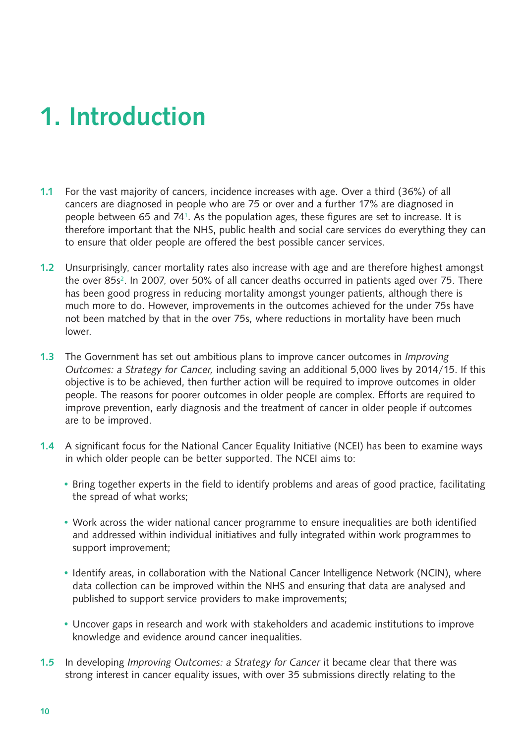# 1. Introduction

**1.1** For the vast majority of cancers, incidence increases with age. Over a third (36%) of all cancers are diagnosed in people who are 75 or over and a further 17% are diagnosed in people between 65 and 74[1]. As the population ages, these figures are set to increase. It is therefore important that the NHS, public health and social care services do everything they can to ensure that older people are offered the best possible cancer services.

**1.2** Unsurprisingly, cancer mortality rates also increase with age and are therefore highest amongst the over 85s[2]. In 2007, over 50% of all cancer deaths occurred in patients aged over 75. There has been good progress in reducing mortality amongst younger patients, although there is much more to do. However, improvements in the outcomes achieved for the under 75s have not been matched by that in the over 75s, where reductions in mortality have been much lower.

**1.3** The Government has set out ambitious plans to improve cancer outcomes in *Improving Outcomes: a Strategy for Cancer,* including saving an additional 5,000 lives by 2014/15. If this objective is to be achieved, then further action will be required to improve outcomes in older people. The reasons for poorer outcomes in older people are complex. Efforts are required to improve prevention, early diagnosis and the treatment of cancer in older people if outcomes are to be improved.

**1.4** A significant focus for the National Cancer Equality Initiative (NCEI) has been to examine ways in which older people can be better supported. The NCEI aims to:

- Bring together experts in the field to identify problems and areas of good practice, facilitating the spread of what works;
- Work across the wider national cancer programme to ensure inequalities are both identified and addressed within individual initiatives and fully integrated within work programmes to support improvement;
- Identify areas, in collaboration with the National Cancer Intelligence Network (NCIN), where data collection can be improved within the NHS and ensuring that data are analysed and published to support service providers to make improvements;
- Uncover gaps in research and work with stakeholders and academic institutions to improve knowledge and evidence around cancer inequalities.

**1.5** In developing *Improving Outcomes: a Strategy for Cancer* it became clear that there was strong interest in cancer equality issues, with over 35 submissions directly relating to the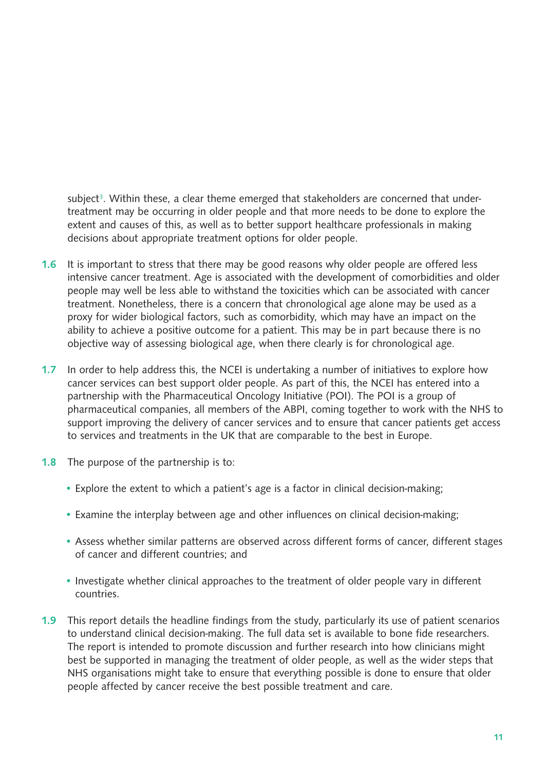subject[3]. Within these, a clear theme emerged that stakeholders are concerned that under-treatment may be occurring in older people and that more needs to be done to explore the extent and causes of this, as well as to better support healthcare professionals in making decisions about appropriate treatment options for older people.

**1.6** It is important to stress that there may be good reasons why older people are offered less intensive cancer treatment. Age is associated with the development of comorbidities and older people may well be less able to withstand the toxicities which can be associated with cancer treatment. Nonetheless, there is a concern that chronological age alone may be used as a proxy for wider biological factors, such as comorbidity, which may have an impact on the ability to achieve a positive outcome for a patient. This may be in part because there is no objective way of assessing biological age, when there clearly is for chronological age.

**1.7** In order to help address this, the NCEI is undertaking a number of initiatives to explore how cancer services can best support older people. As part of this, the NCEI has entered into a partnership with the Pharmaceutical Oncology Initiative (POI). The POI is a group of pharmaceutical companies, all members of the ABPI, coming together to work with the NHS to support improving the delivery of cancer services and to ensure that cancer patients get access to services and treatments in the UK that are comparable to the best in Europe.

**1.8** The purpose of the partnership is to:

- Explore the extent to which a patient's age is a factor in clinical decision-making;
- Examine the interplay between age and other influences on clinical decision-making;
- Assess whether similar patterns are observed across different forms of cancer, different stages of cancer and different countries; and
- Investigate whether clinical approaches to the treatment of older people vary in different countries.

**1.9** This report details the headline findings from the study, particularly its use of patient scenarios to understand clinical decision-making. The full data set is available to bone fide researchers. The report is intended to promote discussion and further research into how clinicians might best be supported in managing the treatment of older people, as well as the wider steps that NHS organisations might take to ensure that everything possible is done to ensure that older people affected by cancer receive the best possible treatment and care.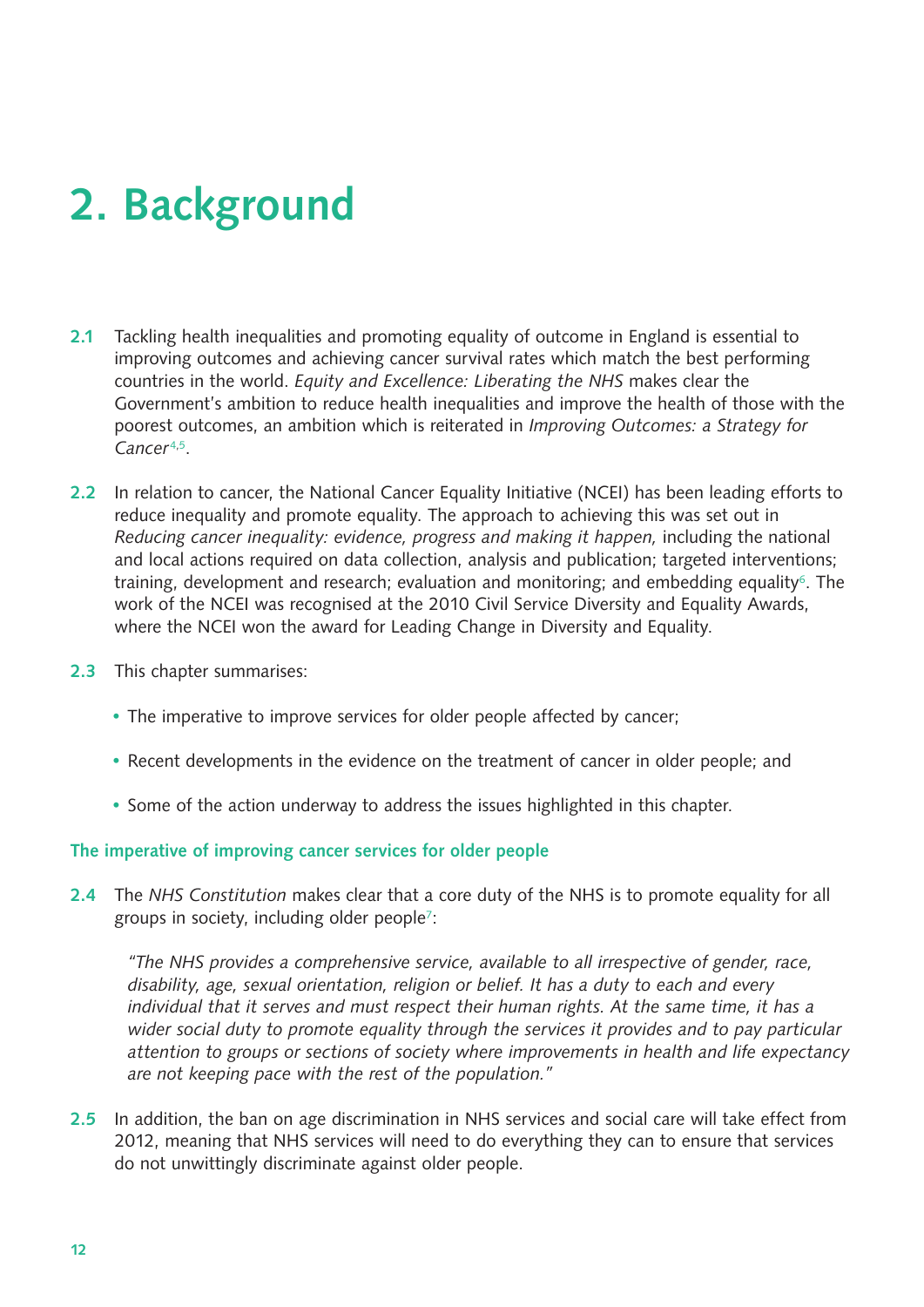# 2. Background

**2.1** Tackling health inequalities and promoting equality of outcome in England is essential to improving outcomes and achieving cancer survival rates which match the best performing countries in the world. *Equity and Excellence: Liberating the NHS* makes clear the Government's ambition to reduce health inequalities and improve the health of those with the poorest outcomes, an ambition which is reiterated in *Improving Outcomes: a Strategy for Cancer*[4,5].

**2.2** In relation to cancer, the National Cancer Equality Initiative (NCEI) has been leading efforts to reduce inequality and promote equality. The approach to achieving this was set out in *Reducing cancer inequality: evidence, progress and making it happen,* including the national and local actions required on data collection, analysis and publication; targeted interventions; training, development and research; evaluation and monitoring; and embedding equality[6]. The work of the NCEI was recognised at the 2010 Civil Service Diversity and Equality Awards, where the NCEI won the award for Leading Change in Diversity and Equality.

**2.3** This chapter summarises:

- The imperative to improve services for older people affected by cancer;
- Recent developments in the evidence on the treatment of cancer in older people; and
- Some of the action underway to address the issues highlighted in this chapter.

### The imperative of improving cancer services for older people

**2.4** The *NHS Constitution* makes clear that a core duty of the NHS is to promote equality for all groups in society, including older people[7]:

> *"The NHS provides a comprehensive service, available to all irrespective of gender, race, disability, age, sexual orientation, religion or belief. It has a duty to each and every individual that it serves and must respect their human rights. At the same time, it has a wider social duty to promote equality through the services it provides and to pay particular attention to groups or sections of society where improvements in health and life expectancy are not keeping pace with the rest of the population."*

**2.5** In addition, the ban on age discrimination in NHS services and social care will take effect from 2012, meaning that NHS services will need to do everything they can to ensure that services do not unwittingly discriminate against older people.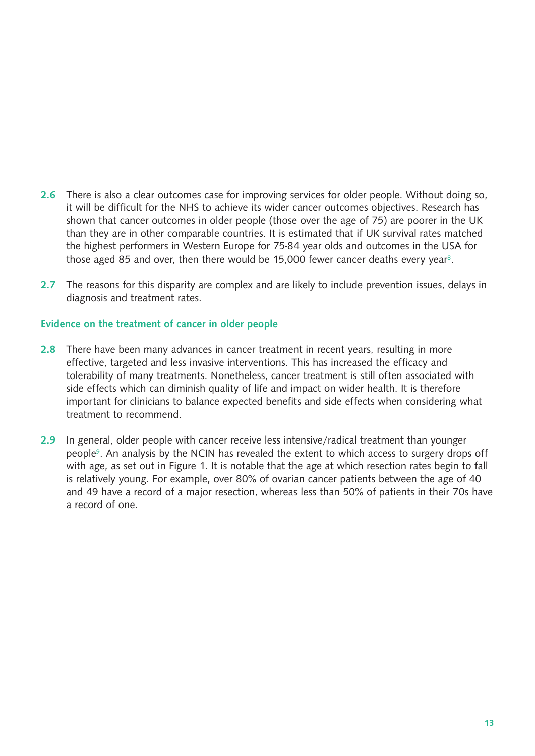**2.6** There is also a clear outcomes case for improving services for older people. Without doing so, it will be difficult for the NHS to achieve its wider cancer outcomes objectives. Research has shown that cancer outcomes in older people (those over the age of 75) are poorer in the UK than they are in other comparable countries. It is estimated that if UK survival rates matched the highest performers in Western Europe for 75-84 year olds and outcomes in the USA for those aged 85 and over, then there would be 15,000 fewer cancer deaths every year[8].

**2.7** The reasons for this disparity are complex and are likely to include prevention issues, delays in diagnosis and treatment rates.

### Evidence on the treatment of cancer in older people

**2.8** There have been many advances in cancer treatment in recent years, resulting in more effective, targeted and less invasive interventions. This has increased the efficacy and tolerability of many treatments. Nonetheless, cancer treatment is still often associated with side effects which can diminish quality of life and impact on wider health. It is therefore important for clinicians to balance expected benefits and side effects when considering what treatment to recommend.

**2.9** In general, older people with cancer receive less intensive/radical treatment than younger people[9]. An analysis by the NCIN has revealed the extent to which access to surgery drops off with age, as set out in Figure 1. It is notable that the age at which resection rates begin to fall is relatively young. For example, over 80% of ovarian cancer patients between the age of 40 and 49 have a record of a major resection, whereas less than 50% of patients in their 70s have a record of one.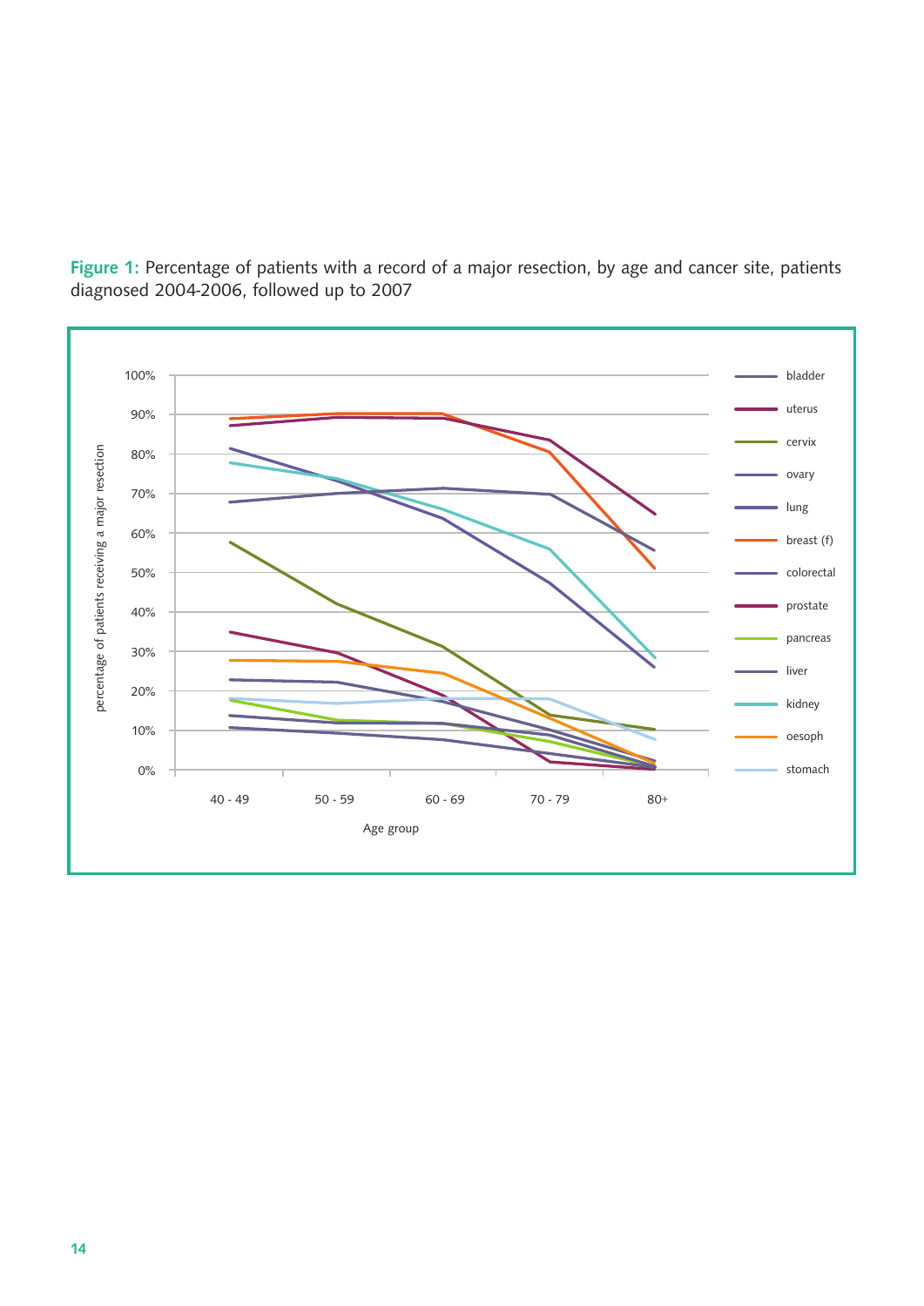**Figure 1:** Percentage of patients with a record of a major resection, by age and cancer site, patients diagnosed 2004-2006, followed up to 2007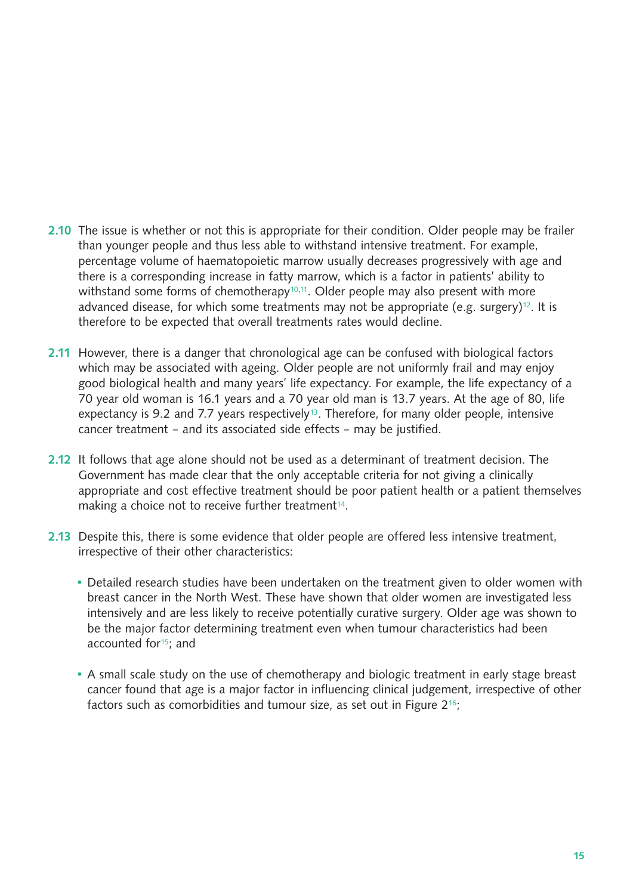**2.10** The issue is whether or not this is appropriate for their condition. Older people may be frailer than younger people and thus less able to withstand intensive treatment. For example, percentage volume of haematopoietic marrow usually decreases progressively with age and there is a corresponding increase in fatty marrow, which is a factor in patients' ability to withstand some forms of chemotherapy[10,11]. Older people may also present with more advanced disease, for which some treatments may not be appropriate (e.g. surgery)[12]. It is therefore to be expected that overall treatments rates would decline.

**2.11** However, there is a danger that chronological age can be confused with biological factors which may be associated with ageing. Older people are not uniformly frail and may enjoy good biological health and many years' life expectancy. For example, the life expectancy of a 70 year old woman is 16.1 years and a 70 year old man is 13.7 years. At the age of 80, life expectancy is 9.2 and 7.7 years respectively[13]. Therefore, for many older people, intensive cancer treatment – and its associated side effects – may be justified.

**2.12** It follows that age alone should not be used as a determinant of treatment decision. The Government has made clear that the only acceptable criteria for not giving a clinically appropriate and cost effective treatment should be poor patient health or a patient themselves making a choice not to receive further treatment[14].

**2.13** Despite this, there is some evidence that older people are offered less intensive treatment, irrespective of their other characteristics:

- Detailed research studies have been undertaken on the treatment given to older women with breast cancer in the North West. These have shown that older women are investigated less intensively and are less likely to receive potentially curative surgery. Older age was shown to be the major factor determining treatment even when tumour characteristics had been accounted for[15]; and

- A small scale study on the use of chemotherapy and biologic treatment in early stage breast cancer found that age is a major factor in influencing clinical judgement, irrespective of other factors such as comorbidities and tumour size, as set out in Figure 2[16];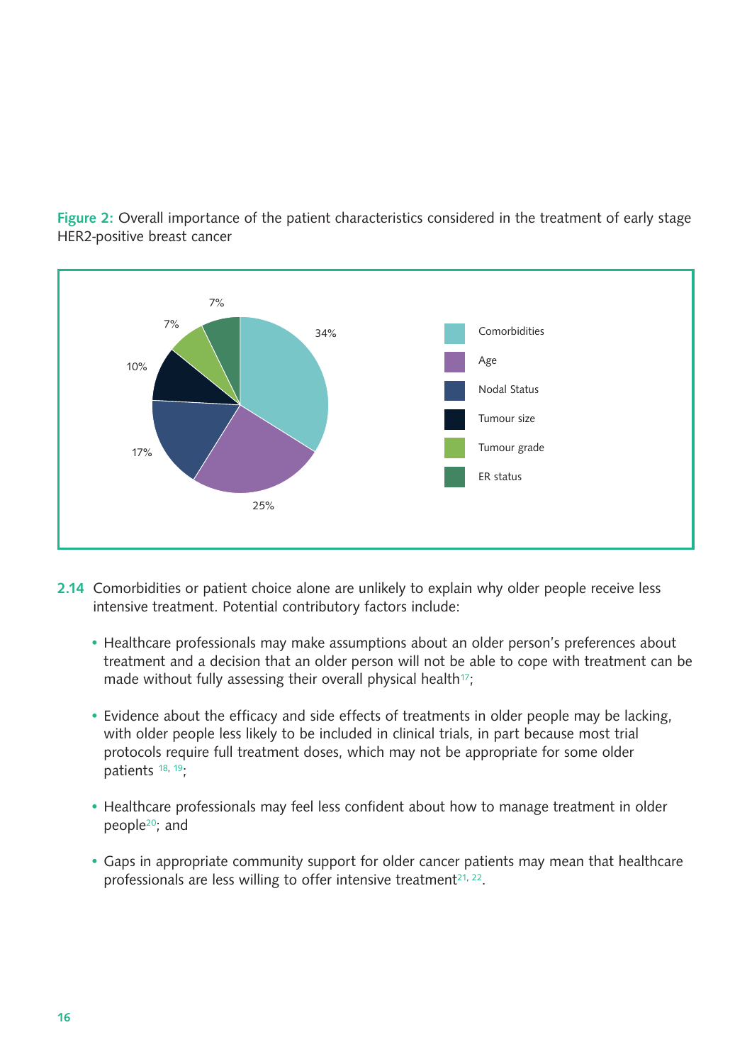**Figure 2:** Overall importance of the patient characteristics considered in the treatment of early stage HER2-positive breast cancer

| Characteristic | Importance |
|---|---|
| Comorbidities | 34% |
| Age | 25% |
| Nodal Status | 17% |
| Tumour size | 10% |
| Tumour grade | 7% |
| ER status | 7% |

**2.14** Comorbidities or patient choice alone are unlikely to explain why older people receive less intensive treatment. Potential contributory factors include:

- Healthcare professionals may make assumptions about an older person's preferences about treatment and a decision that an older person will not be able to cope with treatment can be made without fully assessing their overall physical health[17];

- Evidence about the efficacy and side effects of treatments in older people may be lacking, with older people less likely to be included in clinical trials, in part because most trial protocols require full treatment doses, which may not be appropriate for some older patients [18, 19];

- Healthcare professionals may feel less confident about how to manage treatment in older people[20]; and

- Gaps in appropriate community support for older cancer patients may mean that healthcare professionals are less willing to offer intensive treatment[21, 22].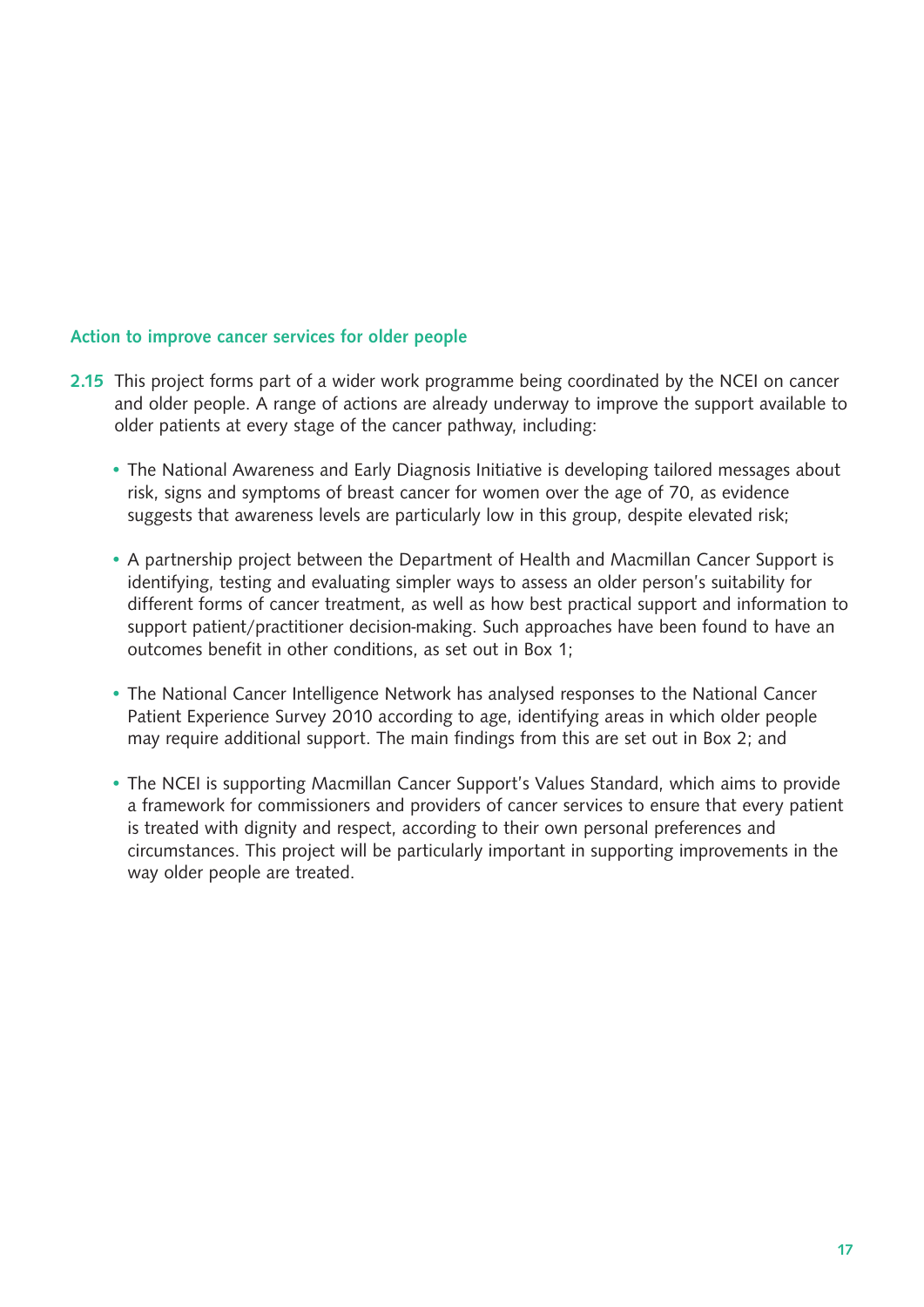### Action to improve cancer services for older people

**2.15** This project forms part of a wider work programme being coordinated by the NCEI on cancer and older people. A range of actions are already underway to improve the support available to older patients at every stage of the cancer pathway, including:

- The National Awareness and Early Diagnosis Initiative is developing tailored messages about risk, signs and symptoms of breast cancer for women over the age of 70, as evidence suggests that awareness levels are particularly low in this group, despite elevated risk;

- A partnership project between the Department of Health and Macmillan Cancer Support is identifying, testing and evaluating simpler ways to assess an older person's suitability for different forms of cancer treatment, as well as how best practical support and information to support patient/practitioner decision-making. Such approaches have been found to have an outcomes benefit in other conditions, as set out in Box 1;

- The National Cancer Intelligence Network has analysed responses to the National Cancer Patient Experience Survey 2010 according to age, identifying areas in which older people may require additional support. The main findings from this are set out in Box 2; and

- The NCEI is supporting Macmillan Cancer Support's Values Standard, which aims to provide a framework for commissioners and providers of cancer services to ensure that every patient is treated with dignity and respect, according to their own personal preferences and circumstances. This project will be particularly important in supporting improvements in the way older people are treated.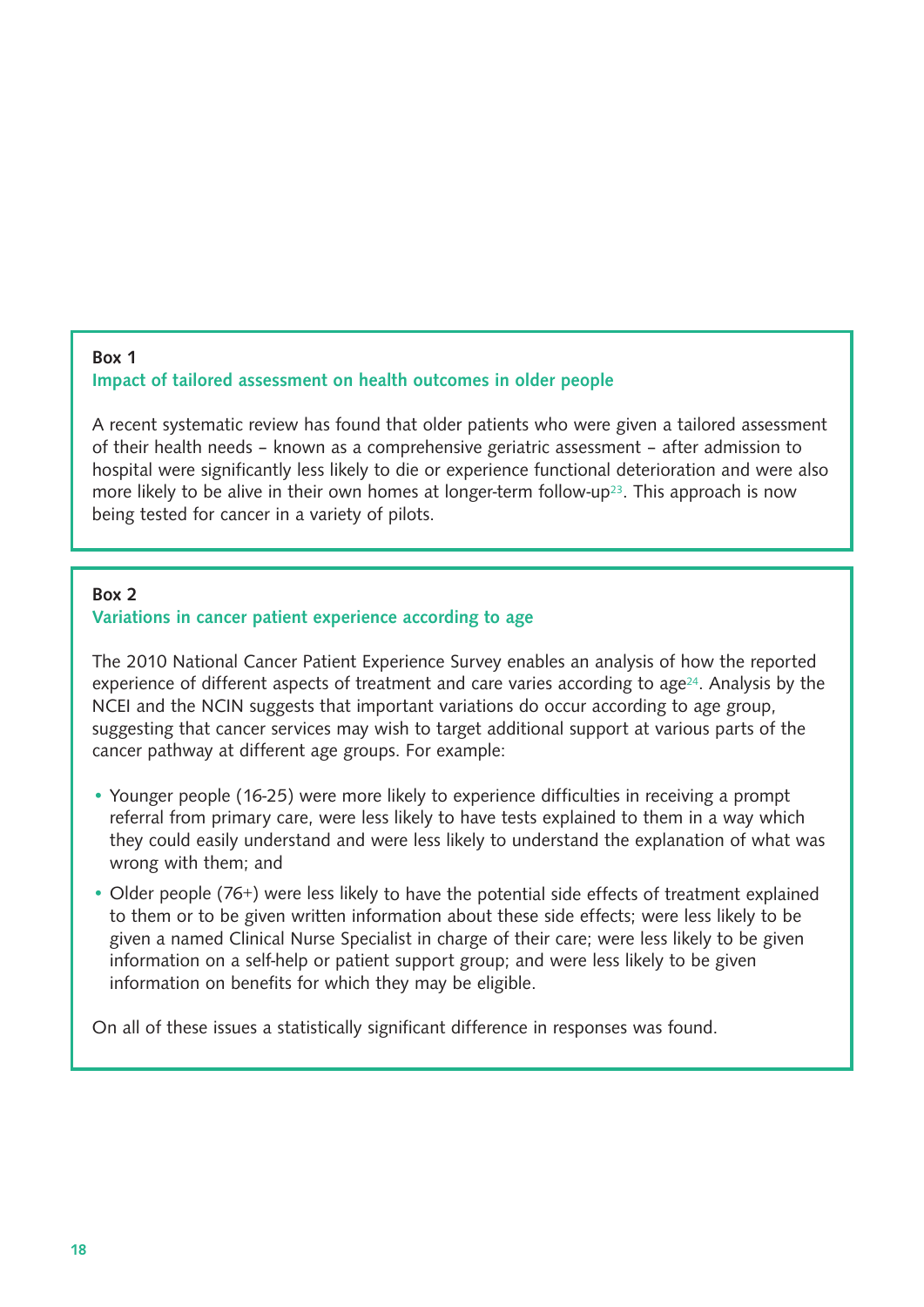**Box 1**

**Impact of tailored assessment on health outcomes in older people**

A recent systematic review has found that older patients who were given a tailored assessment of their health needs – known as a comprehensive geriatric assessment – after admission to hospital were significantly less likely to die or experience functional deterioration and were also more likely to be alive in their own homes at longer-term follow-up[23]. This approach is now being tested for cancer in a variety of pilots.

**Box 2**

**Variations in cancer patient experience according to age**

The 2010 National Cancer Patient Experience Survey enables an analysis of how the reported experience of different aspects of treatment and care varies according to age[24]. Analysis by the NCEI and the NCIN suggests that important variations do occur according to age group, suggesting that cancer services may wish to target additional support at various parts of the cancer pathway at different age groups. For example:

- Younger people (16-25) were more likely to experience difficulties in receiving a prompt referral from primary care, were less likely to have tests explained to them in a way which they could easily understand and were less likely to understand the explanation of what was wrong with them; and
- Older people (76+) were less likely to have the potential side effects of treatment explained to them or to be given written information about these side effects; were less likely to be given a named Clinical Nurse Specialist in charge of their care; were less likely to be given information on a self-help or patient support group; and were less likely to be given information on benefits for which they may be eligible.

On all of these issues a statistically significant difference in responses was found.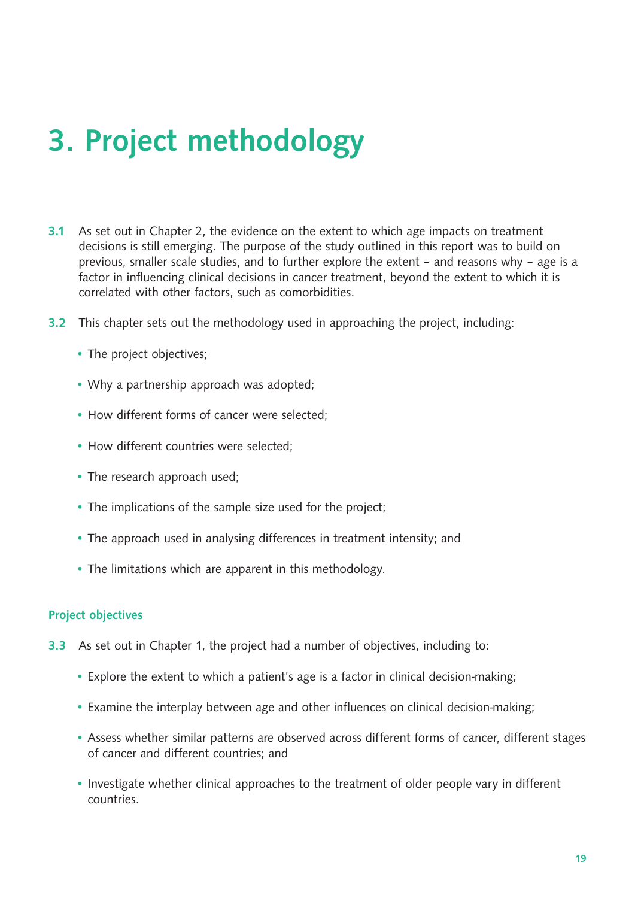# 3. Project methodology

**3.1** As set out in Chapter 2, the evidence on the extent to which age impacts on treatment decisions is still emerging. The purpose of the study outlined in this report was to build on previous, smaller scale studies, and to further explore the extent – and reasons why – age is a factor in influencing clinical decisions in cancer treatment, beyond the extent to which it is correlated with other factors, such as comorbidities.

**3.2** This chapter sets out the methodology used in approaching the project, including:

- The project objectives;
- Why a partnership approach was adopted;
- How different forms of cancer were selected;
- How different countries were selected;
- The research approach used;
- The implications of the sample size used for the project;
- The approach used in analysing differences in treatment intensity; and
- The limitations which are apparent in this methodology.

### Project objectives

**3.3** As set out in Chapter 1, the project had a number of objectives, including to:

- Explore the extent to which a patient's age is a factor in clinical decision-making;
- Examine the interplay between age and other influences on clinical decision-making;
- Assess whether similar patterns are observed across different forms of cancer, different stages of cancer and different countries; and
- Investigate whether clinical approaches to the treatment of older people vary in different countries.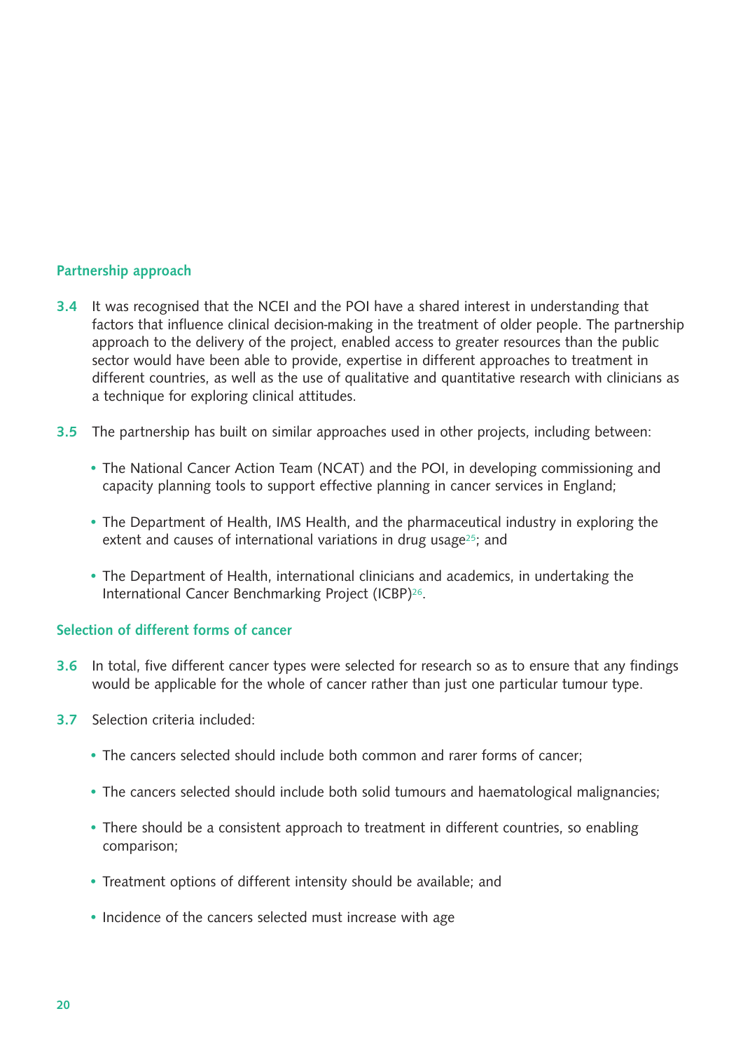### Partnership approach

**3.4** It was recognised that the NCEI and the POI have a shared interest in understanding that factors that influence clinical decision-making in the treatment of older people. The partnership approach to the delivery of the project, enabled access to greater resources than the public sector would have been able to provide, expertise in different approaches to treatment in different countries, as well as the use of qualitative and quantitative research with clinicians as a technique for exploring clinical attitudes.

**3.5** The partnership has built on similar approaches used in other projects, including between:

- The National Cancer Action Team (NCAT) and the POI, in developing commissioning and capacity planning tools to support effective planning in cancer services in England;
- The Department of Health, IMS Health, and the pharmaceutical industry in exploring the extent and causes of international variations in drug usage[25]; and
- The Department of Health, international clinicians and academics, in undertaking the International Cancer Benchmarking Project (ICBP)[26].

### Selection of different forms of cancer

**3.6** In total, five different cancer types were selected for research so as to ensure that any findings would be applicable for the whole of cancer rather than just one particular tumour type.

**3.7** Selection criteria included:

- The cancers selected should include both common and rarer forms of cancer;
- The cancers selected should include both solid tumours and haematological malignancies;
- There should be a consistent approach to treatment in different countries, so enabling comparison;
- Treatment options of different intensity should be available; and
- Incidence of the cancers selected must increase with age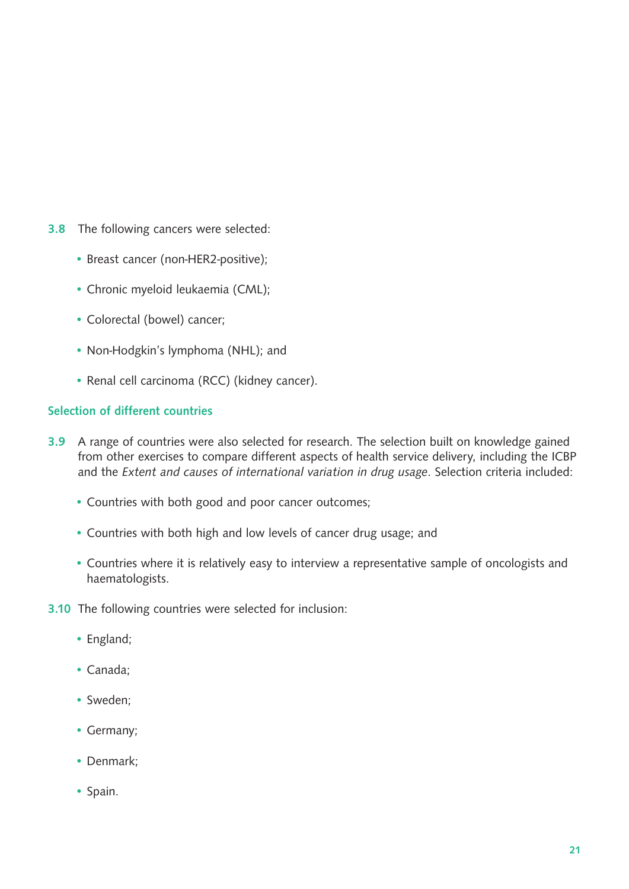**3.8** The following cancers were selected:

- Breast cancer (non-HER2-positive);
- Chronic myeloid leukaemia (CML);
- Colorectal (bowel) cancer;
- Non-Hodgkin's lymphoma (NHL); and
- Renal cell carcinoma (RCC) (kidney cancer).

### Selection of different countries

**3.9** A range of countries were also selected for research. The selection built on knowledge gained from other exercises to compare different aspects of health service delivery, including the ICBP and the *Extent and causes of international variation in drug usage*. Selection criteria included:

- Countries with both good and poor cancer outcomes;
- Countries with both high and low levels of cancer drug usage; and
- Countries where it is relatively easy to interview a representative sample of oncologists and haematologists.

**3.10** The following countries were selected for inclusion:

- England;
- Canada;
- Sweden;
- Germany;
- Denmark;
- Spain.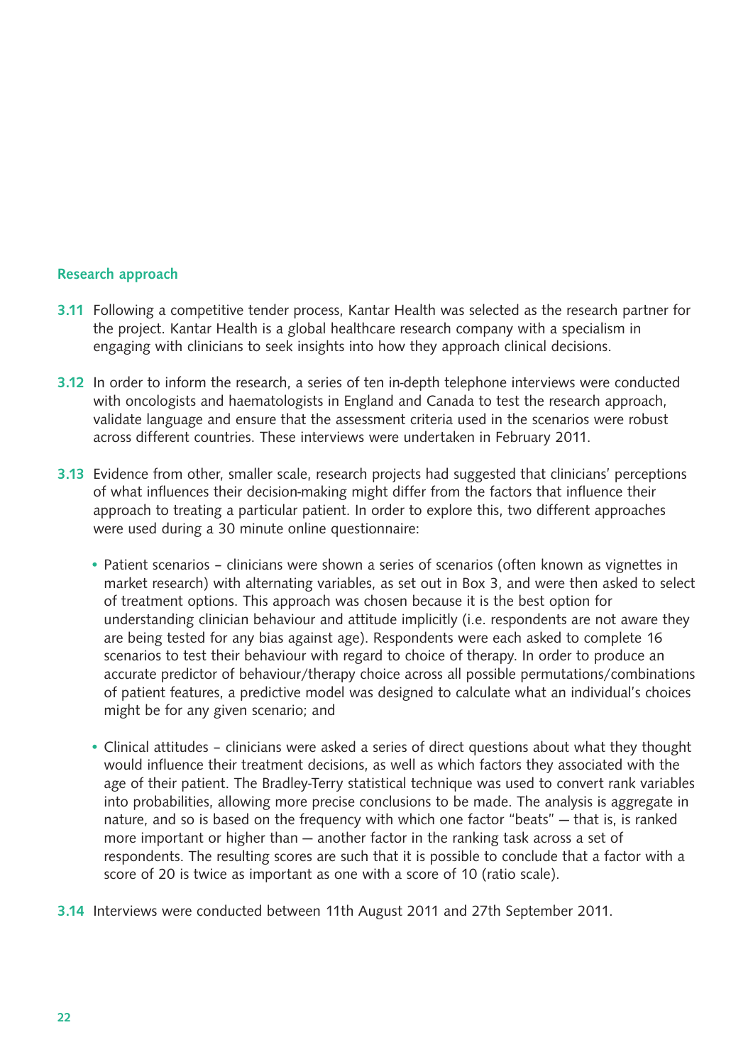### Research approach

**3.11** Following a competitive tender process, Kantar Health was selected as the research partner for the project. Kantar Health is a global healthcare research company with a specialism in engaging with clinicians to seek insights into how they approach clinical decisions.

**3.12** In order to inform the research, a series of ten in-depth telephone interviews were conducted with oncologists and haematologists in England and Canada to test the research approach, validate language and ensure that the assessment criteria used in the scenarios were robust across different countries. These interviews were undertaken in February 2011.

**3.13** Evidence from other, smaller scale, research projects had suggested that clinicians' perceptions of what influences their decision-making might differ from the factors that influence their approach to treating a particular patient. In order to explore this, two different approaches were used during a 30 minute online questionnaire:

- Patient scenarios – clinicians were shown a series of scenarios (often known as vignettes in market research) with alternating variables, as set out in Box 3, and were then asked to select of treatment options. This approach was chosen because it is the best option for understanding clinician behaviour and attitude implicitly (i.e. respondents are not aware they are being tested for any bias against age). Respondents were each asked to complete 16 scenarios to test their behaviour with regard to choice of therapy. In order to produce an accurate predictor of behaviour/therapy choice across all possible permutations/combinations of patient features, a predictive model was designed to calculate what an individual's choices might be for any given scenario; and

- Clinical attitudes – clinicians were asked a series of direct questions about what they thought would influence their treatment decisions, as well as which factors they associated with the age of their patient. The Bradley-Terry statistical technique was used to convert rank variables into probabilities, allowing more precise conclusions to be made. The analysis is aggregate in nature, and so is based on the frequency with which one factor "beats" — that is, is ranked more important or higher than — another factor in the ranking task across a set of respondents. The resulting scores are such that it is possible to conclude that a factor with a score of 20 is twice as important as one with a score of 10 (ratio scale).

**3.14** Interviews were conducted between 11th August 2011 and 27th September 2011.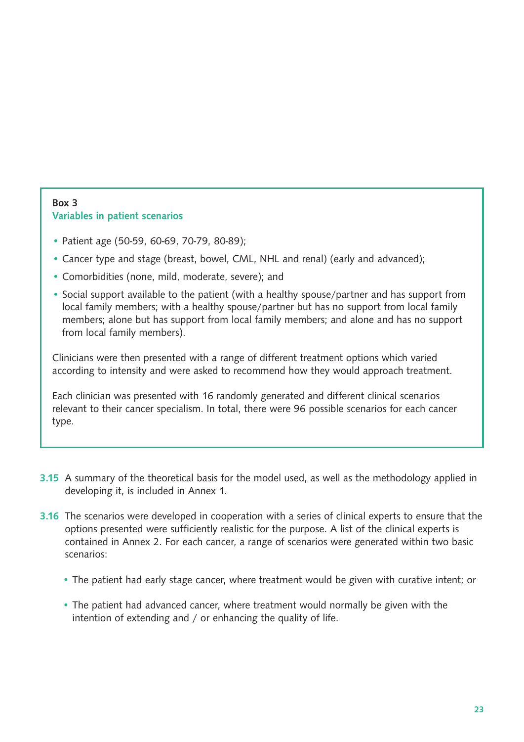**Box 3**
**Variables in patient scenarios**

- Patient age (50-59, 60-69, 70-79, 80-89);
- Cancer type and stage (breast, bowel, CML, NHL and renal) (early and advanced);
- Comorbidities (none, mild, moderate, severe); and
- Social support available to the patient (with a healthy spouse/partner and has support from local family members; with a healthy spouse/partner but has no support from local family members; alone but has support from local family members; and alone and has no support from local family members).

Clinicians were then presented with a range of different treatment options which varied according to intensity and were asked to recommend how they would approach treatment.

Each clinician was presented with 16 randomly generated and different clinical scenarios relevant to their cancer specialism. In total, there were 96 possible scenarios for each cancer type.

**3.15** A summary of the theoretical basis for the model used, as well as the methodology applied in developing it, is included in Annex 1.

**3.16** The scenarios were developed in cooperation with a series of clinical experts to ensure that the options presented were sufficiently realistic for the purpose. A list of the clinical experts is contained in Annex 2. For each cancer, a range of scenarios were generated within two basic scenarios:

- The patient had early stage cancer, where treatment would be given with curative intent; or
- The patient had advanced cancer, where treatment would normally be given with the intention of extending and / or enhancing the quality of life.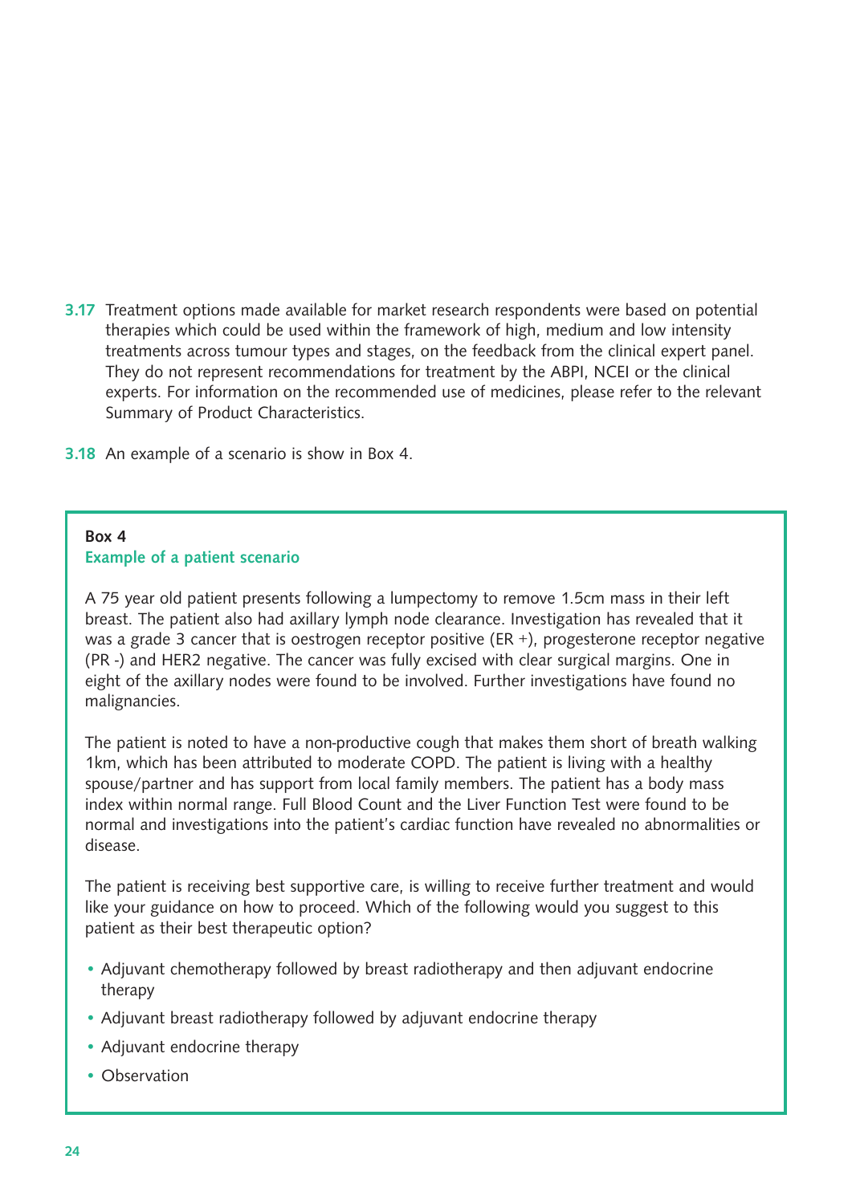**3.17** Treatment options made available for market research respondents were based on potential therapies which could be used within the framework of high, medium and low intensity treatments across tumour types and stages, on the feedback from the clinical expert panel. They do not represent recommendations for treatment by the ABPI, NCEI or the clinical experts. For information on the recommended use of medicines, please refer to the relevant Summary of Product Characteristics.

**3.18** An example of a scenario is show in Box 4.

**Box 4**

**Example of a patient scenario**

A 75 year old patient presents following a lumpectomy to remove 1.5cm mass in their left breast. The patient also had axillary lymph node clearance. Investigation has revealed that it was a grade 3 cancer that is oestrogen receptor positive (ER +), progesterone receptor negative (PR -) and HER2 negative. The cancer was fully excised with clear surgical margins. One in eight of the axillary nodes were found to be involved. Further investigations have found no malignancies.

The patient is noted to have a non-productive cough that makes them short of breath walking 1km, which has been attributed to moderate COPD. The patient is living with a healthy spouse/partner and has support from local family members. The patient has a body mass index within normal range. Full Blood Count and the Liver Function Test were found to be normal and investigations into the patient's cardiac function have revealed no abnormalities or disease.

The patient is receiving best supportive care, is willing to receive further treatment and would like your guidance on how to proceed. Which of the following would you suggest to this patient as their best therapeutic option?

- Adjuvant chemotherapy followed by breast radiotherapy and then adjuvant endocrine therapy
- Adjuvant breast radiotherapy followed by adjuvant endocrine therapy
- Adjuvant endocrine therapy
- Observation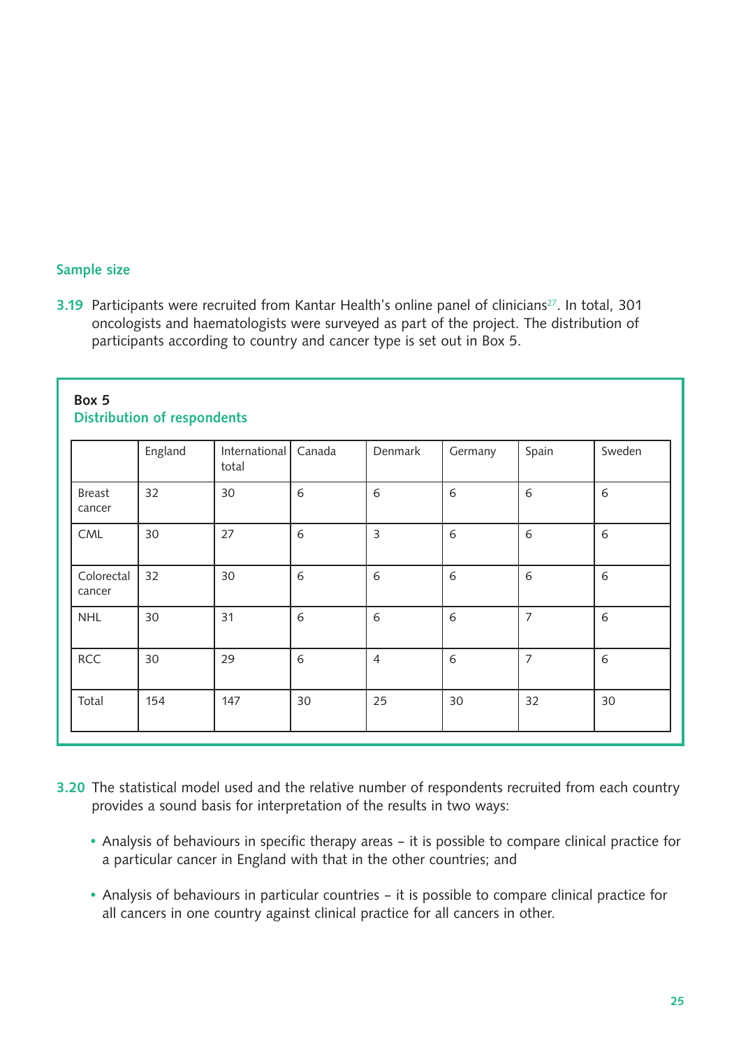## Sample size

**3.19** Participants were recruited from Kantar Health's online panel of clinicians[27]. In total, 301 oncologists and haematologists were surveyed as part of the project. The distribution of participants according to country and cancer type is set out in Box 5.

**Box 5**
**Distribution of respondents**

| | England | International total | Canada | Denmark | Germany | Spain | Sweden |
|---|---|---|---|---|---|---|---|
| Breast cancer | 32 | 30 | 6 | 6 | 6 | 6 | 6 |
| CML | 30 | 27 | 6 | 3 | 6 | 6 | 6 |
| Colorectal cancer | 32 | 30 | 6 | 6 | 6 | 6 | 6 |
| NHL | 30 | 31 | 6 | 6 | 6 | 7 | 6 |
| RCC | 30 | 29 | 6 | 4 | 6 | 7 | 6 |
| Total | 154 | 147 | 30 | 25 | 30 | 32 | 30 |

**3.20** The statistical model used and the relative number of respondents recruited from each country provides a sound basis for interpretation of the results in two ways:

- Analysis of behaviours in specific therapy areas – it is possible to compare clinical practice for a particular cancer in England with that in the other countries; and
- Analysis of behaviours in particular countries – it is possible to compare clinical practice for all cancers in one country against clinical practice for all cancers in other.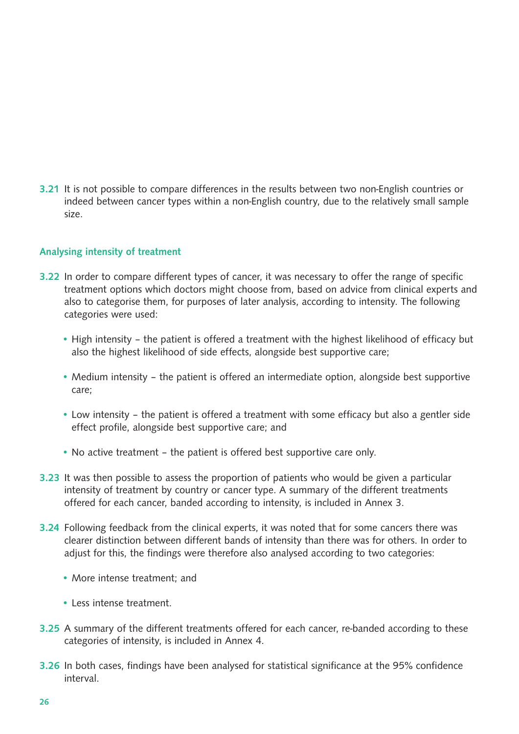**3.21** It is not possible to compare differences in the results between two non-English countries or indeed between cancer types within a non-English country, due to the relatively small sample size.

### Analysing intensity of treatment

**3.22** In order to compare different types of cancer, it was necessary to offer the range of specific treatment options which doctors might choose from, based on advice from clinical experts and also to categorise them, for purposes of later analysis, according to intensity. The following categories were used:

- High intensity – the patient is offered a treatment with the highest likelihood of efficacy but also the highest likelihood of side effects, alongside best supportive care;
- Medium intensity – the patient is offered an intermediate option, alongside best supportive care;
- Low intensity – the patient is offered a treatment with some efficacy but also a gentler side effect profile, alongside best supportive care; and
- No active treatment – the patient is offered best supportive care only.

**3.23** It was then possible to assess the proportion of patients who would be given a particular intensity of treatment by country or cancer type. A summary of the different treatments offered for each cancer, banded according to intensity, is included in Annex 3.

**3.24** Following feedback from the clinical experts, it was noted that for some cancers there was clearer distinction between different bands of intensity than there was for others. In order to adjust for this, the findings were therefore also analysed according to two categories:

- More intense treatment; and
- Less intense treatment.

**3.25** A summary of the different treatments offered for each cancer, re-banded according to these categories of intensity, is included in Annex 4.

**3.26** In both cases, findings have been analysed for statistical significance at the 95% confidence interval.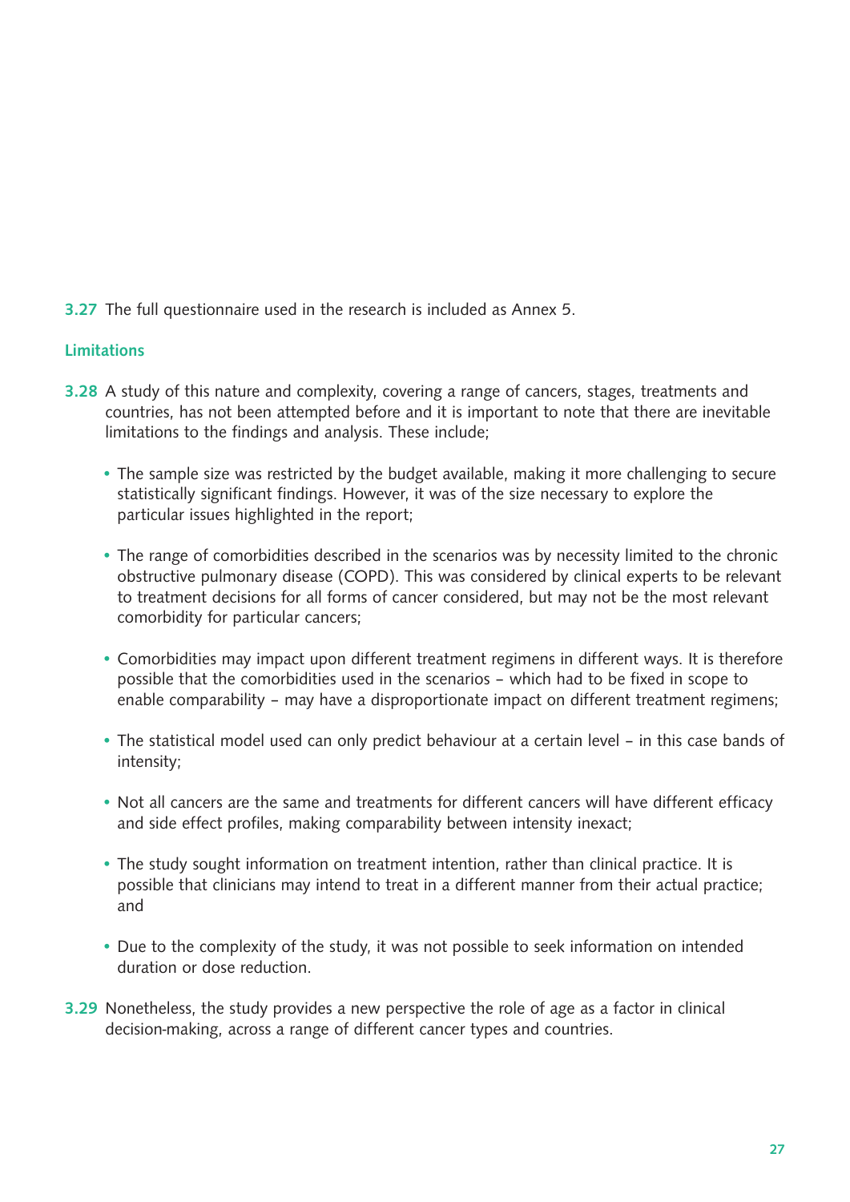**3.27** The full questionnaire used in the research is included as Annex 5.

### Limitations

**3.28** A study of this nature and complexity, covering a range of cancers, stages, treatments and countries, has not been attempted before and it is important to note that there are inevitable limitations to the findings and analysis. These include;

- The sample size was restricted by the budget available, making it more challenging to secure statistically significant findings. However, it was of the size necessary to explore the particular issues highlighted in the report;

- The range of comorbidities described in the scenarios was by necessity limited to the chronic obstructive pulmonary disease (COPD). This was considered by clinical experts to be relevant to treatment decisions for all forms of cancer considered, but may not be the most relevant comorbidity for particular cancers;

- Comorbidities may impact upon different treatment regimens in different ways. It is therefore possible that the comorbidities used in the scenarios – which had to be fixed in scope to enable comparability – may have a disproportionate impact on different treatment regimens;

- The statistical model used can only predict behaviour at a certain level – in this case bands of intensity;

- Not all cancers are the same and treatments for different cancers will have different efficacy and side effect profiles, making comparability between intensity inexact;

- The study sought information on treatment intention, rather than clinical practice. It is possible that clinicians may intend to treat in a different manner from their actual practice; and

- Due to the complexity of the study, it was not possible to seek information on intended duration or dose reduction.

**3.29** Nonetheless, the study provides a new perspective the role of age as a factor in clinical decision-making, across a range of different cancer types and countries.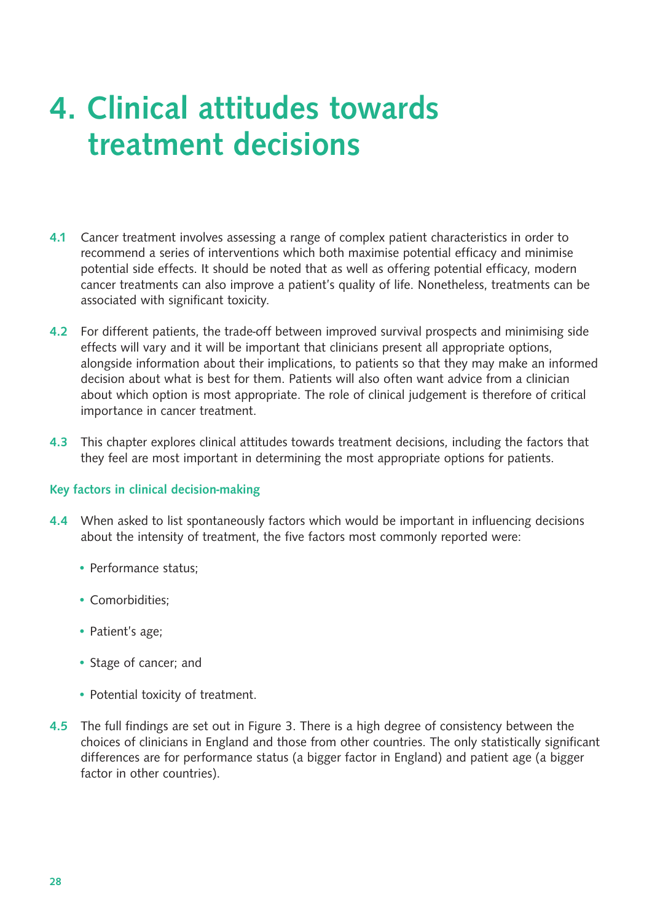# 4. Clinical attitudes towards treatment decisions

**4.1** Cancer treatment involves assessing a range of complex patient characteristics in order to recommend a series of interventions which both maximise potential efficacy and minimise potential side effects. It should be noted that as well as offering potential efficacy, modern cancer treatments can also improve a patient's quality of life. Nonetheless, treatments can be associated with significant toxicity.

**4.2** For different patients, the trade-off between improved survival prospects and minimising side effects will vary and it will be important that clinicians present all appropriate options, alongside information about their implications, to patients so that they may make an informed decision about what is best for them. Patients will also often want advice from a clinician about which option is most appropriate. The role of clinical judgement is therefore of critical importance in cancer treatment.

**4.3** This chapter explores clinical attitudes towards treatment decisions, including the factors that they feel are most important in determining the most appropriate options for patients.

### Key factors in clinical decision-making

**4.4** When asked to list spontaneously factors which would be important in influencing decisions about the intensity of treatment, the five factors most commonly reported were:

- Performance status;
- Comorbidities;
- Patient's age;
- Stage of cancer; and
- Potential toxicity of treatment.

**4.5** The full findings are set out in Figure 3. There is a high degree of consistency between the choices of clinicians in England and those from other countries. The only statistically significant differences are for performance status (a bigger factor in England) and patient age (a bigger factor in other countries).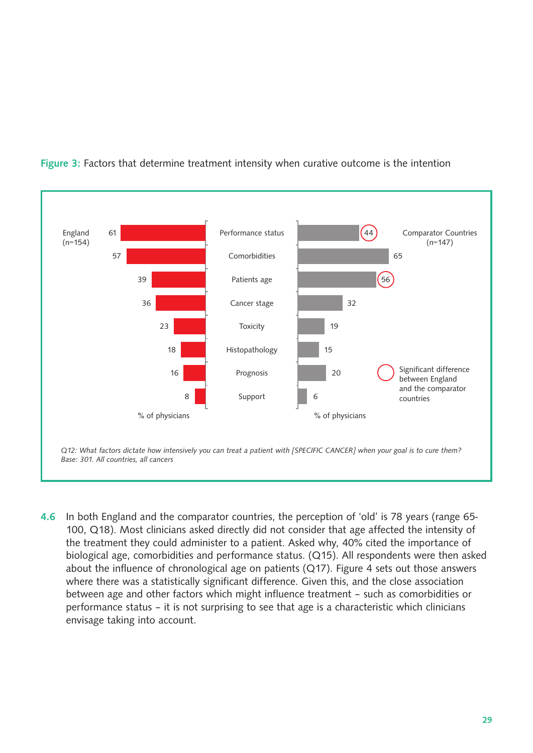**Figure 3:** Factors that determine treatment intensity when curative outcome is the intention

| Factor | England (n=154) % of physicians | Comparator Countries (n=147) % of physicians |
|---|---|---|
| Performance status | 61 | 44* |
| Comorbidities | 57 | 65 |
| Patients age | 39 | 56* |
| Cancer stage | 36 | 32 |
| Toxicity | 23 | 19 |
| Histopathology | 18 | 15 |
| Prognosis | 16 | 20 |
| Support | 8 | 6 |

*Circled in the original figure: significant difference between England and the comparator countries.

*Q12: What factors dictate how intensively you can treat a patient with [SPECIFIC CANCER] when your goal is to cure them?*
*Base: 301. All countries, all cancers*

**4.6** In both England and the comparator countries, the perception of 'old' is 78 years (range 65-100, Q18). Most clinicians asked directly did not consider that age affected the intensity of the treatment they could administer to a patient. Asked why, 40% cited the importance of biological age, comorbidities and performance status. (Q15). All respondents were then asked about the influence of chronological age on patients (Q17). Figure 4 sets out those answers where there was a statistically significant difference. Given this, and the close association between age and other factors which might influence treatment – such as comorbidities or performance status – it is not surprising to see that age is a characteristic which clinicians envisage taking into account.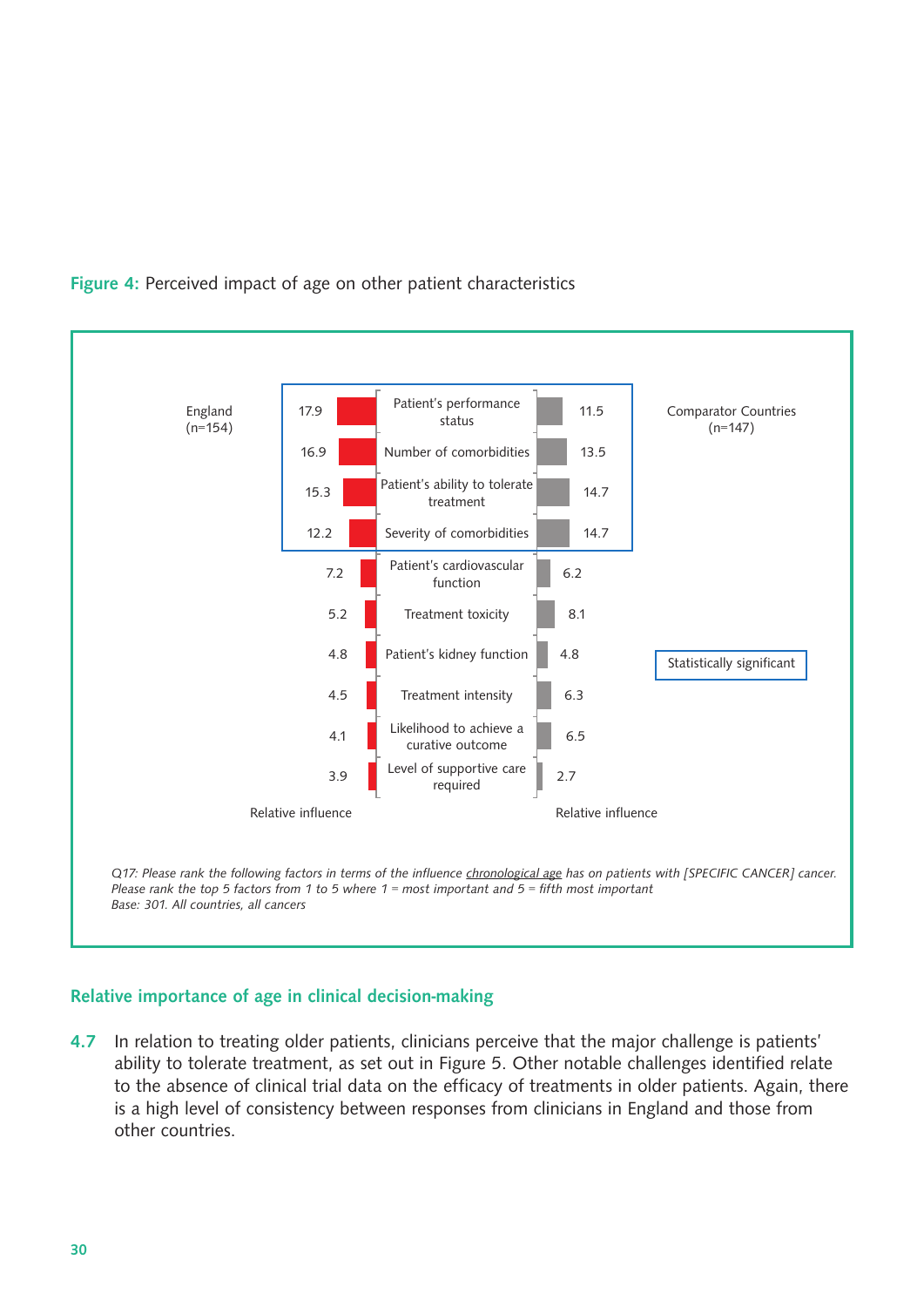**Figure 4:** Perceived impact of age on other patient characteristics

| England (n=154) Relative influence | Factor | Comparator Countries (n=147) Relative influence |
|---|---|---|
| 17.9 | Patient's performance status | 11.5 |
| 16.9 | Number of comorbidities | 13.5 |
| 15.3 | Patient's ability to tolerate treatment | 14.7 |
| 12.2 | Severity of comorbidities | 14.7 |
| 7.2 | Patient's cardiovascular function | 6.2 |
| 5.2 | Treatment toxicity | 8.1 |
| 4.8 | Patient's kidney function | 4.8 |
| 4.5 | Treatment intensity | 6.3 |
| 4.1 | Likelihood to achieve a curative outcome | 6.5 |
| 3.9 | Level of supportive care required | 2.7 |

Statistically significant: Patient's performance status, Number of comorbidities, Patient's ability to tolerate treatment, Severity of comorbidities

*Q17: Please rank the following factors in terms of the influence chronological age has on patients with [SPECIFIC CANCER] cancer. Please rank the top 5 factors from 1 to 5 where 1 = most important and 5 = fifth most important*
*Base: 301. All countries, all cancers*

## Relative importance of age in clinical decision-making

**4.7** In relation to treating older patients, clinicians perceive that the major challenge is patients' ability to tolerate treatment, as set out in Figure 5. Other notable challenges identified relate to the absence of clinical trial data on the efficacy of treatments in older patients. Again, there is a high level of consistency between responses from clinicians in England and those from other countries.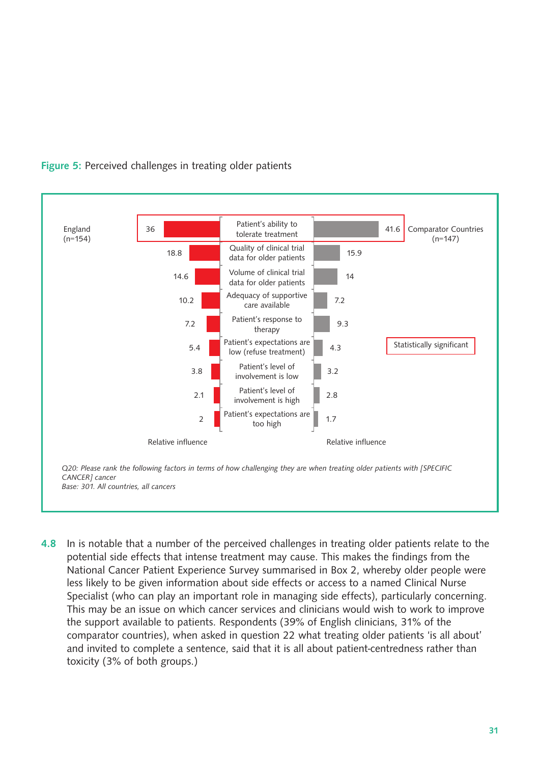**Figure 5:** Perceived challenges in treating older patients

| England (n=154) Relative influence | Factor | Comparator Countries (n=147) Relative influence |
|---|---|---|
| 36 | Patient's ability to tolerate treatment | 41.6 |
| 18.8 | Quality of clinical trial data for older patients | 15.9 |
| 14.6 | Volume of clinical trial data for older patients | 14 |
| 10.2 | Adequacy of supportive care available | 7.2 |
| 7.2 | Patient's response to therapy | 9.3 |
| 5.4 | Patient's expectations are low (refuse treatment) | 4.3 |
| 3.8 | Patient's level of involvement is low | 3.2 |
| 2.1 | Patient's level of involvement is high | 2.8 |
| 2 | Patient's expectations are too high | 1.7 |

Statistically significant: Patient's ability to tolerate treatment

*Q20: Please rank the following factors in terms of how challenging they are when treating older patients with [SPECIFIC CANCER] cancer*
*Base: 301. All countries, all cancers*

**4.8** In is notable that a number of the perceived challenges in treating older patients relate to the potential side effects that intense treatment may cause. This makes the findings from the National Cancer Patient Experience Survey summarised in Box 2, whereby older people were less likely to be given information about side effects or access to a named Clinical Nurse Specialist (who can play an important role in managing side effects), particularly concerning. This may be an issue on which cancer services and clinicians would wish to work to improve the support available to patients. Respondents (39% of English clinicians, 31% of the comparator countries), when asked in question 22 what treating older patients 'is all about' and invited to complete a sentence, said that it is all about patient-centredness rather than toxicity (3% of both groups.)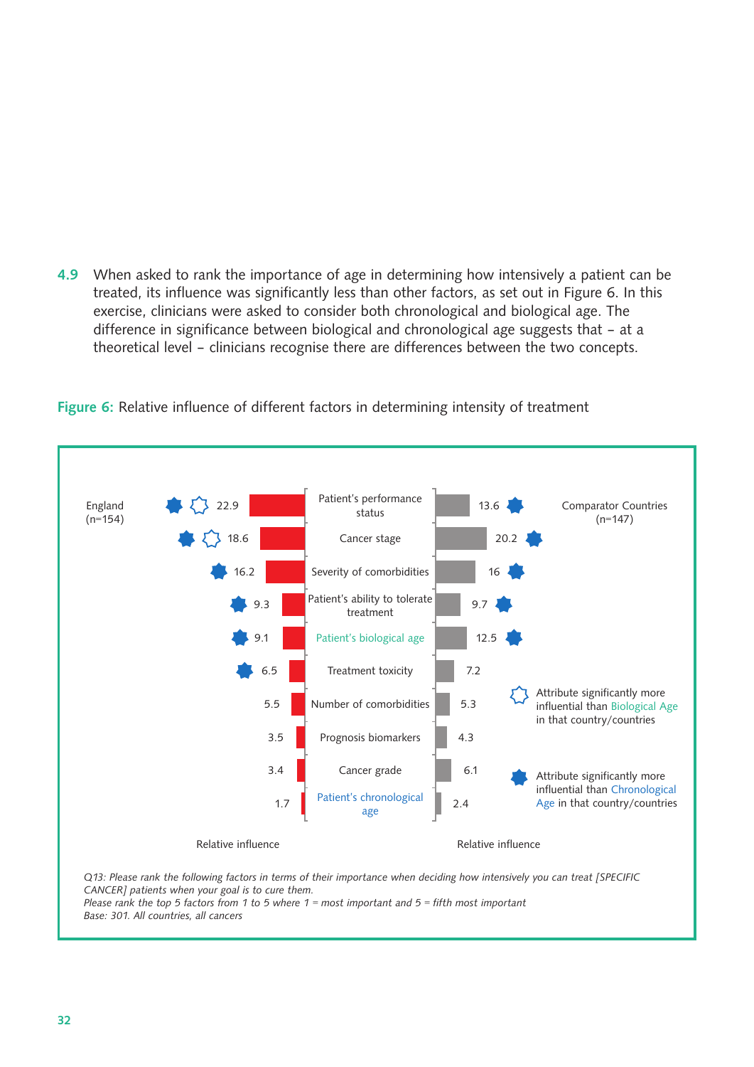**4.9** When asked to rank the importance of age in determining how intensively a patient can be treated, its influence was significantly less than other factors, as set out in Figure 6. In this exercise, clinicians were asked to consider both chronological and biological age. The difference in significance between biological and chronological age suggests that – at a theoretical level – clinicians recognise there are differences between the two concepts.

**Figure 6:** Relative influence of different factors in determining intensity of treatment

| Factor | England (n=154) – Relative influence | Comparator Countries (n=147) – Relative influence |
|---|---|---|
| Patient's performance status | 22.9 ★☆ | 13.6 ★ |
| Cancer stage | 18.6 ★☆ | 20.2 ★ |
| Severity of comorbidities | 16.2 ★ | 16 ★ |
| Patient's ability to tolerate treatment | 9.3 ★ | 9.7 ★ |
| Patient's biological age | 9.1 ★ | 12.5 ★ |
| Treatment toxicity | 6.5 ★ | 7.2 |
| Number of comorbidities | 5.5 | 5.3 |
| Prognosis biomarkers | 3.5 | 4.3 |
| Cancer grade | 3.4 | 6.1 |
| Patient's chronological age | 1.7 | 2.4 |

☆ Attribute significantly more influential than Biological Age in that country/countries

★ Attribute significantly more influential than Chronological Age in that country/countries

*Q13: Please rank the following factors in terms of their importance when deciding how intensively you can treat [SPECIFIC CANCER] patients when your goal is to cure them.*
*Please rank the top 5 factors from 1 to 5 where 1 = most important and 5 = fifth most important*
*Base: 301. All countries, all cancers*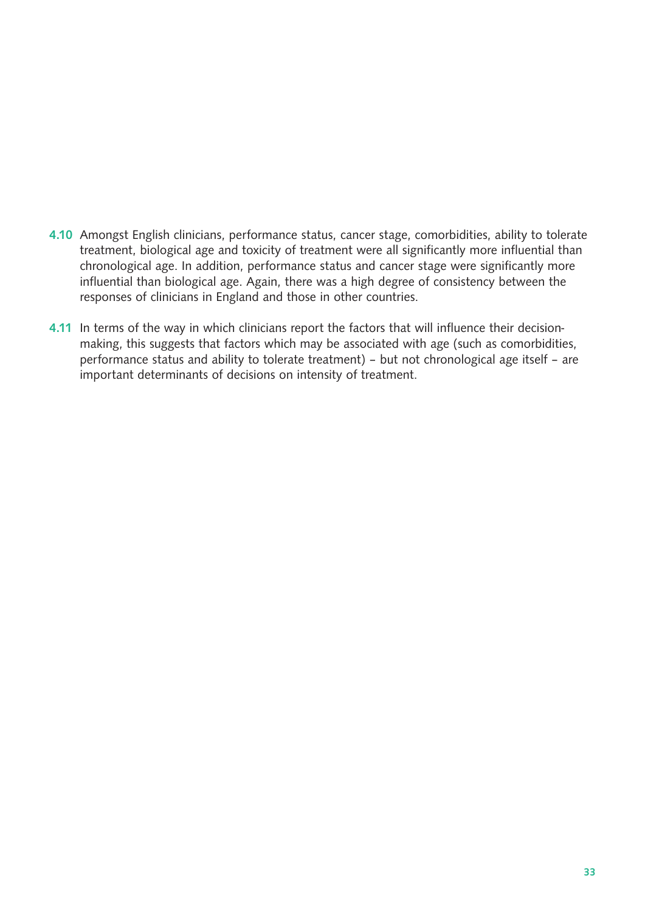**4.10** Amongst English clinicians, performance status, cancer stage, comorbidities, ability to tolerate treatment, biological age and toxicity of treatment were all significantly more influential than chronological age. In addition, performance status and cancer stage were significantly more influential than biological age. Again, there was a high degree of consistency between the responses of clinicians in England and those in other countries.

**4.11** In terms of the way in which clinicians report the factors that will influence their decision-making, this suggests that factors which may be associated with age (such as comorbidities, performance status and ability to tolerate treatment) – but not chronological age itself – are important determinants of decisions on intensity of treatment.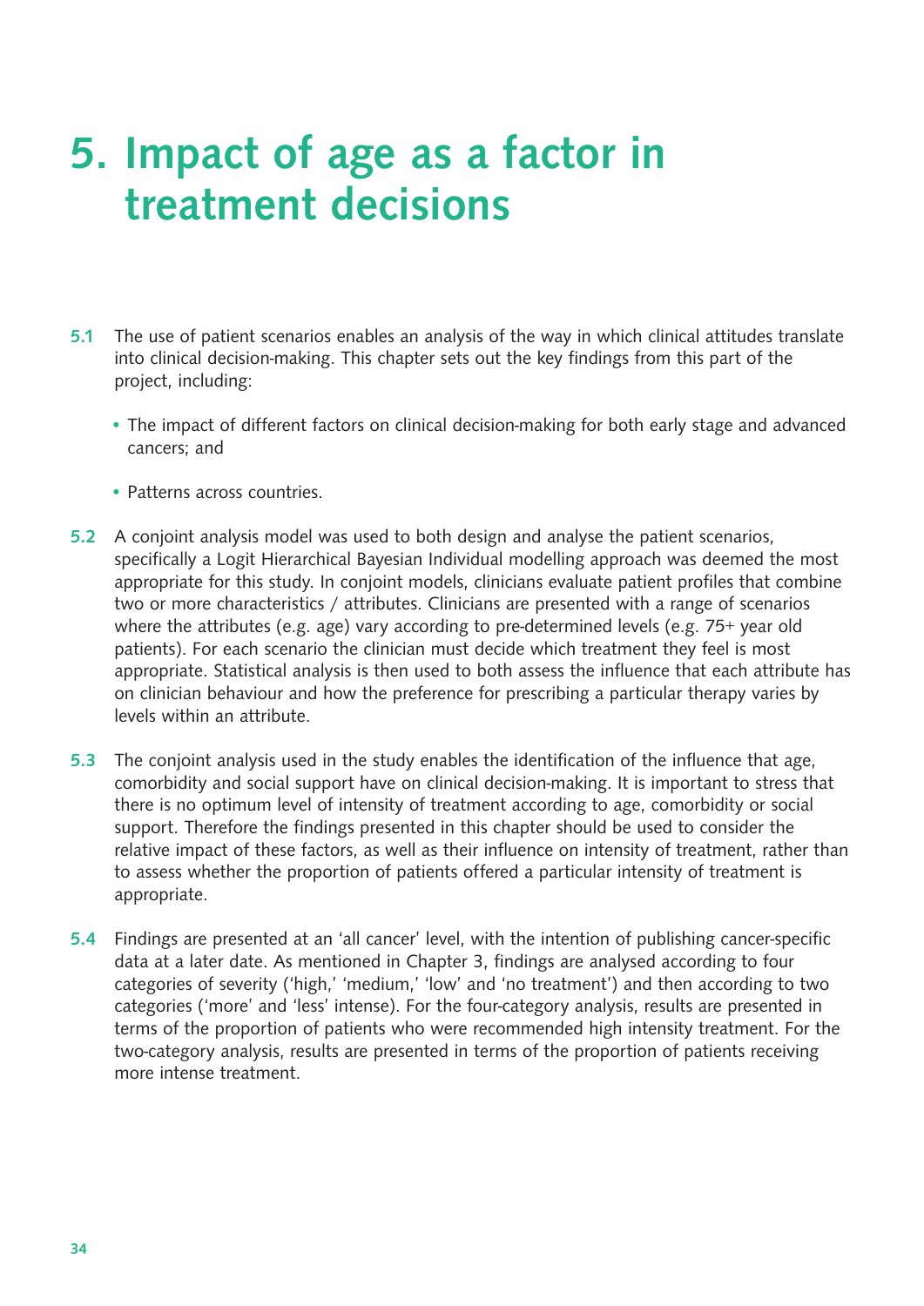# 5. Impact of age as a factor in treatment decisions

**5.1** The use of patient scenarios enables an analysis of the way in which clinical attitudes translate into clinical decision-making. This chapter sets out the key findings from this part of the project, including:

- The impact of different factors on clinical decision-making for both early stage and advanced cancers; and
- Patterns across countries.

**5.2** A conjoint analysis model was used to both design and analyse the patient scenarios, specifically a Logit Hierarchical Bayesian Individual modelling approach was deemed the most appropriate for this study. In conjoint models, clinicians evaluate patient profiles that combine two or more characteristics / attributes. Clinicians are presented with a range of scenarios where the attributes (e.g. age) vary according to pre-determined levels (e.g. 75+ year old patients). For each scenario the clinician must decide which treatment they feel is most appropriate. Statistical analysis is then used to both assess the influence that each attribute has on clinician behaviour and how the preference for prescribing a particular therapy varies by levels within an attribute.

**5.3** The conjoint analysis used in the study enables the identification of the influence that age, comorbidity and social support have on clinical decision-making. It is important to stress that there is no optimum level of intensity of treatment according to age, comorbidity or social support. Therefore the findings presented in this chapter should be used to consider the relative impact of these factors, as well as their influence on intensity of treatment, rather than to assess whether the proportion of patients offered a particular intensity of treatment is appropriate.

**5.4** Findings are presented at an 'all cancer' level, with the intention of publishing cancer-specific data at a later date. As mentioned in Chapter 3, findings are analysed according to four categories of severity ('high,' 'medium,' 'low' and 'no treatment') and then according to two categories ('more' and 'less' intense). For the four-category analysis, results are presented in terms of the proportion of patients who were recommended high intensity treatment. For the two-category analysis, results are presented in terms of the proportion of patients receiving more intense treatment.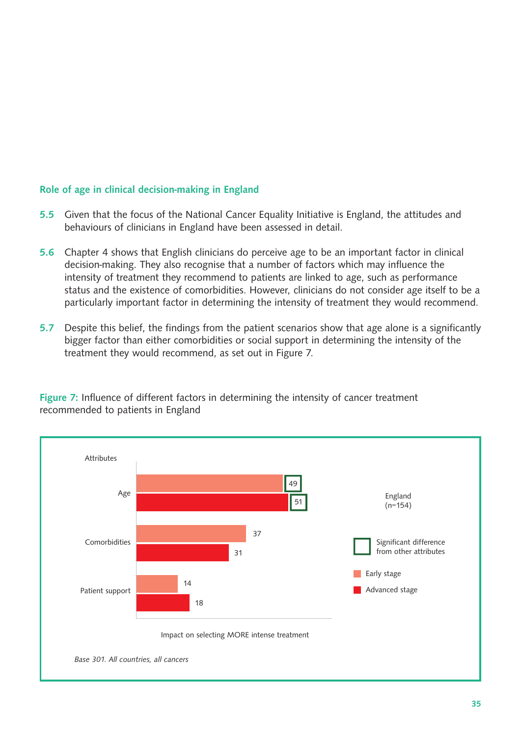## Role of age in clinical decision-making in England

**5.5** Given that the focus of the National Cancer Equality Initiative is England, the attitudes and behaviours of clinicians in England have been assessed in detail.

**5.6** Chapter 4 shows that English clinicians do perceive age to be an important factor in clinical decision-making. They also recognise that a number of factors which may influence the intensity of treatment they recommend to patients are linked to age, such as performance status and the existence of comorbidities. However, clinicians do not consider age itself to be a particularly important factor in determining the intensity of treatment they would recommend.

**5.7** Despite this belief, the findings from the patient scenarios show that age alone is a significantly bigger factor than either comorbidities or social support in determining the intensity of the treatment they would recommend, as set out in Figure 7.

**Figure 7:** Influence of different factors in determining the intensity of cancer treatment recommended to patients in England

England (n=154)

Impact on selecting MORE intense treatment

| Attributes | Early stage | Advanced stage |
|---|---|---|
| Age | 49* | 51* |
| Comorbidities | 37 | 31 |
| Patient support | 14 | 18 |

\* Significant difference from other attributes

*Base 301. All countries, all cancers*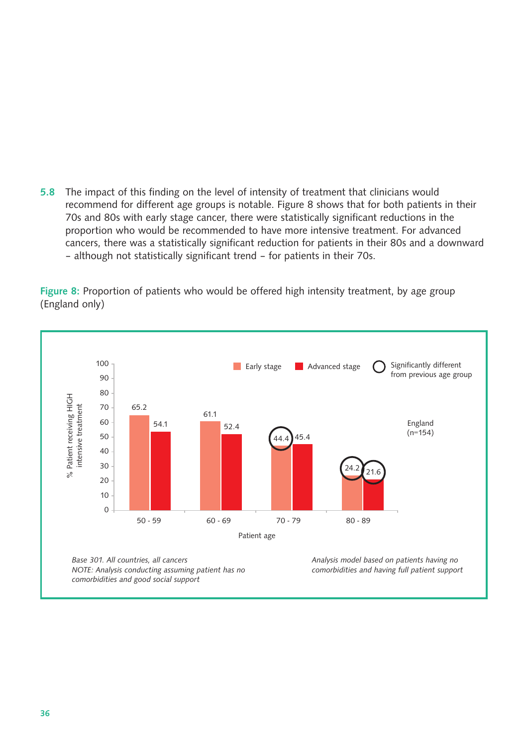**5.8** The impact of this finding on the level of intensity of treatment that clinicians would recommend for different age groups is notable. Figure 8 shows that for both patients in their 70s and 80s with early stage cancer, there were statistically significant reductions in the proportion who would be recommended to have more intensive treatment. For advanced cancers, there was a statistically significant reduction for patients in their 80s and a downward – although not statistically significant trend – for patients in their 70s.

**Figure 8:** Proportion of patients who would be offered high intensity treatment, by age group (England only)

| Patient age | Early stage | Advanced stage |
|---|---|---|
| 50 - 59 | 65.2 | 54.1 |
| 60 - 69 | 61.1 | 52.4 |
| 70 - 79 | 44.4 (significantly different from previous age group) | 45.4 |
| 80 - 89 | 24.2 (significantly different from previous age group) | 21.6 (significantly different from previous age group) |

% Patient receiving HIGH intensive treatment. England (n=154)

*Base 301. All countries, all cancers*
*NOTE: Analysis conducting assuming patient has no comorbidities and good social support*

*Analysis model based on patients having no comorbidities and having full patient support*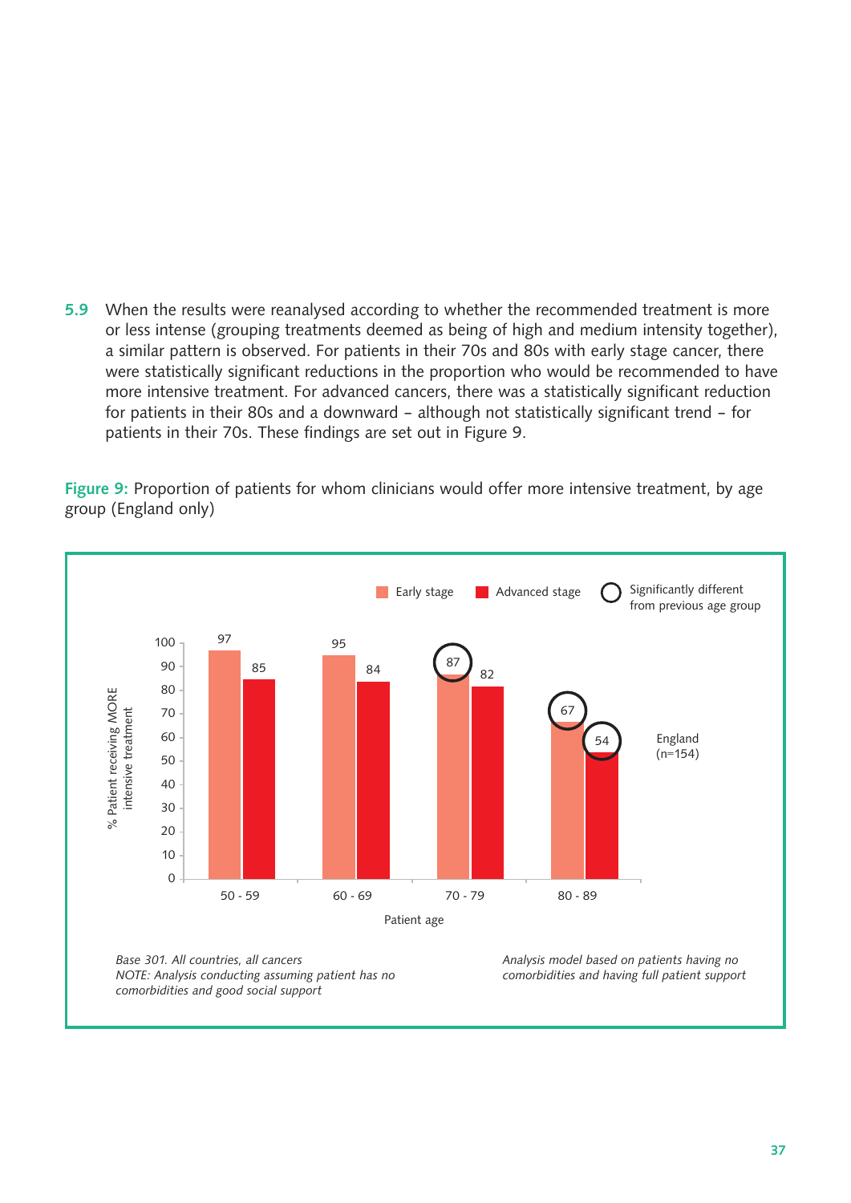**5.9** When the results were reanalysed according to whether the recommended treatment is more or less intense (grouping treatments deemed as being of high and medium intensity together), a similar pattern is observed. For patients in their 70s and 80s with early stage cancer, there were statistically significant reductions in the proportion who would be recommended to have more intensive treatment. For advanced cancers, there was a statistically significant reduction for patients in their 80s and a downward – although not statistically significant trend – for patients in their 70s. These findings are set out in Figure 9.

**Figure 9:** Proportion of patients for whom clinicians would offer more intensive treatment, by age group (England only)

| Patient age | Early stage | Advanced stage |
|---|---|---|
| 50 - 59 | 97 | 85 |
| 60 - 69 | 95 | 84 |
| 70 - 79 | 87* | 82 |
| 80 - 89 | 67* | 54* |

*Significantly different from previous age group

Y-axis: % Patient receiving MORE intensive treatment

England (n=154)

*Base 301. All countries, all cancers*
*NOTE: Analysis conducting assuming patient has no comorbidities and good social support*

*Analysis model based on patients having no comorbidities and having full patient support*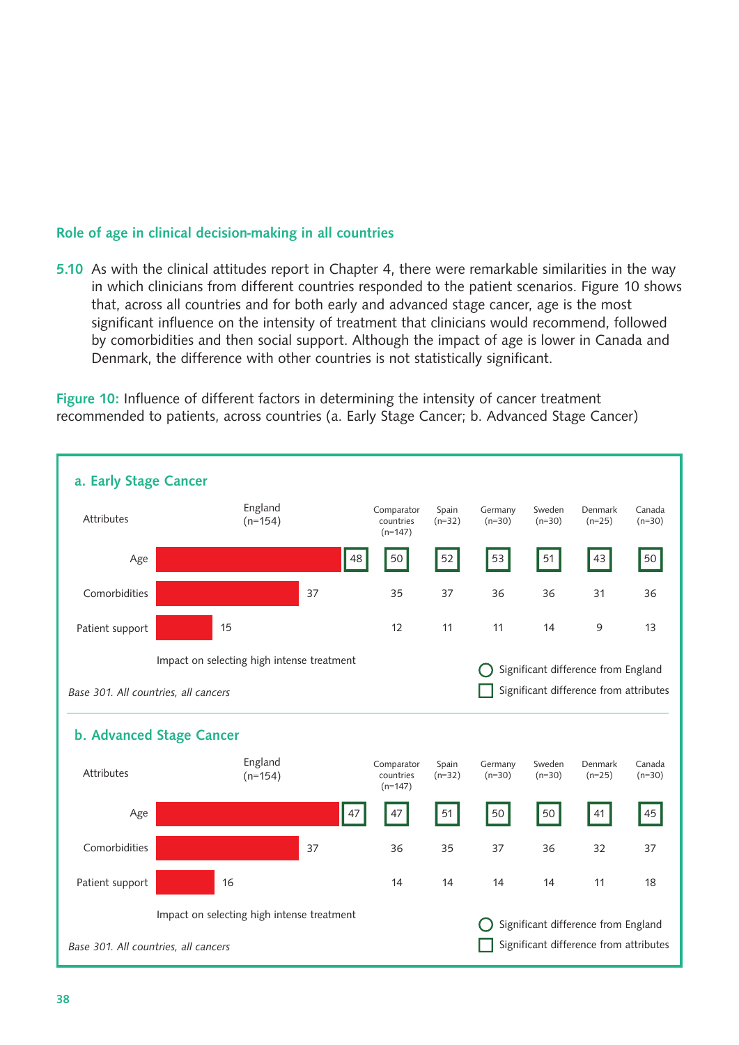### Role of age in clinical decision-making in all countries

**5.10** As with the clinical attitudes report in Chapter 4, there were remarkable similarities in the way in which clinicians from different countries responded to the patient scenarios. Figure 10 shows that, across all countries and for both early and advanced stage cancer, age is the most significant influence on the intensity of treatment that clinicians would recommend, followed by comorbidities and then social support. Although the impact of age is lower in Canada and Denmark, the difference with other countries is not statistically significant.

**Figure 10:** Influence of different factors in determining the intensity of cancer treatment recommended to patients, across countries (a. Early Stage Cancer; b. Advanced Stage Cancer)

#### a. Early Stage Cancer

| Attributes | England (n=154) | Comparator countries (n=147) | Spain (n=32) | Germany (n=30) | Sweden (n=30) | Denmark (n=25) | Canada (n=30) |
|---|---|---|---|---|---|---|---|
| Age | 48 | 50 | 52 | 53 | 51 | 43 | 50 |
| Comorbidities | 37 | 35 | 37 | 36 | 36 | 31 | 36 |
| Patient support | 15 | 12 | 11 | 11 | 14 | 9 | 13 |

Impact on selecting high intense treatment

○ Significant difference from England
□ Significant difference from attributes

*Base 301. All countries, all cancers*

#### b. Advanced Stage Cancer

| Attributes | England (n=154) | Comparator countries (n=147) | Spain (n=32) | Germany (n=30) | Sweden (n=30) | Denmark (n=25) | Canada (n=30) |
|---|---|---|---|---|---|---|---|
| Age | 47 | 47 | 51 | 50 | 50 | 41 | 45 |
| Comorbidities | 37 | 36 | 35 | 37 | 36 | 32 | 37 |
| Patient support | 16 | 14 | 14 | 14 | 14 | 11 | 18 |

Impact on selecting high intense treatment

○ Significant difference from England
□ Significant difference from attributes

*Base 301. All countries, all cancers*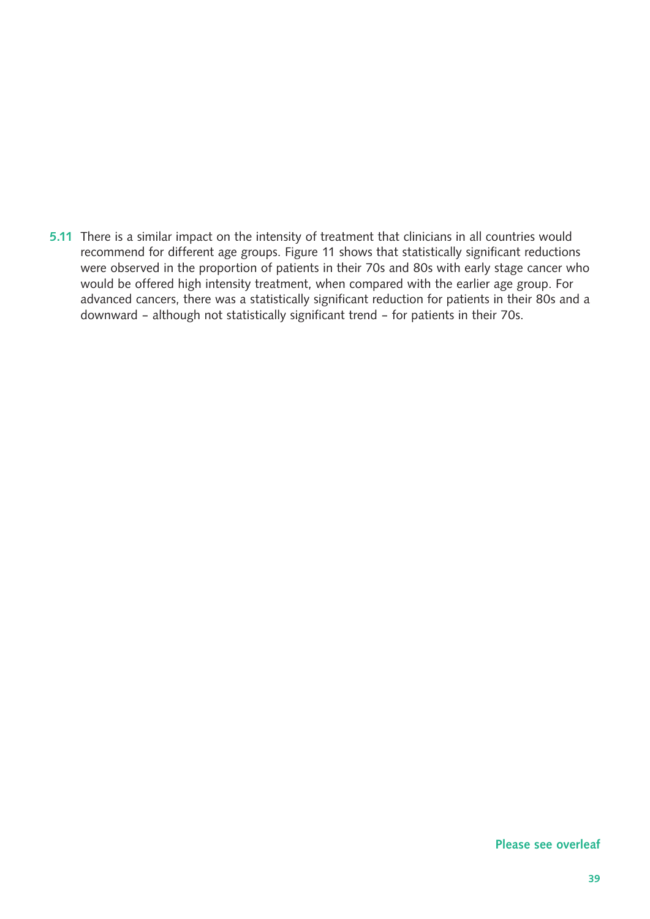**5.11** There is a similar impact on the intensity of treatment that clinicians in all countries would recommend for different age groups. Figure 11 shows that statistically significant reductions were observed in the proportion of patients in their 70s and 80s with early stage cancer who would be offered high intensity treatment, when compared with the earlier age group. For advanced cancers, there was a statistically significant reduction for patients in their 80s and a downward – although not statistically significant trend – for patients in their 70s.

**Please see overleaf**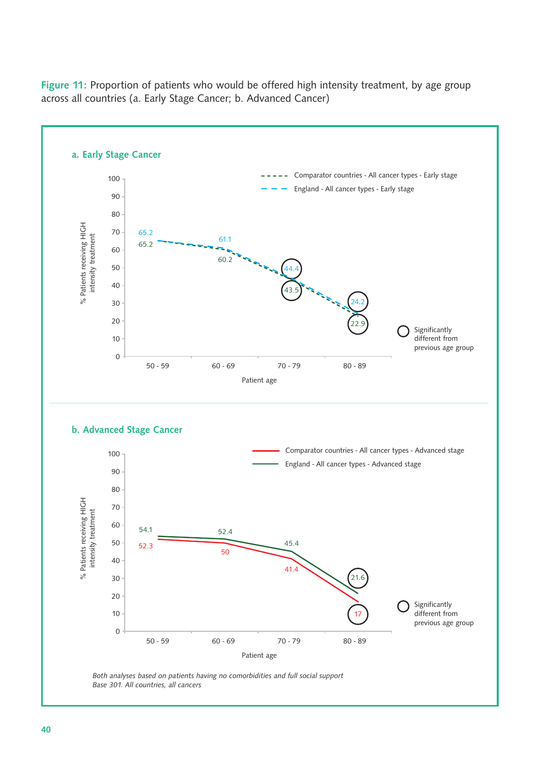**Figure 11:** Proportion of patients who would be offered high intensity treatment, by age group across all countries (a. Early Stage Cancer; b. Advanced Cancer)

## a. Early Stage Cancer

| Patient age | Comparator countries - All cancer types - Early stage | England - All cancer types - Early stage |
|---|---|---|
| 50 - 59 | 65.2 | 65.2 |
| 60 - 69 | 60.2 | 61.1 |
| 70 - 79 | 43.5 ○ | 44.4 ○ |
| 80 - 89 | 22.9 ○ | 24.2 ○ |

Y-axis: % Patients receiving HIGH intensity treatment

○ Significantly different from previous age group

## b. Advanced Stage Cancer

| Patient age | Comparator countries - All cancer types - Advanced stage | England - All cancer types - Advanced stage |
|---|---|---|
| 50 - 59 | 52.3 | 54.1 |
| 60 - 69 | 50 | 52.4 |
| 70 - 79 | 41.4 | 45.4 |
| 80 - 89 | 17 ○ | 21.6 ○ |

Y-axis: % Patients receiving HIGH intensity treatment

○ Significantly different from previous age group

*Both analyses based on patients having no comorbidities and full social support*
*Base 301. All countries, all cancers*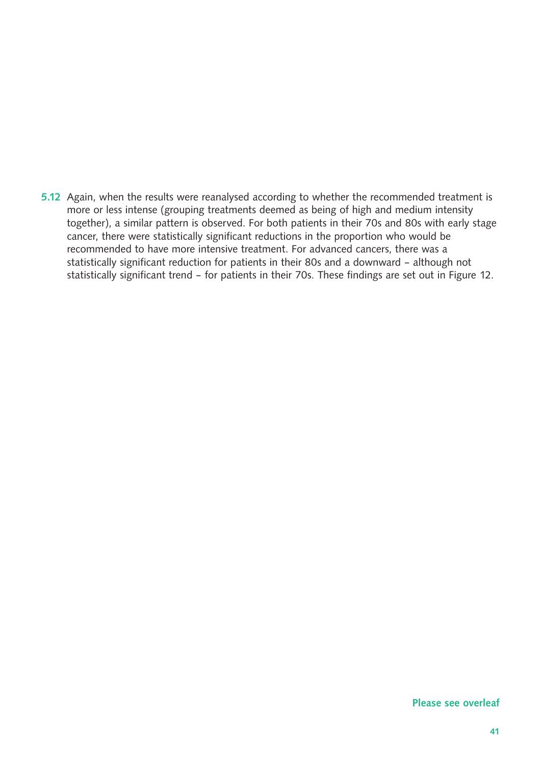**5.12** Again, when the results were reanalysed according to whether the recommended treatment is more or less intense (grouping treatments deemed as being of high and medium intensity together), a similar pattern is observed. For both patients in their 70s and 80s with early stage cancer, there were statistically significant reductions in the proportion who would be recommended to have more intensive treatment. For advanced cancers, there was a statistically significant reduction for patients in their 80s and a downward – although not statistically significant trend – for patients in their 70s. These findings are set out in Figure 12.

**Please see overleaf**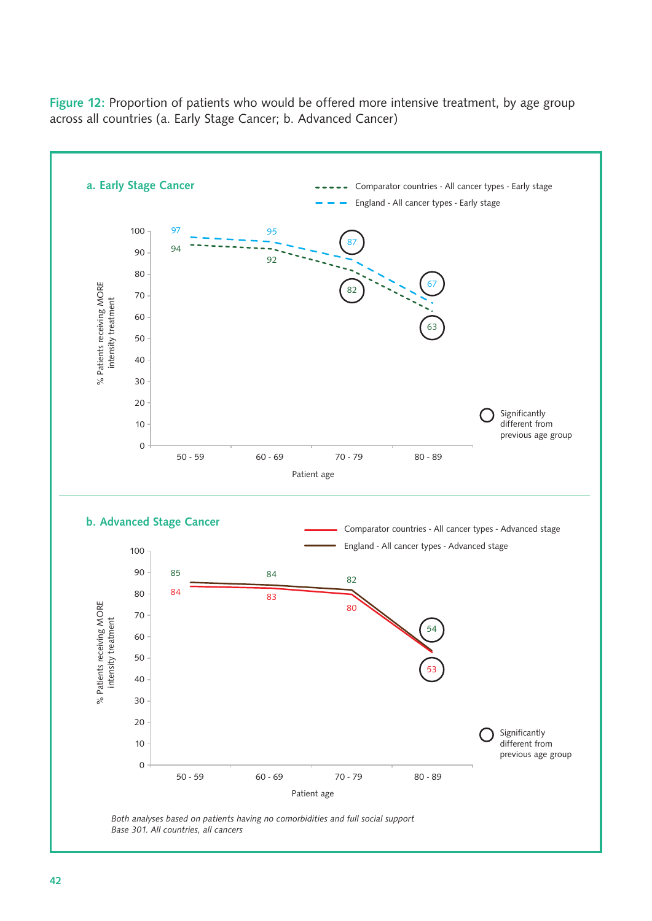**Figure 12:** Proportion of patients who would be offered more intensive treatment, by age group across all countries (a. Early Stage Cancer; b. Advanced Cancer)

**a. Early Stage Cancer**

| Patient age | Comparator countries - All cancer types - Early stage | England - All cancer types - Early stage |
|---|---|---|
| 50 - 59 | 94 | 97 |
| 60 - 69 | 92 | 95 |
| 70 - 79 | 82 (significantly different) | 87 (significantly different) |
| 80 - 89 | 63 (significantly different) | 67 (significantly different) |

% Patients receiving MORE intensity treatment

Patient age

○ Significantly different from previous age group

**b. Advanced Stage Cancer**

| Patient age | Comparator countries - All cancer types - Advanced stage | England - All cancer types - Advanced stage |
|---|---|---|
| 50 - 59 | 84 | 85 |
| 60 - 69 | 83 | 84 |
| 70 - 79 | 80 | 82 |
| 80 - 89 | 53 (significantly different) | 54 (significantly different) |

% Patients receiving MORE intensity treatment

Patient age

○ Significantly different from previous age group

*Both analyses based on patients having no comorbidities and full social support*
*Base 301. All countries, all cancers*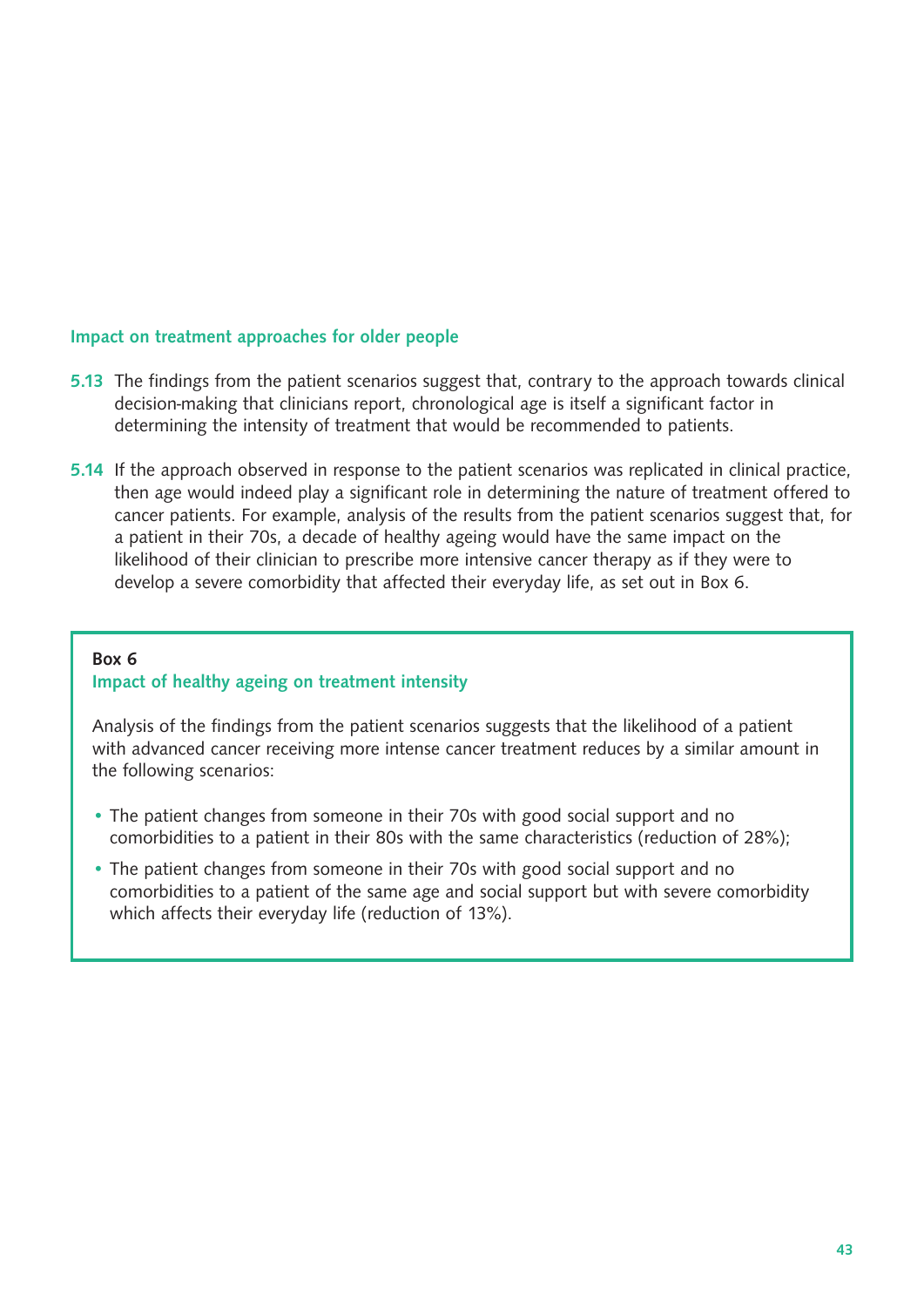### Impact on treatment approaches for older people

**5.13** The findings from the patient scenarios suggest that, contrary to the approach towards clinical decision-making that clinicians report, chronological age is itself a significant factor in determining the intensity of treatment that would be recommended to patients.

**5.14** If the approach observed in response to the patient scenarios was replicated in clinical practice, then age would indeed play a significant role in determining the nature of treatment offered to cancer patients. For example, analysis of the results from the patient scenarios suggest that, for a patient in their 70s, a decade of healthy ageing would have the same impact on the likelihood of their clinician to prescribe more intensive cancer therapy as if they were to develop a severe comorbidity that affected their everyday life, as set out in Box 6.

**Box 6**

**Impact of healthy ageing on treatment intensity**

Analysis of the findings from the patient scenarios suggests that the likelihood of a patient with advanced cancer receiving more intense cancer treatment reduces by a similar amount in the following scenarios:

- The patient changes from someone in their 70s with good social support and no comorbidities to a patient in their 80s with the same characteristics (reduction of 28%);
- The patient changes from someone in their 70s with good social support and no comorbidities to a patient of the same age and social support but with severe comorbidity which affects their everyday life (reduction of 13%).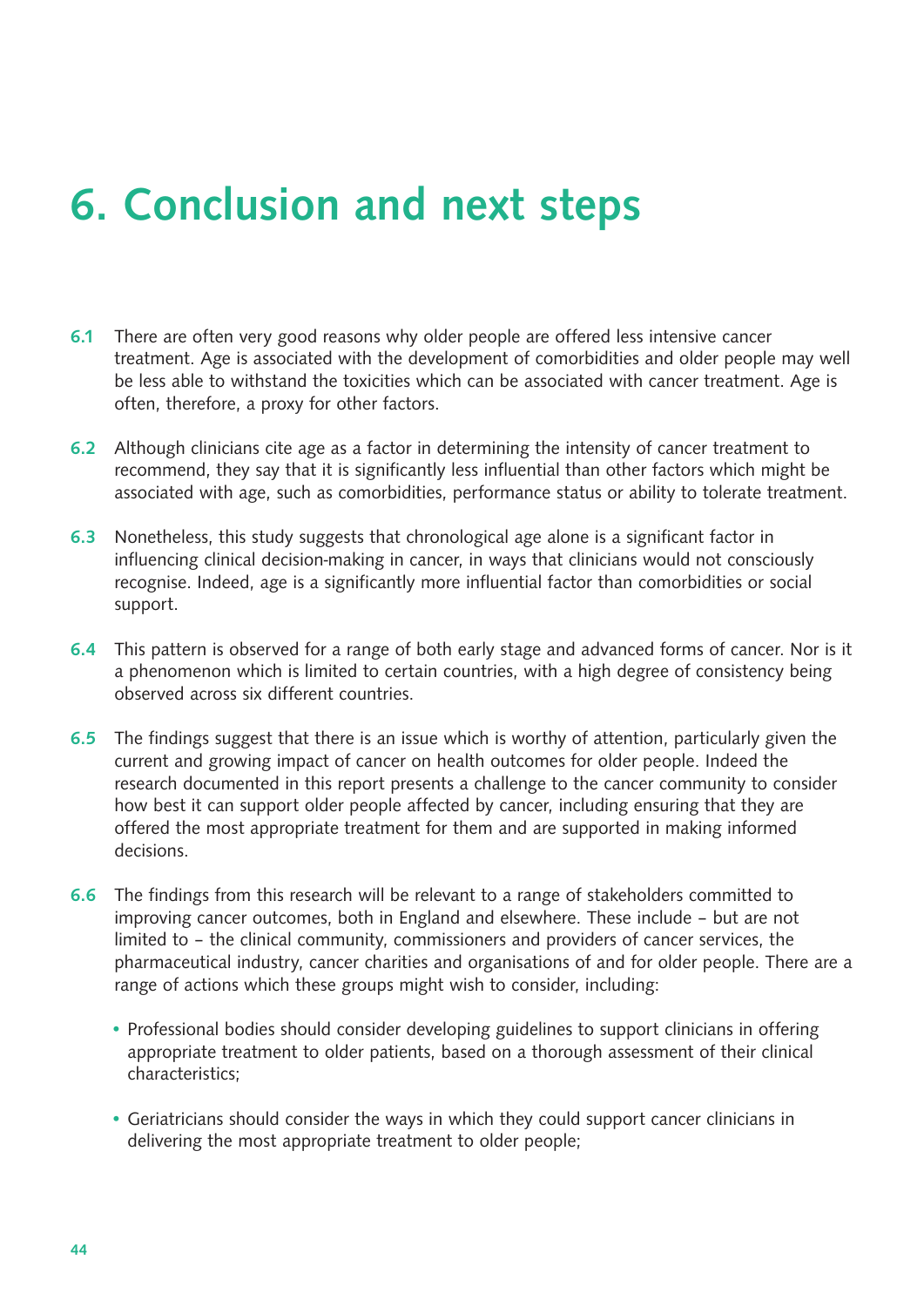# 6. Conclusion and next steps

**6.1** There are often very good reasons why older people are offered less intensive cancer treatment. Age is associated with the development of comorbidities and older people may well be less able to withstand the toxicities which can be associated with cancer treatment. Age is often, therefore, a proxy for other factors.

**6.2** Although clinicians cite age as a factor in determining the intensity of cancer treatment to recommend, they say that it is significantly less influential than other factors which might be associated with age, such as comorbidities, performance status or ability to tolerate treatment.

**6.3** Nonetheless, this study suggests that chronological age alone is a significant factor in influencing clinical decision-making in cancer, in ways that clinicians would not consciously recognise. Indeed, age is a significantly more influential factor than comorbidities or social support.

**6.4** This pattern is observed for a range of both early stage and advanced forms of cancer. Nor is it a phenomenon which is limited to certain countries, with a high degree of consistency being observed across six different countries.

**6.5** The findings suggest that there is an issue which is worthy of attention, particularly given the current and growing impact of cancer on health outcomes for older people. Indeed the research documented in this report presents a challenge to the cancer community to consider how best it can support older people affected by cancer, including ensuring that they are offered the most appropriate treatment for them and are supported in making informed decisions.

**6.6** The findings from this research will be relevant to a range of stakeholders committed to improving cancer outcomes, both in England and elsewhere. These include – but are not limited to – the clinical community, commissioners and providers of cancer services, the pharmaceutical industry, cancer charities and organisations of and for older people. There are a range of actions which these groups might wish to consider, including:

- Professional bodies should consider developing guidelines to support clinicians in offering appropriate treatment to older patients, based on a thorough assessment of their clinical characteristics;

- Geriatricians should consider the ways in which they could support cancer clinicians in delivering the most appropriate treatment to older people;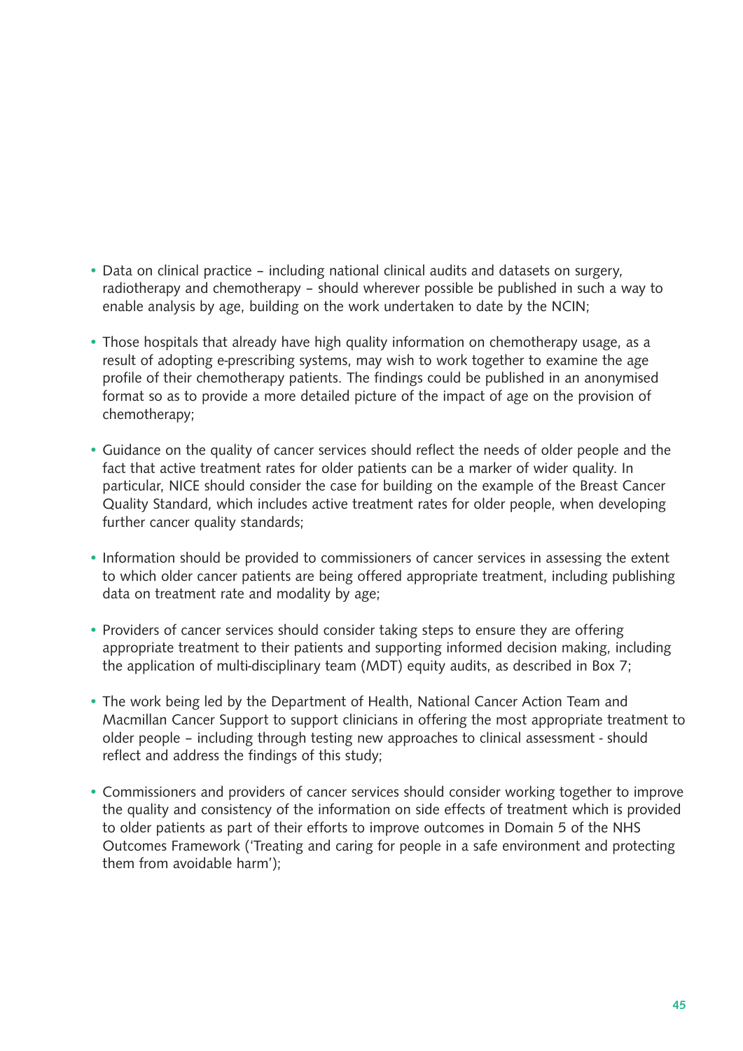- Data on clinical practice – including national clinical audits and datasets on surgery, radiotherapy and chemotherapy – should wherever possible be published in such a way to enable analysis by age, building on the work undertaken to date by the NCIN;

- Those hospitals that already have high quality information on chemotherapy usage, as a result of adopting e-prescribing systems, may wish to work together to examine the age profile of their chemotherapy patients. The findings could be published in an anonymised format so as to provide a more detailed picture of the impact of age on the provision of chemotherapy;

- Guidance on the quality of cancer services should reflect the needs of older people and the fact that active treatment rates for older patients can be a marker of wider quality. In particular, NICE should consider the case for building on the example of the Breast Cancer Quality Standard, which includes active treatment rates for older people, when developing further cancer quality standards;

- Information should be provided to commissioners of cancer services in assessing the extent to which older cancer patients are being offered appropriate treatment, including publishing data on treatment rate and modality by age;

- Providers of cancer services should consider taking steps to ensure they are offering appropriate treatment to their patients and supporting informed decision making, including the application of multi-disciplinary team (MDT) equity audits, as described in Box 7;

- The work being led by the Department of Health, National Cancer Action Team and Macmillan Cancer Support to support clinicians in offering the most appropriate treatment to older people – including through testing new approaches to clinical assessment - should reflect and address the findings of this study;

- Commissioners and providers of cancer services should consider working together to improve the quality and consistency of the information on side effects of treatment which is provided to older patients as part of their efforts to improve outcomes in Domain 5 of the NHS Outcomes Framework ('Treating and caring for people in a safe environment and protecting them from avoidable harm');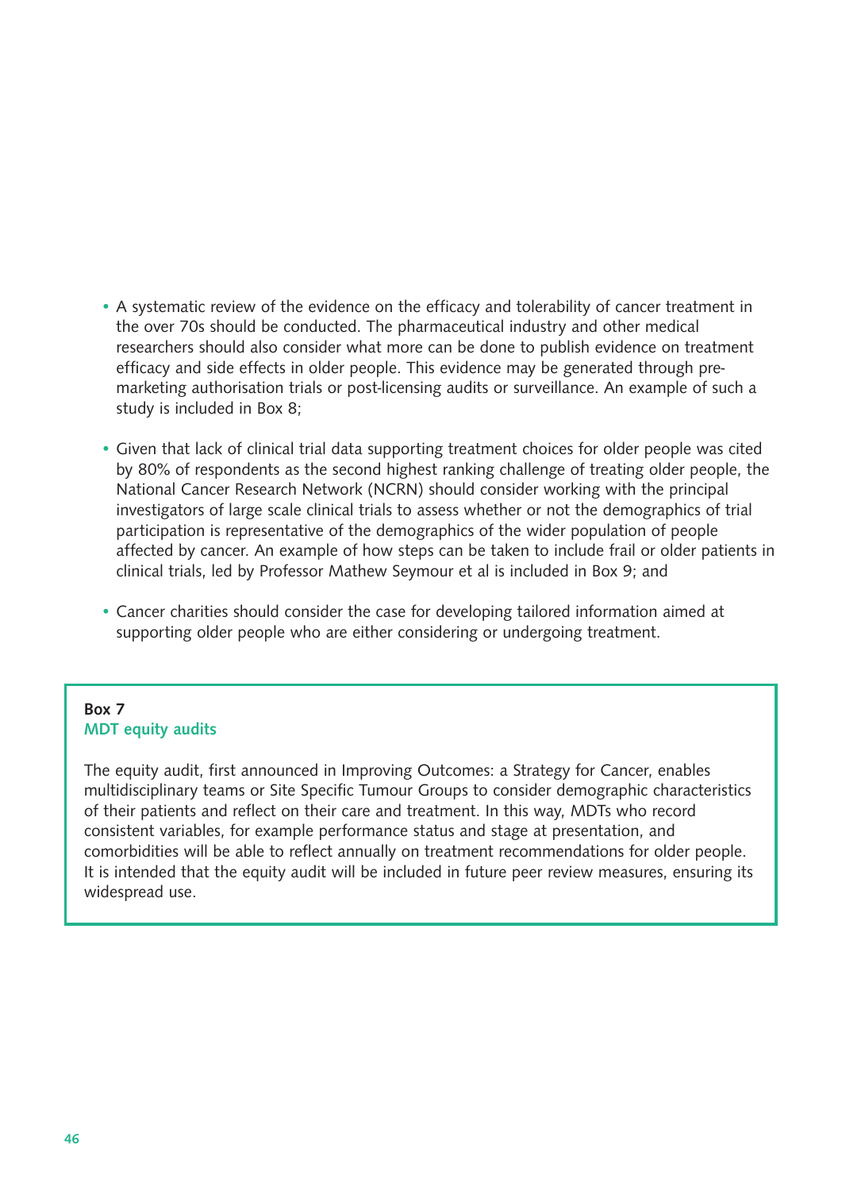- A systematic review of the evidence on the efficacy and tolerability of cancer treatment in the over 70s should be conducted. The pharmaceutical industry and other medical researchers should also consider what more can be done to publish evidence on treatment efficacy and side effects in older people. This evidence may be generated through pre-marketing authorisation trials or post-licensing audits or surveillance. An example of such a study is included in Box 8;

- Given that lack of clinical trial data supporting treatment choices for older people was cited by 80% of respondents as the second highest ranking challenge of treating older people, the National Cancer Research Network (NCRN) should consider working with the principal investigators of large scale clinical trials to assess whether or not the demographics of trial participation is representative of the demographics of the wider population of people affected by cancer. An example of how steps can be taken to include frail or older patients in clinical trials, led by Professor Mathew Seymour et al is included in Box 9; and

- Cancer charities should consider the case for developing tailored information aimed at supporting older people who are either considering or undergoing treatment.

**Box 7**
**MDT equity audits**

The equity audit, first announced in Improving Outcomes: a Strategy for Cancer, enables multidisciplinary teams or Site Specific Tumour Groups to consider demographic characteristics of their patients and reflect on their care and treatment. In this way, MDTs who record consistent variables, for example performance status and stage at presentation, and comorbidities will be able to reflect annually on treatment recommendations for older people. It is intended that the equity audit will be included in future peer review measures, ensuring its widespread use.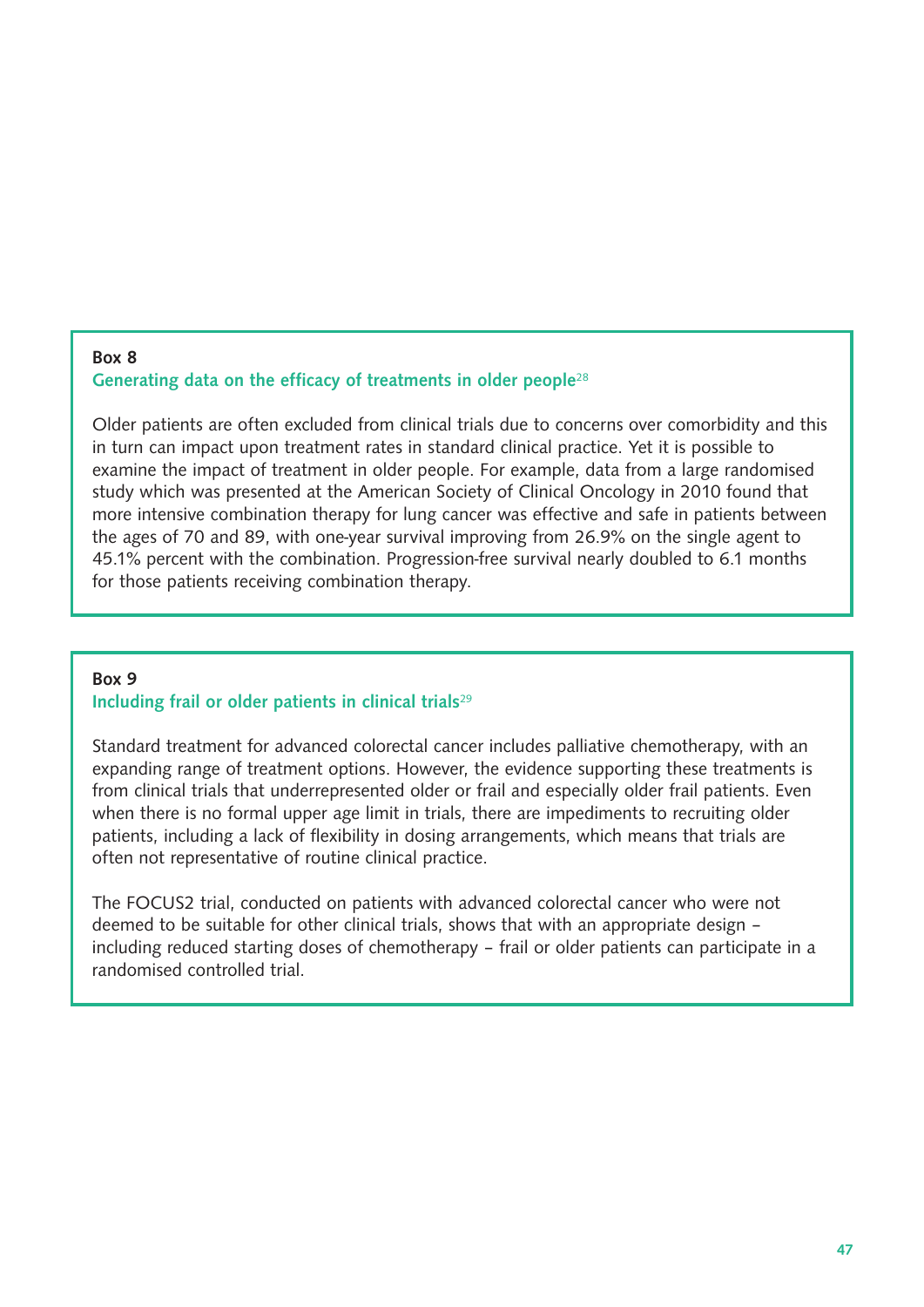**Box 8**

### Generating data on the efficacy of treatments in older people[28]

Older patients are often excluded from clinical trials due to concerns over comorbidity and this in turn can impact upon treatment rates in standard clinical practice. Yet it is possible to examine the impact of treatment in older people. For example, data from a large randomised study which was presented at the American Society of Clinical Oncology in 2010 found that more intensive combination therapy for lung cancer was effective and safe in patients between the ages of 70 and 89, with one-year survival improving from 26.9% on the single agent to 45.1% percent with the combination. Progression-free survival nearly doubled to 6.1 months for those patients receiving combination therapy.

**Box 9**

### Including frail or older patients in clinical trials[29]

Standard treatment for advanced colorectal cancer includes palliative chemotherapy, with an expanding range of treatment options. However, the evidence supporting these treatments is from clinical trials that underrepresented older or frail and especially older frail patients. Even when there is no formal upper age limit in trials, there are impediments to recruiting older patients, including a lack of flexibility in dosing arrangements, which means that trials are often not representative of routine clinical practice.

The FOCUS2 trial, conducted on patients with advanced colorectal cancer who were not deemed to be suitable for other clinical trials, shows that with an appropriate design – including reduced starting doses of chemotherapy – frail or older patients can participate in a randomised controlled trial.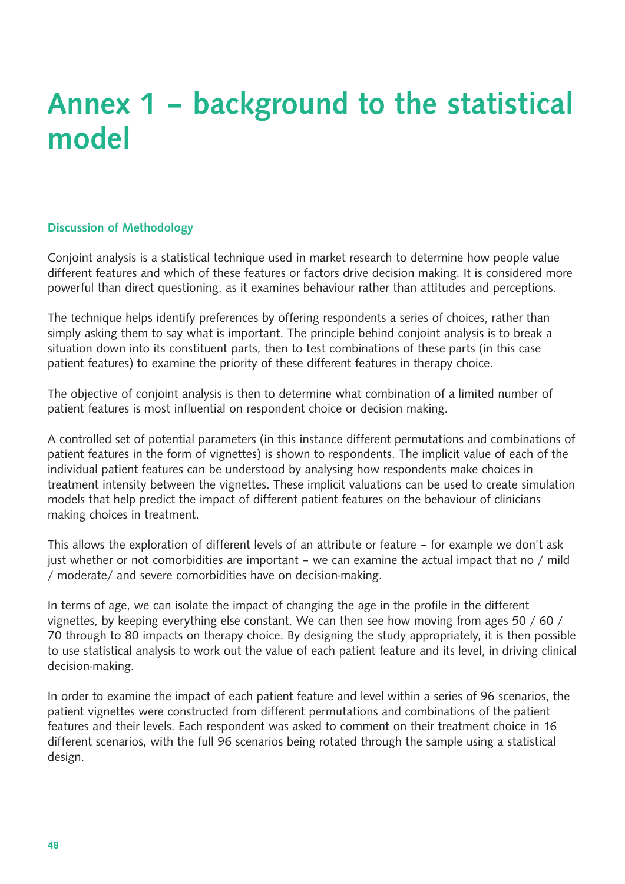# Annex 1 – background to the statistical model

### Discussion of Methodology

Conjoint analysis is a statistical technique used in market research to determine how people value different features and which of these features or factors drive decision making. It is considered more powerful than direct questioning, as it examines behaviour rather than attitudes and perceptions.

The technique helps identify preferences by offering respondents a series of choices, rather than simply asking them to say what is important. The principle behind conjoint analysis is to break a situation down into its constituent parts, then to test combinations of these parts (in this case patient features) to examine the priority of these different features in therapy choice.

The objective of conjoint analysis is then to determine what combination of a limited number of patient features is most influential on respondent choice or decision making.

A controlled set of potential parameters (in this instance different permutations and combinations of patient features in the form of vignettes) is shown to respondents. The implicit value of each of the individual patient features can be understood by analysing how respondents make choices in treatment intensity between the vignettes. These implicit valuations can be used to create simulation models that help predict the impact of different patient features on the behaviour of clinicians making choices in treatment.

This allows the exploration of different levels of an attribute or feature – for example we don't ask just whether or not comorbidities are important – we can examine the actual impact that no / mild / moderate/ and severe comorbidities have on decision-making.

In terms of age, we can isolate the impact of changing the age in the profile in the different vignettes, by keeping everything else constant. We can then see how moving from ages 50 / 60 / 70 through to 80 impacts on therapy choice. By designing the study appropriately, it is then possible to use statistical analysis to work out the value of each patient feature and its level, in driving clinical decision-making.

In order to examine the impact of each patient feature and level within a series of 96 scenarios, the patient vignettes were constructed from different permutations and combinations of the patient features and their levels. Each respondent was asked to comment on their treatment choice in 16 different scenarios, with the full 96 scenarios being rotated through the sample using a statistical design.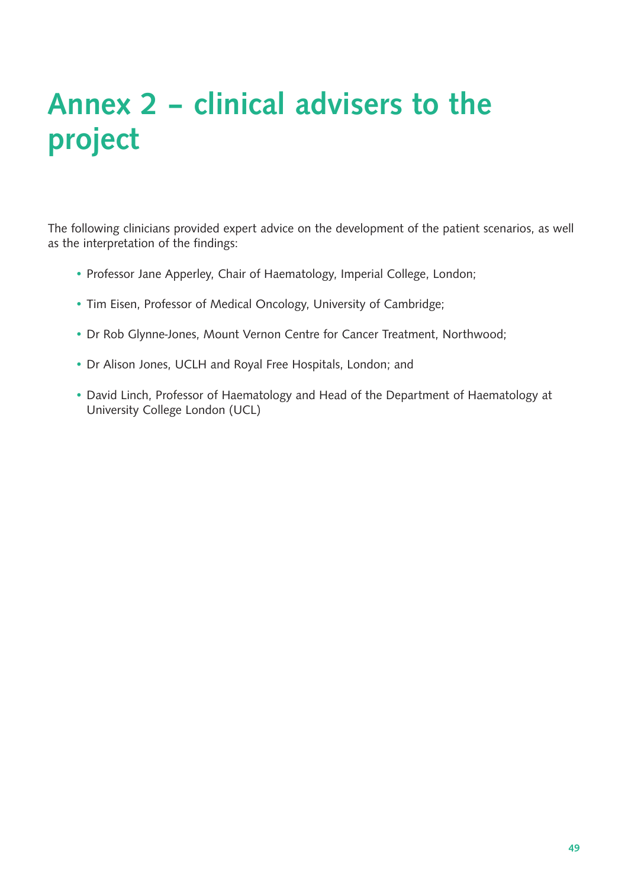# Annex 2 – clinical advisers to the project

The following clinicians provided expert advice on the development of the patient scenarios, as well as the interpretation of the findings:

- Professor Jane Apperley, Chair of Haematology, Imperial College, London;
- Tim Eisen, Professor of Medical Oncology, University of Cambridge;
- Dr Rob Glynne-Jones, Mount Vernon Centre for Cancer Treatment, Northwood;
- Dr Alison Jones, UCLH and Royal Free Hospitals, London; and
- David Linch, Professor of Haematology and Head of the Department of Haematology at University College London (UCL)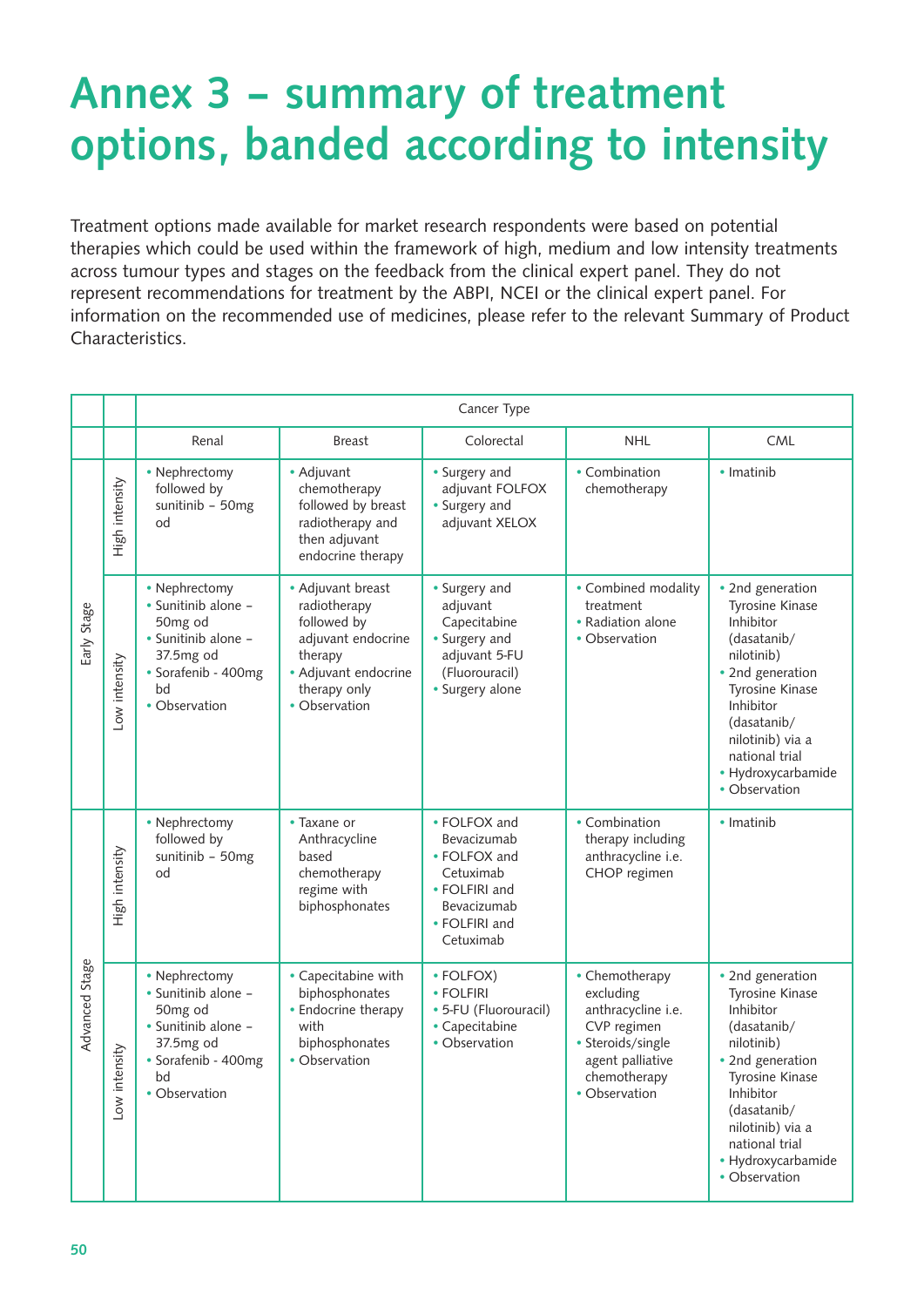# Annex 3 – summary of treatment options, banded according to intensity

Treatment options made available for market research respondents were based on potential therapies which could be used within the framework of high, medium and low intensity treatments across tumour types and stages on the feedback from the clinical expert panel. They do not represent recommendations for treatment by the ABPI, NCEI or the clinical expert panel. For information on the recommended use of medicines, please refer to the relevant Summary of Product Characteristics.

| | | Cancer Type | | | | |
|---|---|---|---|---|---|---|
| | | Renal | Breast | Colorectal | NHL | CML |
| Early Stage | High intensity | • Nephrectomy followed by sunitinib – 50mg od | • Adjuvant chemotherapy followed by breast radiotherapy and then adjuvant endocrine therapy | • Surgery and adjuvant FOLFOX<br>• Surgery and adjuvant XELOX | • Combination chemotherapy | • Imatinib |
| | Low intensity | • Nephrectomy<br>• Sunitinib alone – 50mg od<br>• Sunitinib alone – 37.5mg od<br>• Sorafenib - 400mg bd<br>• Observation | • Adjuvant breast radiotherapy followed by adjuvant endocrine therapy<br>• Adjuvant endocrine therapy only<br>• Observation | • Surgery and adjuvant Capecitabine<br>• Surgery and adjuvant 5-FU (Fluorouracil)<br>• Surgery alone | • Combined modality treatment<br>• Radiation alone<br>• Observation | • 2nd generation Tyrosine Kinase Inhibitor (dasatanib/ nilotinib)<br>• 2nd generation Tyrosine Kinase Inhibitor (dasatanib/ nilotinib) via a national trial<br>• Hydroxycarbamide<br>• Observation |
| Advanced Stage | High intensity | • Nephrectomy followed by sunitinib – 50mg od | • Taxane or Anthracycline based chemotherapy regime with biphosphonates | • FOLFOX and Bevacizumab<br>• FOLFOX and Cetuximab<br>• FOLFIRI and Bevacizumab<br>• FOLFIRI and Cetuximab | • Combination therapy including anthracycline i.e. CHOP regimen | • Imatinib |
| | Low intensity | • Nephrectomy<br>• Sunitinib alone – 50mg od<br>• Sunitinib alone – 37.5mg od<br>• Sorafenib - 400mg bd<br>• Observation | • Capecitabine with biphosphonates<br>• Endocrine therapy with biphosphonates<br>• Observation | • FOLFOX)<br>• FOLFIRI<br>• 5-FU (Fluorouracil)<br>• Capecitabine<br>• Observation | • Chemotherapy excluding anthracycline i.e. CVP regimen<br>• Steroids/single agent palliative chemotherapy<br>• Observation | • 2nd generation Tyrosine Kinase Inhibitor (dasatanib/ nilotinib)<br>• 2nd generation Tyrosine Kinase Inhibitor (dasatanib/ nilotinib) via a national trial<br>• Hydroxycarbamide<br>• Observation |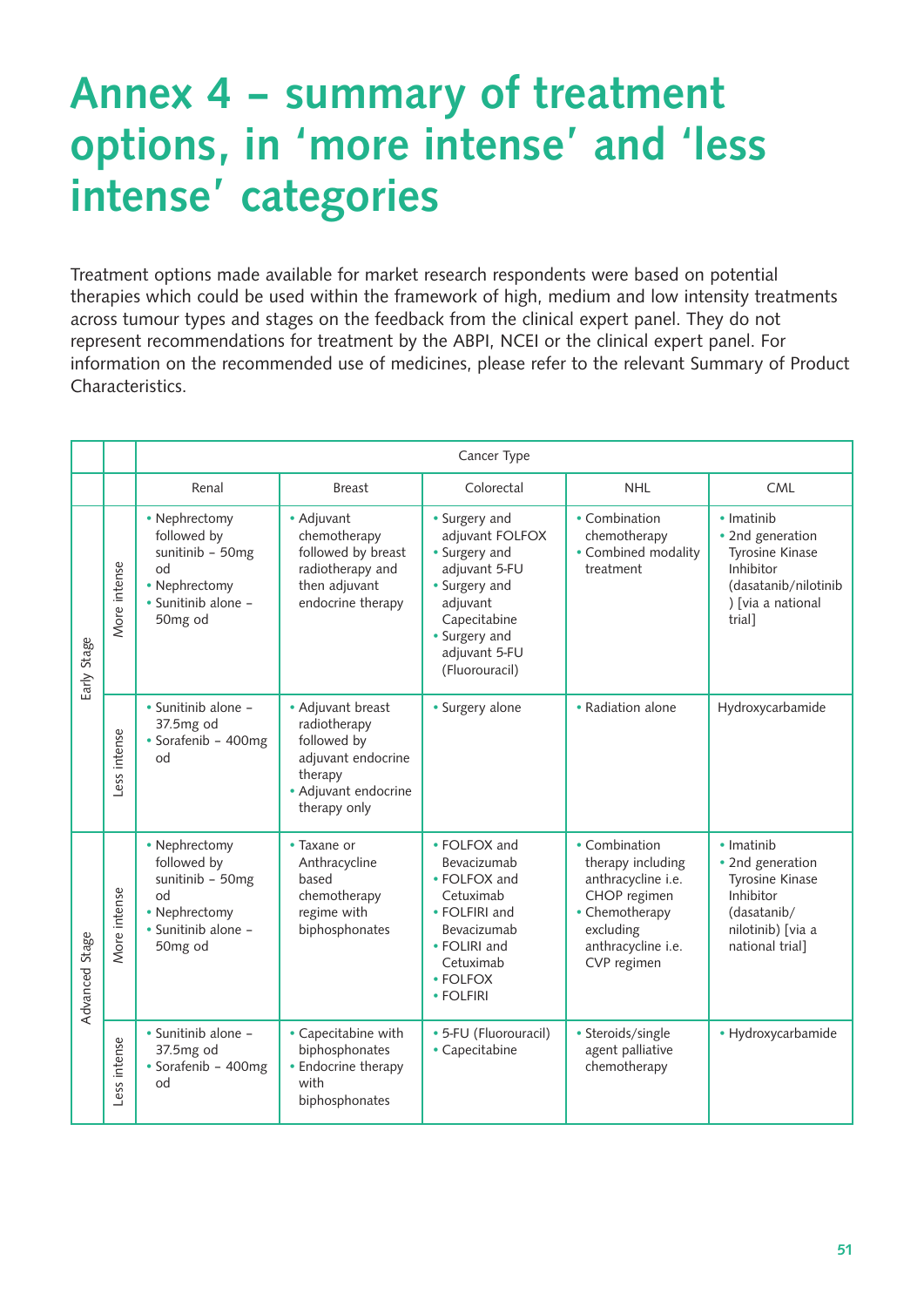# Annex 4 – summary of treatment options, in 'more intense' and 'less intense' categories

Treatment options made available for market research respondents were based on potential therapies which could be used within the framework of high, medium and low intensity treatments across tumour types and stages on the feedback from the clinical expert panel. They do not represent recommendations for treatment by the ABPI, NCEI or the clinical expert panel. For information on the recommended use of medicines, please refer to the relevant Summary of Product Characteristics.

| | | Cancer Type | | | | |
|---|---|---|---|---|---|---|
| | | Renal | Breast | Colorectal | NHL | CML |
| Early Stage | More intense | • Nephrectomy followed by sunitinib – 50mg od<br>• Nephrectomy<br>• Sunitinib alone – 50mg od | • Adjuvant chemotherapy followed by breast radiotherapy and then adjuvant endocrine therapy | • Surgery and adjuvant FOLFOX<br>• Surgery and adjuvant 5-FU<br>• Surgery and adjuvant Capecitabine<br>• Surgery and adjuvant 5-FU (Fluorouracil) | • Combination chemotherapy<br>• Combined modality treatment | • Imatinib<br>• 2nd generation Tyrosine Kinase Inhibitor (dasatanib/nilotinib ) [via a national trial] |
| | Less intense | • Sunitinib alone – 37.5mg od<br>• Sorafenib – 400mg od | • Adjuvant breast radiotherapy followed by adjuvant endocrine therapy<br>• Adjuvant endocrine therapy only | • Surgery alone | • Radiation alone | Hydroxycarbamide |
| Advanced Stage | More intense | • Nephrectomy followed by sunitinib – 50mg od<br>• Nephrectomy<br>• Sunitinib alone – 50mg od | • Taxane or Anthracycline based chemotherapy regime with biphosphonates | • FOLFOX and Bevacizumab<br>• FOLFOX and Cetuximab<br>• FOLFIRI and Bevacizumab<br>• FOLIRI and Cetuximab<br>• FOLFOX<br>• FOLFIRI | • Combination therapy including anthracycline i.e. CHOP regimen<br>• Chemotherapy excluding anthracycline i.e. CVP regimen | • Imatinib<br>• 2nd generation Tyrosine Kinase Inhibitor (dasatanib/ nilotinib) [via a national trial] |
| | Less intense | • Sunitinib alone – 37.5mg od<br>• Sorafenib – 400mg od | • Capecitabine with biphosphonates<br>• Endocrine therapy with biphosphonates | • 5-FU (Fluorouracil)<br>• Capecitabine | • Steroids/single agent palliative chemotherapy | • Hydroxycarbamide |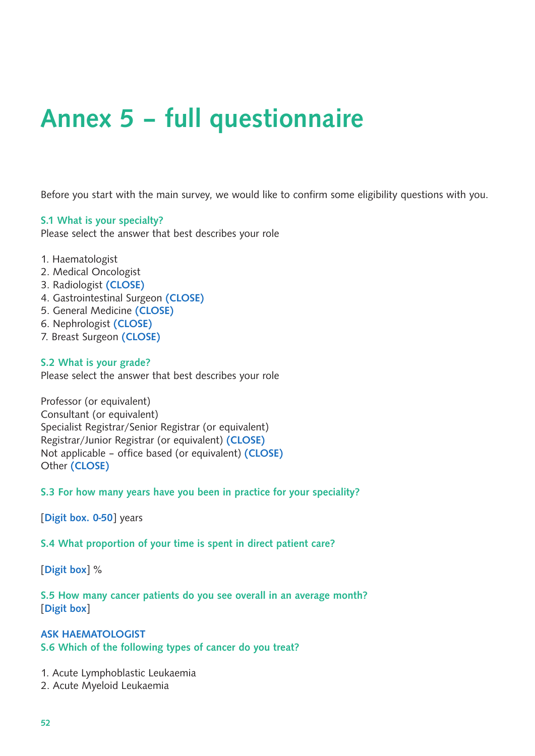# Annex 5 – full questionnaire

Before you start with the main survey, we would like to confirm some eligibility questions with you.

**S.1 What is your specialty?**
Please select the answer that best describes your role

1. Haematologist
2. Medical Oncologist
3. Radiologist **(CLOSE)**
4. Gastrointestinal Surgeon **(CLOSE)**
5. General Medicine **(CLOSE)**
6. Nephrologist **(CLOSE)**
7. Breast Surgeon **(CLOSE)**

**S.2 What is your grade?**
Please select the answer that best describes your role

Professor (or equivalent)
Consultant (or equivalent)
Specialist Registrar/Senior Registrar (or equivalent)
Registrar/Junior Registrar (or equivalent) **(CLOSE)**
Not applicable – office based (or equivalent) **(CLOSE)**
Other **(CLOSE)**

**S.3 For how many years have you been in practice for your speciality?**

[**Digit box. 0-50**] years

**S.4 What proportion of your time is spent in direct patient care?**

[**Digit box**] %

**S.5 How many cancer patients do you see overall in an average month?**
[**Digit box**]

**ASK HAEMATOLOGIST**
**S.6 Which of the following types of cancer do you treat?**

1. Acute Lymphoblastic Leukaemia
2. Acute Myeloid Leukaemia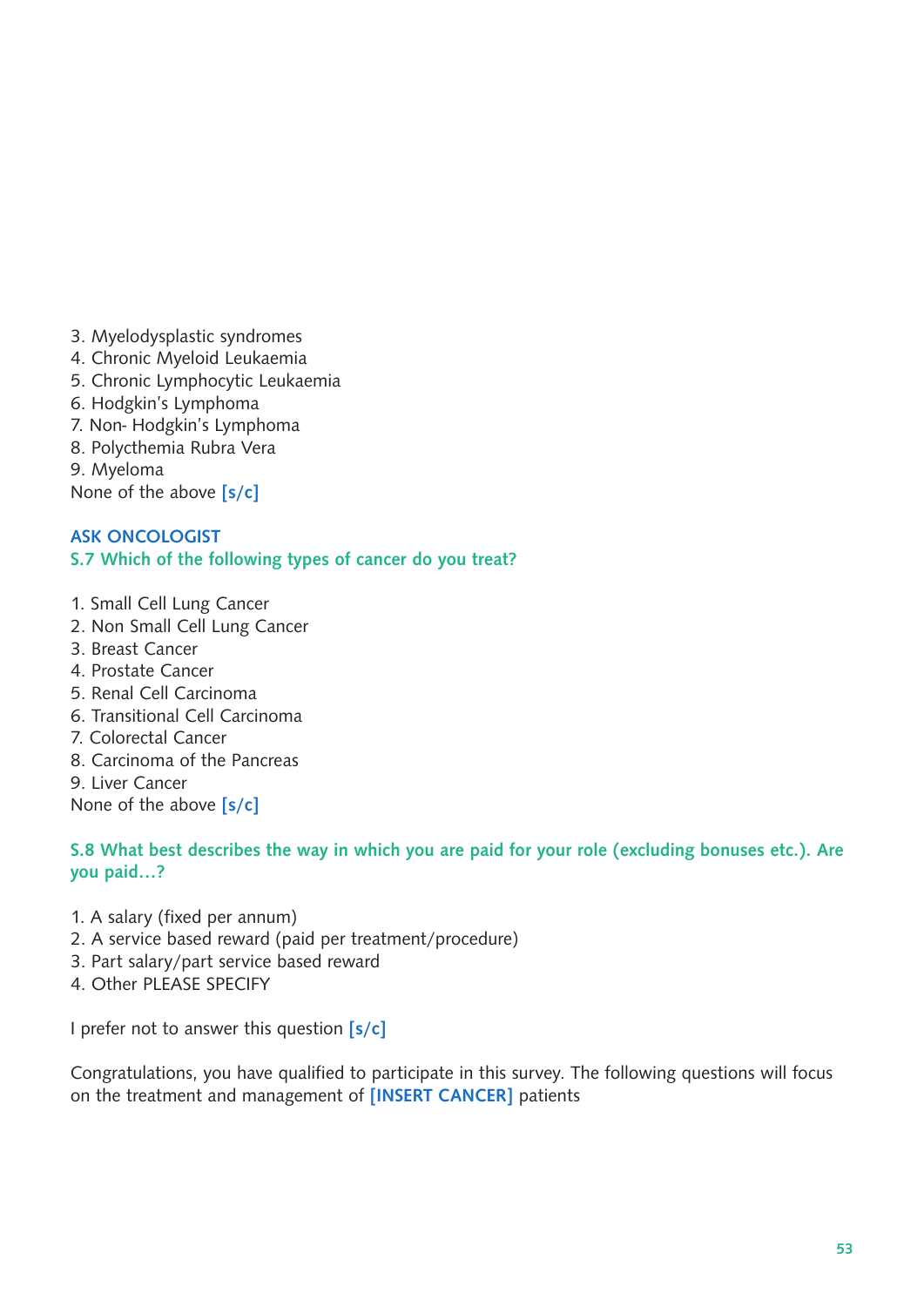3. Myelodysplastic syndromes
4. Chronic Myeloid Leukaemia
5. Chronic Lymphocytic Leukaemia
6. Hodgkin's Lymphoma
7. Non- Hodgkin's Lymphoma
8. Polycthemia Rubra Vera
9. Myeloma

None of the above **[s/c]**

**ASK ONCOLOGIST**

**S.7 Which of the following types of cancer do you treat?**

1. Small Cell Lung Cancer
2. Non Small Cell Lung Cancer
3. Breast Cancer
4. Prostate Cancer
5. Renal Cell Carcinoma
6. Transitional Cell Carcinoma
7. Colorectal Cancer
8. Carcinoma of the Pancreas
9. Liver Cancer

None of the above **[s/c]**

**S.8 What best describes the way in which you are paid for your role (excluding bonuses etc.). Are you paid…?**

1. A salary (fixed per annum)
2. A service based reward (paid per treatment/procedure)
3. Part salary/part service based reward
4. Other PLEASE SPECIFY

I prefer not to answer this question **[s/c]**

Congratulations, you have qualified to participate in this survey. The following questions will focus on the treatment and management of **[INSERT CANCER]** patients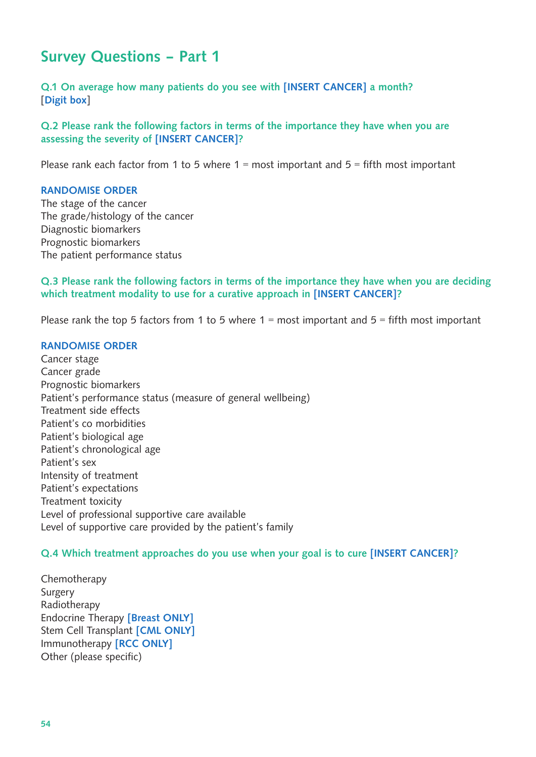## Survey Questions – Part 1

**Q.1 On average how many patients do you see with [INSERT CANCER] a month?**
[**Digit box**]

**Q.2 Please rank the following factors in terms of the importance they have when you are assessing the severity of [INSERT CANCER]?**

Please rank each factor from 1 to 5 where 1 = most important and 5 = fifth most important

**RANDOMISE ORDER**

The stage of the cancer
The grade/histology of the cancer
Diagnostic biomarkers
Prognostic biomarkers
The patient performance status

**Q.3 Please rank the following factors in terms of the importance they have when you are deciding which treatment modality to use for a curative approach in [INSERT CANCER]?**

Please rank the top 5 factors from 1 to 5 where 1 = most important and 5 = fifth most important

**RANDOMISE ORDER**

Cancer stage
Cancer grade
Prognostic biomarkers
Patient's performance status (measure of general wellbeing)
Treatment side effects
Patient's co morbidities
Patient's biological age
Patient's chronological age
Patient's sex
Intensity of treatment
Patient's expectations
Treatment toxicity
Level of professional supportive care available
Level of supportive care provided by the patient's family

**Q.4 Which treatment approaches do you use when your goal is to cure [INSERT CANCER]?**

Chemotherapy
Surgery
Radiotherapy
Endocrine Therapy **[Breast ONLY]**
Stem Cell Transplant **[CML ONLY]**
Immunotherapy **[RCC ONLY]**
Other (please specific)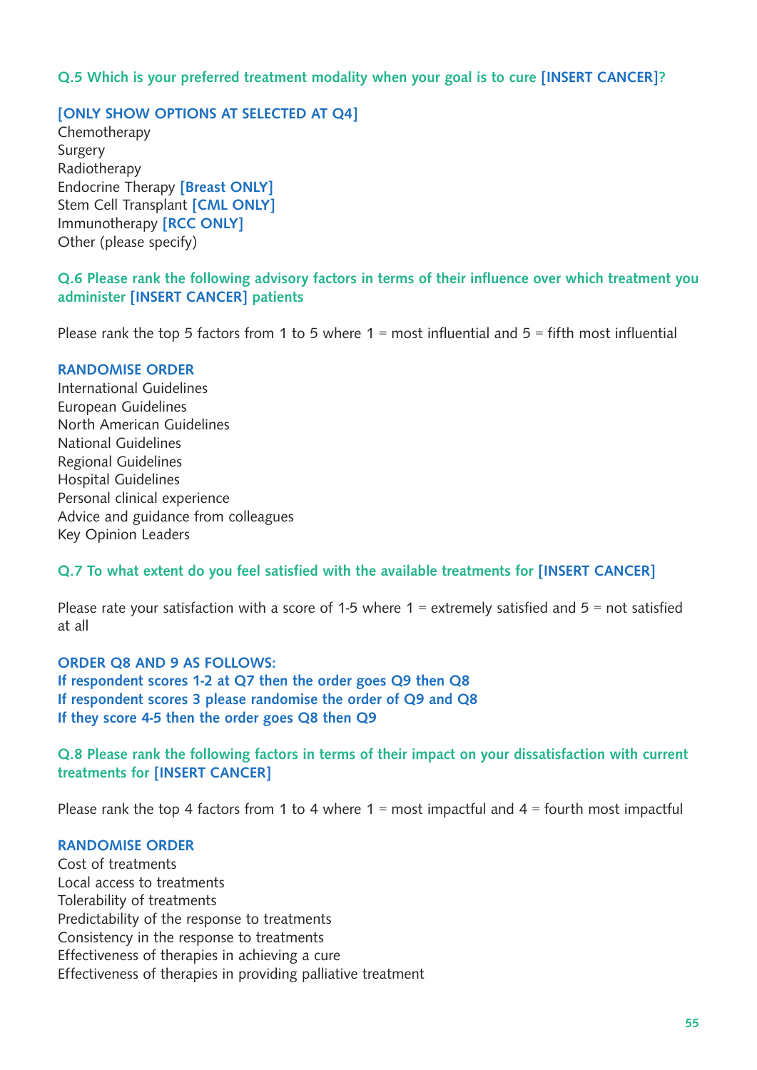**Q.5 Which is your preferred treatment modality when your goal is to cure [INSERT CANCER]?**

**[ONLY SHOW OPTIONS AT SELECTED AT Q4]**

Chemotherapy
Surgery
Radiotherapy
Endocrine Therapy **[Breast ONLY]**
Stem Cell Transplant **[CML ONLY]**
Immunotherapy **[RCC ONLY]**
Other (please specify)

**Q.6 Please rank the following advisory factors in terms of their influence over which treatment you administer [INSERT CANCER] patients**

Please rank the top 5 factors from 1 to 5 where 1 = most influential and 5 = fifth most influential

**RANDOMISE ORDER**

International Guidelines
European Guidelines
North American Guidelines
National Guidelines
Regional Guidelines
Hospital Guidelines
Personal clinical experience
Advice and guidance from colleagues
Key Opinion Leaders

**Q.7 To what extent do you feel satisfied with the available treatments for [INSERT CANCER]**

Please rate your satisfaction with a score of 1-5 where 1 = extremely satisfied and 5 = not satisfied at all

**ORDER Q8 AND 9 AS FOLLOWS:**
**If respondent scores 1-2 at Q7 then the order goes Q9 then Q8**
**If respondent scores 3 please randomise the order of Q9 and Q8**
**If they score 4-5 then the order goes Q8 then Q9**

**Q.8 Please rank the following factors in terms of their impact on your dissatisfaction with current treatments for [INSERT CANCER]**

Please rank the top 4 factors from 1 to 4 where 1 = most impactful and 4 = fourth most impactful

**RANDOMISE ORDER**

Cost of treatments
Local access to treatments
Tolerability of treatments
Predictability of the response to treatments
Consistency in the response to treatments
Effectiveness of therapies in achieving a cure
Effectiveness of therapies in providing palliative treatment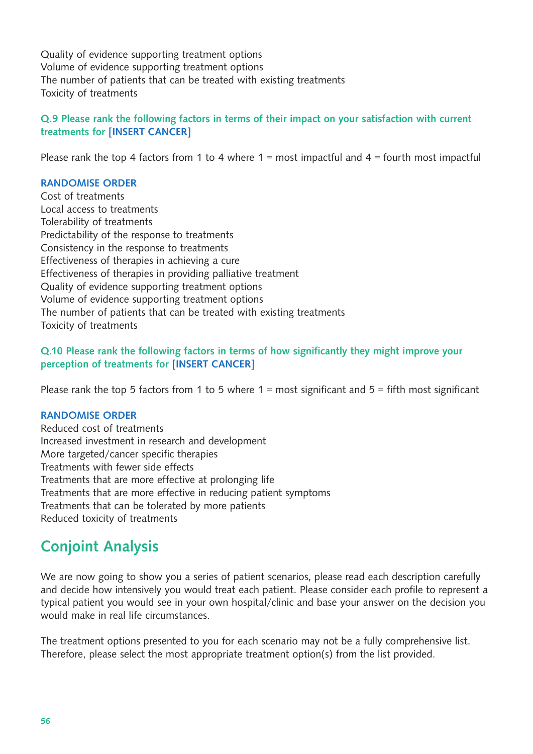Quality of evidence supporting treatment options
Volume of evidence supporting treatment options
The number of patients that can be treated with existing treatments
Toxicity of treatments

**Q.9 Please rank the following factors in terms of their impact on your satisfaction with current treatments for [INSERT CANCER]**

Please rank the top 4 factors from 1 to 4 where 1 = most impactful and 4 = fourth most impactful

**RANDOMISE ORDER**
Cost of treatments
Local access to treatments
Tolerability of treatments
Predictability of the response to treatments
Consistency in the response to treatments
Effectiveness of therapies in achieving a cure
Effectiveness of therapies in providing palliative treatment
Quality of evidence supporting treatment options
Volume of evidence supporting treatment options
The number of patients that can be treated with existing treatments
Toxicity of treatments

**Q.10 Please rank the following factors in terms of how significantly they might improve your perception of treatments for [INSERT CANCER]**

Please rank the top 5 factors from 1 to 5 where 1 = most significant and 5 = fifth most significant

**RANDOMISE ORDER**
Reduced cost of treatments
Increased investment in research and development
More targeted/cancer specific therapies
Treatments with fewer side effects
Treatments that are more effective at prolonging life
Treatments that are more effective in reducing patient symptoms
Treatments that can be tolerated by more patients
Reduced toxicity of treatments

## Conjoint Analysis

We are now going to show you a series of patient scenarios, please read each description carefully and decide how intensively you would treat each patient. Please consider each profile to represent a typical patient you would see in your own hospital/clinic and base your answer on the decision you would make in real life circumstances.

The treatment options presented to you for each scenario may not be a fully comprehensive list. Therefore, please select the most appropriate treatment option(s) from the list provided.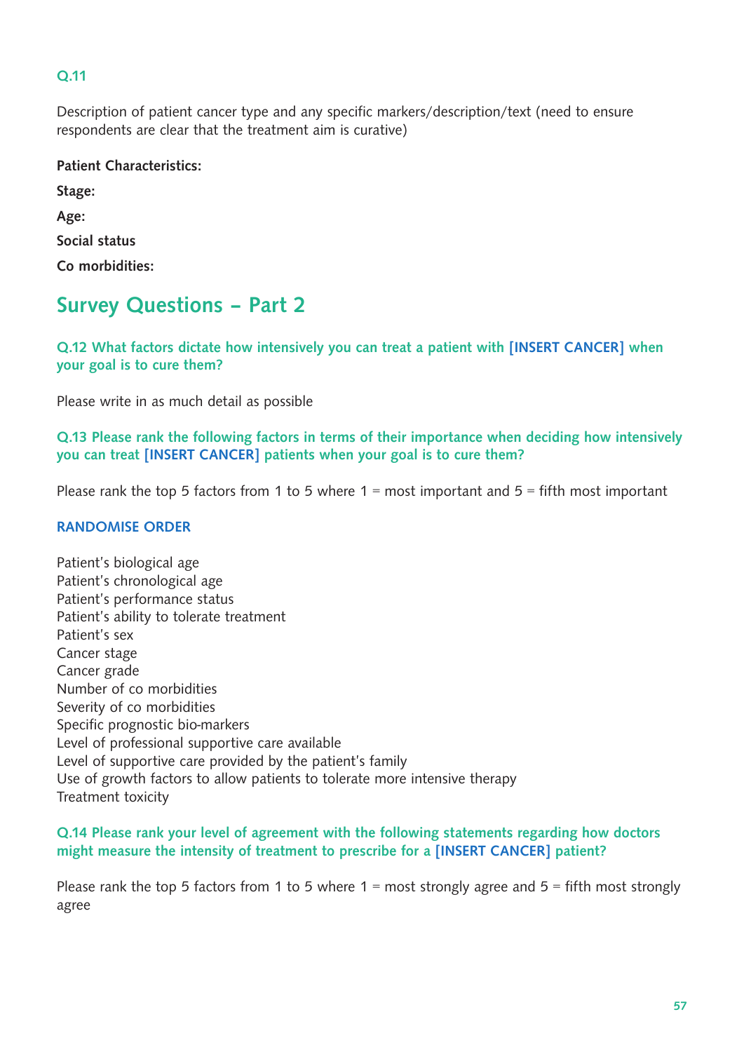**Q.11**

Description of patient cancer type and any specific markers/description/text (need to ensure respondents are clear that the treatment aim is curative)

**Patient Characteristics:**

**Stage:**

**Age:**

**Social status**

**Co morbidities:**

## Survey Questions – Part 2

**Q.12 What factors dictate how intensively you can treat a patient with [INSERT CANCER] when your goal is to cure them?**

Please write in as much detail as possible

**Q.13 Please rank the following factors in terms of their importance when deciding how intensively you can treat [INSERT CANCER] patients when your goal is to cure them?**

Please rank the top 5 factors from 1 to 5 where 1 = most important and 5 = fifth most important

**RANDOMISE ORDER**

Patient's biological age
Patient's chronological age
Patient's performance status
Patient's ability to tolerate treatment
Patient's sex
Cancer stage
Cancer grade
Number of co morbidities
Severity of co morbidities
Specific prognostic bio-markers
Level of professional supportive care available
Level of supportive care provided by the patient's family
Use of growth factors to allow patients to tolerate more intensive therapy
Treatment toxicity

**Q.14 Please rank your level of agreement with the following statements regarding how doctors might measure the intensity of treatment to prescribe for a [INSERT CANCER] patient?**

Please rank the top 5 factors from 1 to 5 where 1 = most strongly agree and 5 = fifth most strongly agree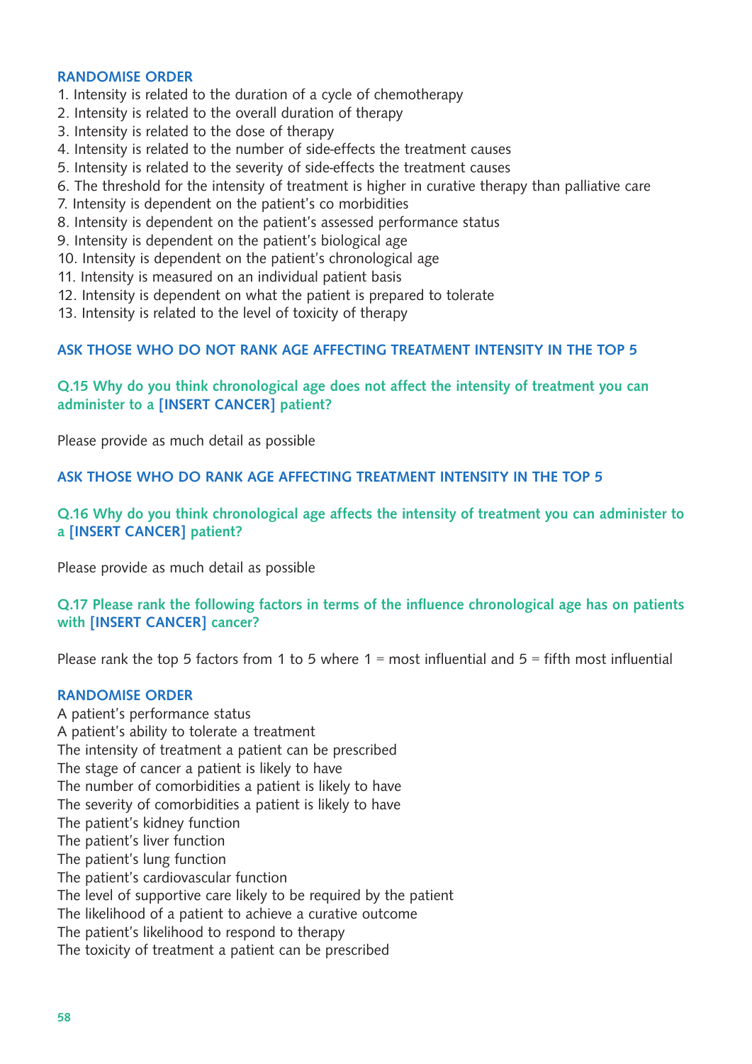**RANDOMISE ORDER**

1. Intensity is related to the duration of a cycle of chemotherapy
2. Intensity is related to the overall duration of therapy
3. Intensity is related to the dose of therapy
4. Intensity is related to the number of side-effects the treatment causes
5. Intensity is related to the severity of side-effects the treatment causes
6. The threshold for the intensity of treatment is higher in curative therapy than palliative care
7. Intensity is dependent on the patient's co morbidities
8. Intensity is dependent on the patient's assessed performance status
9. Intensity is dependent on the patient's biological age
10. Intensity is dependent on the patient's chronological age
11. Intensity is measured on an individual patient basis
12. Intensity is dependent on what the patient is prepared to tolerate
13. Intensity is related to the level of toxicity of therapy

**ASK THOSE WHO DO NOT RANK AGE AFFECTING TREATMENT INTENSITY IN THE TOP 5**

**Q.15 Why do you think chronological age does not affect the intensity of treatment you can administer to a [INSERT CANCER] patient?**

Please provide as much detail as possible

**ASK THOSE WHO DO RANK AGE AFFECTING TREATMENT INTENSITY IN THE TOP 5**

**Q.16 Why do you think chronological age affects the intensity of treatment you can administer to a [INSERT CANCER] patient?**

Please provide as much detail as possible

**Q.17 Please rank the following factors in terms of the influence chronological age has on patients with [INSERT CANCER] cancer?**

Please rank the top 5 factors from 1 to 5 where 1 = most influential and 5 = fifth most influential

**RANDOMISE ORDER**

A patient's performance status
A patient's ability to tolerate a treatment
The intensity of treatment a patient can be prescribed
The stage of cancer a patient is likely to have
The number of comorbidities a patient is likely to have
The severity of comorbidities a patient is likely to have
The patient's kidney function
The patient's liver function
The patient's lung function
The patient's cardiovascular function
The level of supportive care likely to be required by the patient
The likelihood of a patient to achieve a curative outcome
The patient's likelihood to respond to therapy
The toxicity of treatment a patient can be prescribed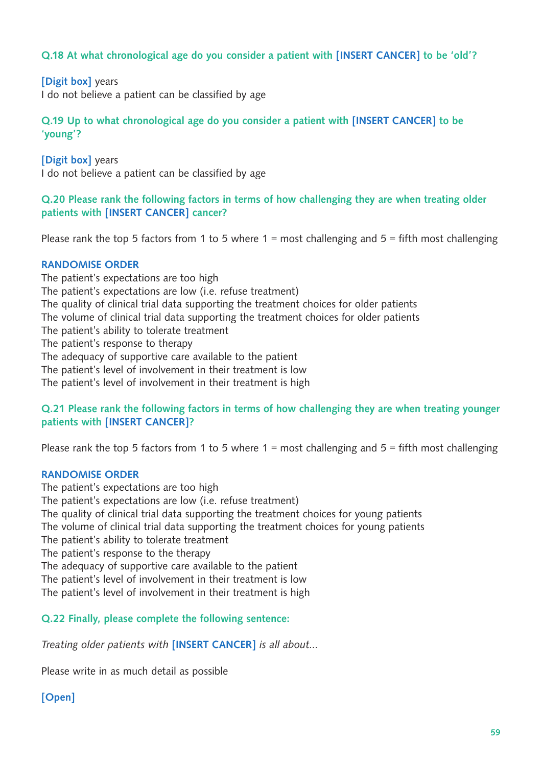**Q.18 At what chronological age do you consider a patient with [INSERT CANCER] to be 'old'?**

**[Digit box]** years
I do not believe a patient can be classified by age

**Q.19 Up to what chronological age do you consider a patient with [INSERT CANCER] to be 'young'?**

**[Digit box]** years
I do not believe a patient can be classified by age

**Q.20 Please rank the following factors in terms of how challenging they are when treating older patients with [INSERT CANCER] cancer?**

Please rank the top 5 factors from 1 to 5 where 1 = most challenging and 5 = fifth most challenging

**RANDOMISE ORDER**
The patient's expectations are too high
The patient's expectations are low (i.e. refuse treatment)
The quality of clinical trial data supporting the treatment choices for older patients
The volume of clinical trial data supporting the treatment choices for older patients
The patient's ability to tolerate treatment
The patient's response to therapy
The adequacy of supportive care available to the patient
The patient's level of involvement in their treatment is low
The patient's level of involvement in their treatment is high

**Q.21 Please rank the following factors in terms of how challenging they are when treating younger patients with [INSERT CANCER]?**

Please rank the top 5 factors from 1 to 5 where 1 = most challenging and 5 = fifth most challenging

**RANDOMISE ORDER**
The patient's expectations are too high
The patient's expectations are low (i.e. refuse treatment)
The quality of clinical trial data supporting the treatment choices for young patients
The volume of clinical trial data supporting the treatment choices for young patients
The patient's ability to tolerate treatment
The patient's response to the therapy
The adequacy of supportive care available to the patient
The patient's level of involvement in their treatment is low
The patient's level of involvement in their treatment is high

**Q.22 Finally, please complete the following sentence:**

*Treating older patients with* **[INSERT CANCER]** *is all about...*

Please write in as much detail as possible

**[Open]**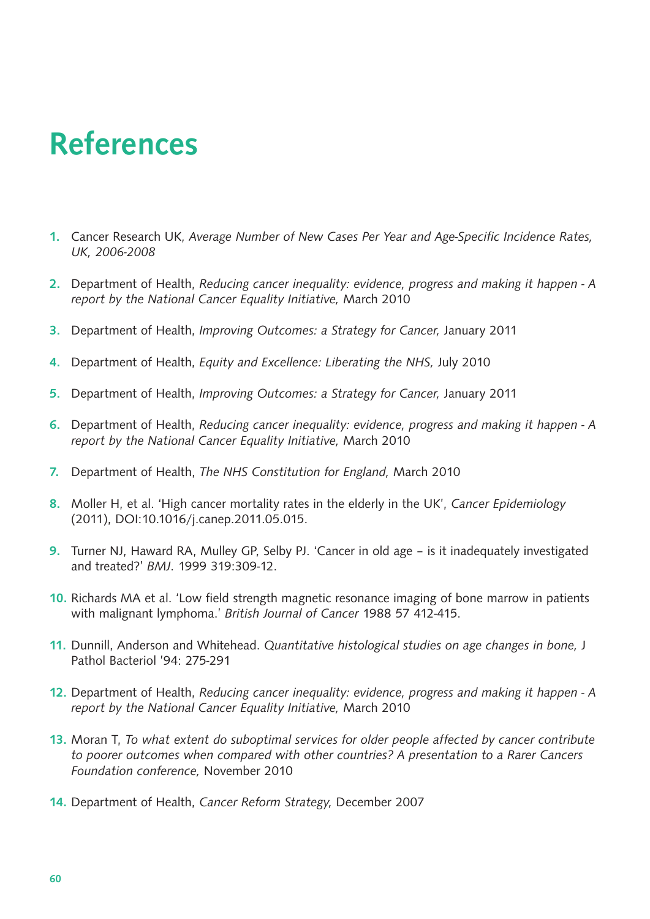# References

1. Cancer Research UK, *Average Number of New Cases Per Year and Age-Specific Incidence Rates, UK, 2006-2008*

2. Department of Health, *Reducing cancer inequality: evidence, progress and making it happen - A report by the National Cancer Equality Initiative,* March 2010

3. Department of Health, *Improving Outcomes: a Strategy for Cancer,* January 2011

4. Department of Health, *Equity and Excellence: Liberating the NHS,* July 2010

5. Department of Health, *Improving Outcomes: a Strategy for Cancer,* January 2011

6. Department of Health, *Reducing cancer inequality: evidence, progress and making it happen - A report by the National Cancer Equality Initiative,* March 2010

7. Department of Health, *The NHS Constitution for England,* March 2010

8. Moller H, et al. 'High cancer mortality rates in the elderly in the UK', *Cancer Epidemiology* (2011), DOI:10.1016/j.canep.2011.05.015.

9. Turner NJ, Haward RA, Mulley GP, Selby PJ. 'Cancer in old age – is it inadequately investigated and treated?' *BMJ*. 1999 319:309-12.

10. Richards MA et al. 'Low field strength magnetic resonance imaging of bone marrow in patients with malignant lymphoma.' *British Journal of Cancer* 1988 57 412-415.

11. Dunnill, Anderson and Whitehead. *Quantitative histological studies on age changes in bone,* J Pathol Bacteriol '94: 275-291

12. Department of Health, *Reducing cancer inequality: evidence, progress and making it happen - A report by the National Cancer Equality Initiative,* March 2010

13. Moran T, *To what extent do suboptimal services for older people affected by cancer contribute to poorer outcomes when compared with other countries? A presentation to a Rarer Cancers Foundation conference,* November 2010

14. Department of Health, *Cancer Reform Strategy,* December 2007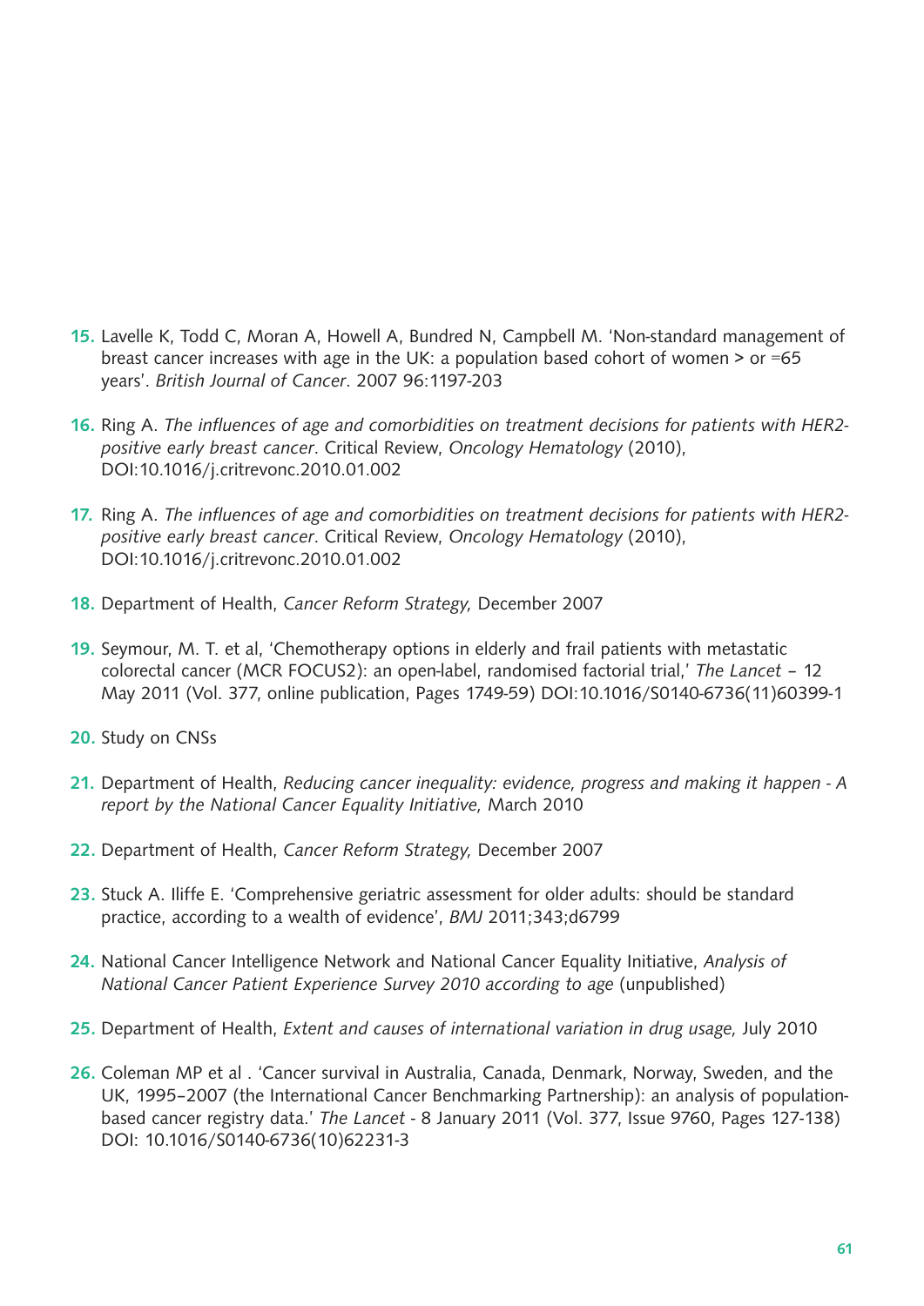15. Lavelle K, Todd C, Moran A, Howell A, Bundred N, Campbell M. 'Non-standard management of breast cancer increases with age in the UK: a population based cohort of women > or =65 years'. *British Journal of Cancer*. 2007 96:1197-203

16. Ring A. *The influences of age and comorbidities on treatment decisions for patients with HER2-positive early breast cancer*. Critical Review, *Oncology Hematology* (2010), DOI:10.1016/j.critrevonc.2010.01.002

17. Ring A. *The influences of age and comorbidities on treatment decisions for patients with HER2-positive early breast cancer*. Critical Review, *Oncology Hematology* (2010), DOI:10.1016/j.critrevonc.2010.01.002

18. Department of Health, *Cancer Reform Strategy,* December 2007

19. Seymour, M. T. et al, 'Chemotherapy options in elderly and frail patients with metastatic colorectal cancer (MCR FOCUS2): an open-label, randomised factorial trial,' *The Lancet* – 12 May 2011 (Vol. 377, online publication, Pages 1749-59) DOI:10.1016/S0140-6736(11)60399-1

20. Study on CNSs

21. Department of Health, *Reducing cancer inequality: evidence, progress and making it happen - A report by the National Cancer Equality Initiative,* March 2010

22. Department of Health, *Cancer Reform Strategy,* December 2007

23. Stuck A. Iliffe E. 'Comprehensive geriatric assessment for older adults: should be standard practice, according to a wealth of evidence', *BMJ* 2011;343;d6799

24. National Cancer Intelligence Network and National Cancer Equality Initiative, *Analysis of National Cancer Patient Experience Survey 2010 according to age* (unpublished)

25. Department of Health, *Extent and causes of international variation in drug usage,* July 2010

26. Coleman MP et al . 'Cancer survival in Australia, Canada, Denmark, Norway, Sweden, and the UK, 1995–2007 (the International Cancer Benchmarking Partnership): an analysis of population-based cancer registry data.' *The Lancet* - 8 January 2011 (Vol. 377, Issue 9760, Pages 127-138) DOI: 10.1016/S0140-6736(10)62231-3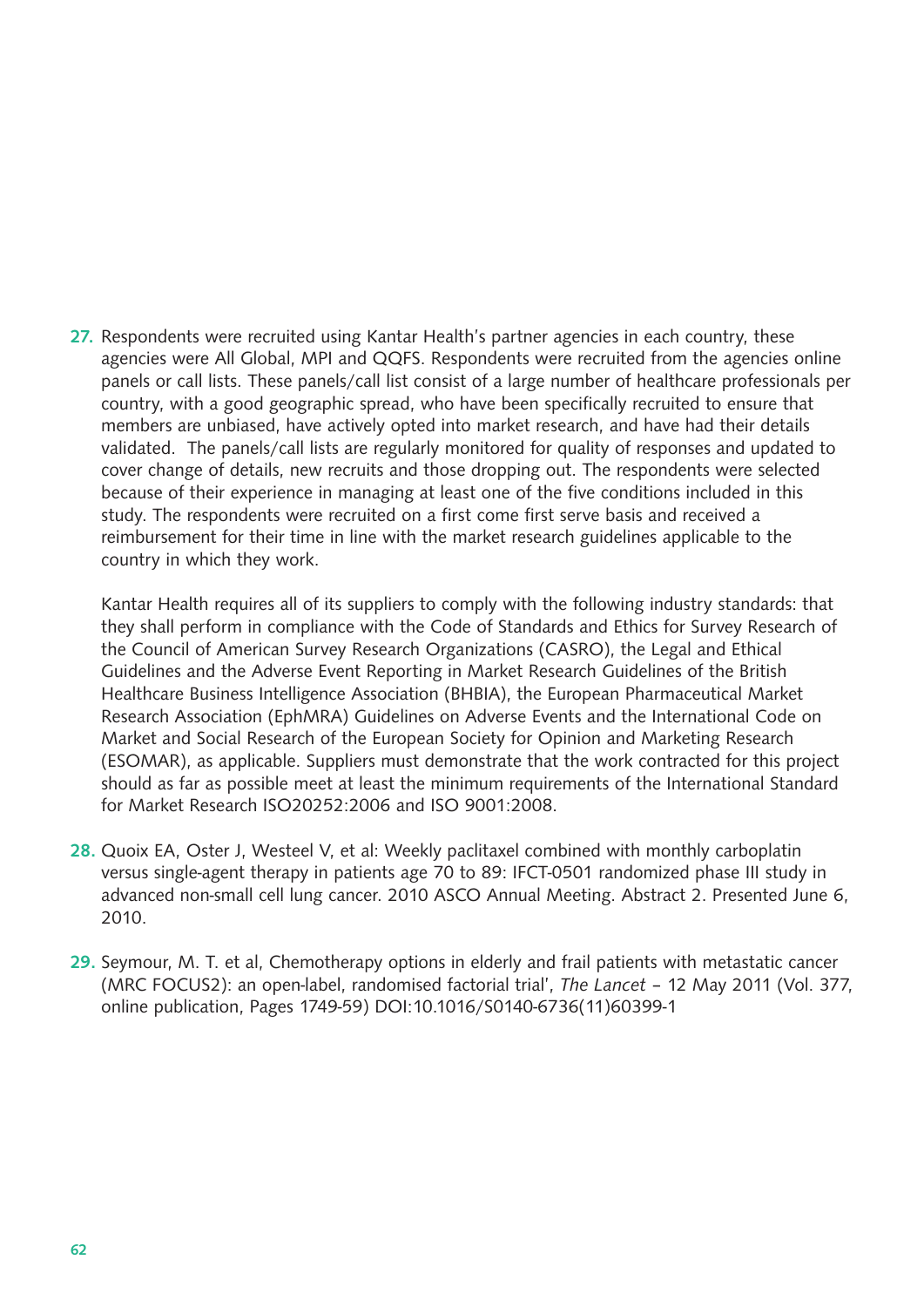27. Respondents were recruited using Kantar Health's partner agencies in each country, these agencies were All Global, MPI and QQFS. Respondents were recruited from the agencies online panels or call lists. These panels/call list consist of a large number of healthcare professionals per country, with a good geographic spread, who have been specifically recruited to ensure that members are unbiased, have actively opted into market research, and have had their details validated. The panels/call lists are regularly monitored for quality of responses and updated to cover change of details, new recruits and those dropping out. The respondents were selected because of their experience in managing at least one of the five conditions included in this study. The respondents were recruited on a first come first serve basis and received a reimbursement for their time in line with the market research guidelines applicable to the country in which they work.

    Kantar Health requires all of its suppliers to comply with the following industry standards: that they shall perform in compliance with the Code of Standards and Ethics for Survey Research of the Council of American Survey Research Organizations (CASRO), the Legal and Ethical Guidelines and the Adverse Event Reporting in Market Research Guidelines of the British Healthcare Business Intelligence Association (BHBIA), the European Pharmaceutical Market Research Association (EphMRA) Guidelines on Adverse Events and the International Code on Market and Social Research of the European Society for Opinion and Marketing Research (ESOMAR), as applicable. Suppliers must demonstrate that the work contracted for this project should as far as possible meet at least the minimum requirements of the International Standard for Market Research ISO20252:2006 and ISO 9001:2008.

28. Quoix EA, Oster J, Westeel V, et al: Weekly paclitaxel combined with monthly carboplatin versus single-agent therapy in patients age 70 to 89: IFCT-0501 randomized phase III study in advanced non-small cell lung cancer. 2010 ASCO Annual Meeting. Abstract 2. Presented June 6, 2010.

29. Seymour, M. T. et al, Chemotherapy options in elderly and frail patients with metastatic cancer (MRC FOCUS2): an open-label, randomised factorial trial', *The Lancet* – 12 May 2011 (Vol. 377, online publication, Pages 1749-59) DOI:10.1016/S0140-6736(11)60399-1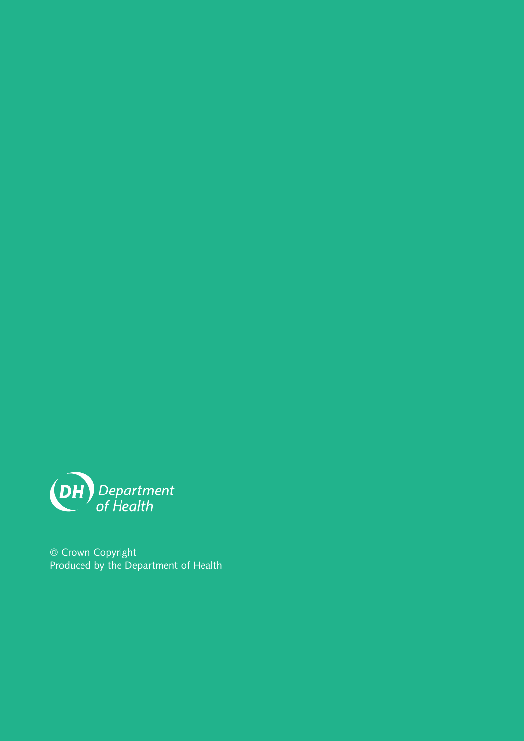DH Department of Health

© Crown Copyright
Produced by the Department of Health